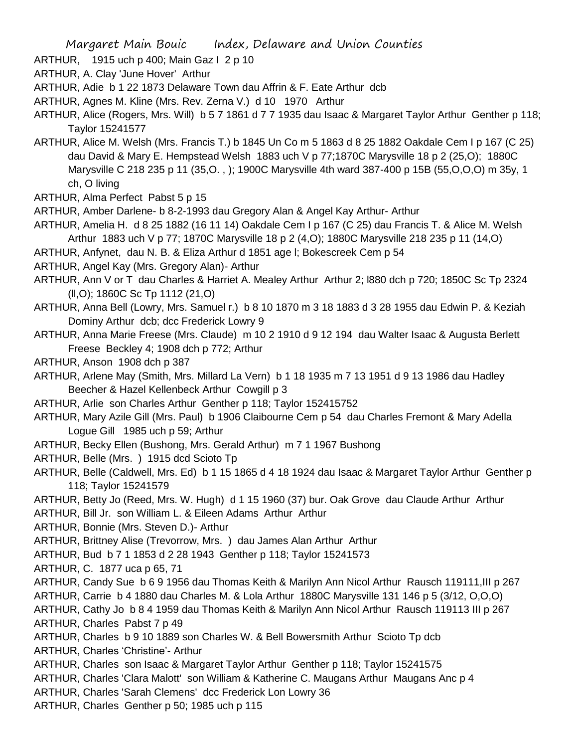ARTHUR, 1915 uch p 400; Main Gaz I 2 p 10

ARTHUR, A. Clay 'June Hover' Arthur

ARTHUR, Adie b 1 22 1873 Delaware Town dau Affrin & F. Eate Arthur dcb

ARTHUR, Agnes M. Kline (Mrs. Rev. Zerna V.) d 10 1970 Arthur

ARTHUR, Alice (Rogers, Mrs. Will) b 5 7 1861 d 7 7 1935 dau Isaac & Margaret Taylor Arthur Genther p 118; Taylor 15241577

ARTHUR, Alice M. Welsh (Mrs. Francis T.) b 1845 Un Co m 5 1863 d 8 25 1882 Oakdale Cem I p 167 (C 25) dau David & Mary E. Hempstead Welsh 1883 uch V p 77;1870C Marysville 18 p 2 (25,O); 1880C Marysville C 218 235 p 11 (35,O. , ); 1900C Marysville 4th ward 387-400 p 15B (55,O,O,O) m 35y, 1 ch, O living

ARTHUR, Alma Perfect Pabst 5 p 15

ARTHUR, Amber Darlene- b 8-2-1993 dau Gregory Alan & Angel Kay Arthur- Arthur

ARTHUR, Amelia H. d 8 25 1882 (16 11 14) Oakdale Cem I p 167 (C 25) dau Francis T. & Alice M. Welsh Arthur 1883 uch V p 77; 1870C Marysville 18 p 2 (4,O); 1880C Marysville 218 235 p 11 (14,O)

ARTHUR, Anfynet, dau N. B. & Eliza Arthur d 1851 age l; Bokescreek Cem p 54

ARTHUR, Angel Kay (Mrs. Gregory Alan)- Arthur

ARTHUR, Ann V or T dau Charles & Harriet A. Mealey Arthur Arthur 2; l880 dch p 720; 1850C Sc Tp 2324 (ll,O); 1860C Sc Tp 1112 (21,O)

ARTHUR, Anna Bell (Lowry, Mrs. Samuel r.) b 8 10 1870 m 3 18 1883 d 3 28 1955 dau Edwin P. & Keziah Dominy Arthur dcb; dcc Frederick Lowry 9

ARTHUR, Anna Marie Freese (Mrs. Claude) m 10 2 1910 d 9 12 194 dau Walter Isaac & Augusta Berlett Freese Beckley 4; 1908 dch p 772; Arthur

ARTHUR, Anson 1908 dch p 387

ARTHUR, Arlene May (Smith, Mrs. Millard La Vern) b 1 18 1935 m 7 13 1951 d 9 13 1986 dau Hadley Beecher & Hazel Kellenbeck Arthur Cowgill p 3

ARTHUR, Arlie son Charles Arthur Genther p 118; Taylor 152415752

ARTHUR, Mary Azile Gill (Mrs. Paul) b 1906 Claibourne Cem p 54 dau Charles Fremont & Mary Adella Logue Gill 1985 uch p 59; Arthur

ARTHUR, Becky Ellen (Bushong, Mrs. Gerald Arthur) m 7 1 1967 Bushong

ARTHUR, Belle (Mrs. ) 1915 dcd Scioto Tp

ARTHUR, Belle (Caldwell, Mrs. Ed) b 1 15 1865 d 4 18 1924 dau Isaac & Margaret Taylor Arthur Genther p 118; Taylor 15241579

ARTHUR, Betty Jo (Reed, Mrs. W. Hugh) d 1 15 1960 (37) bur. Oak Grove dau Claude Arthur Arthur

ARTHUR, Bill Jr. son William L. & Eileen Adams Arthur Arthur

ARTHUR, Bonnie (Mrs. Steven D.)- Arthur

ARTHUR, Brittney Alise (Trevorrow, Mrs. ) dau James Alan Arthur Arthur

ARTHUR, Bud b 7 1 1853 d 2 28 1943 Genther p 118; Taylor 15241573

ARTHUR, C. 1877 uca p 65, 71

ARTHUR, Candy Sue b 6 9 1956 dau Thomas Keith & Marilyn Ann Nicol Arthur Rausch 119111,III p 267

ARTHUR, Carrie b 4 1880 dau Charles M. & Lola Arthur 1880C Marysville 131 146 p 5 (3/12, O,O,O)

ARTHUR, Cathy Jo b 8 4 1959 dau Thomas Keith & Marilyn Ann Nicol Arthur Rausch 119113 III p 267

ARTHUR, Charles Pabst 7 p 49

ARTHUR, Charles b 9 10 1889 son Charles W. & Bell Bowersmith Arthur Scioto Tp dcb

ARTHUR, Charles 'Christine'- Arthur

ARTHUR, Charles son Isaac & Margaret Taylor Arthur Genther p 118; Taylor 15241575

ARTHUR, Charles 'Clara Malott' son William & Katherine C. Maugans Arthur Maugans Anc p 4

ARTHUR, Charles 'Sarah Clemens' dcc Frederick Lon Lowry 36

ARTHUR, Charles Genther p 50; 1985 uch p 115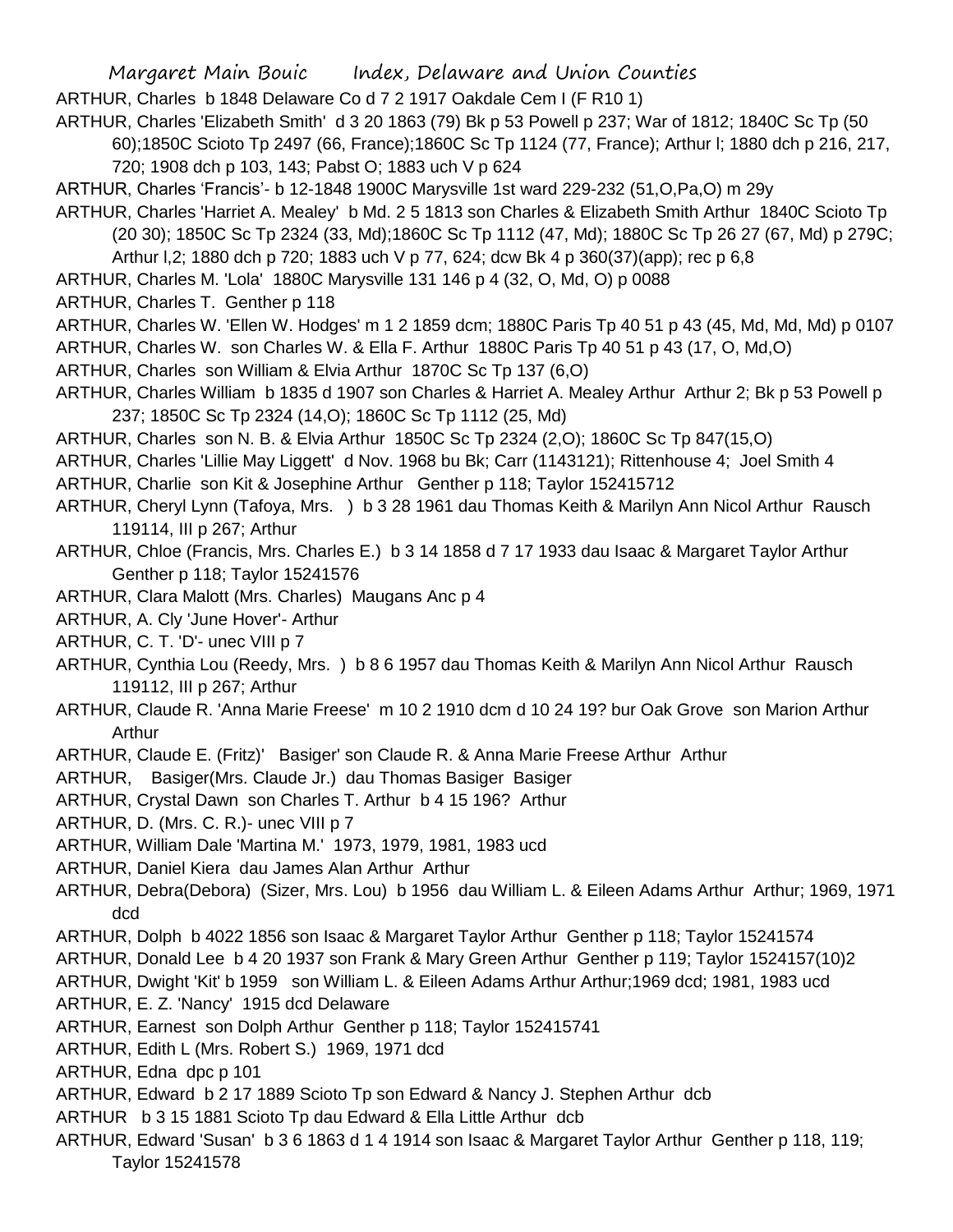ARTHUR, Charles b 1848 Delaware Co d 7 2 1917 Oakdale Cem I (F R10 1)

ARTHUR, Charles 'Elizabeth Smith' d 3 20 1863 (79) Bk p 53 Powell p 237; War of 1812; 1840C Sc Tp (50 60);1850C Scioto Tp 2497 (66, France);1860C Sc Tp 1124 (77, France); Arthur l; 1880 dch p 216, 217, 720; 1908 dch p 103, 143; Pabst O; 1883 uch V p 624

ARTHUR, Charles 'Francis'- b 12-1848 1900C Marysville 1st ward 229-232 (51,O,Pa,O) m 29y

ARTHUR, Charles 'Harriet A. Mealey' b Md. 2 5 1813 son Charles & Elizabeth Smith Arthur 1840C Scioto Tp (20 30); 1850C Sc Tp 2324 (33, Md);1860C Sc Tp 1112 (47, Md); 1880C Sc Tp 26 27 (67, Md) p 279C; Arthur l,2; 1880 dch p 720; 1883 uch V p 77, 624; dcw Bk 4 p 360(37)(app); rec p 6,8

ARTHUR, Charles M. 'Lola' 1880C Marysville 131 146 p 4 (32, O, Md, O) p 0088

ARTHUR, Charles T. Genther p 118

ARTHUR, Charles W. 'Ellen W. Hodges' m 1 2 1859 dcm; 1880C Paris Tp 40 51 p 43 (45, Md, Md, Md) p 0107

ARTHUR, Charles W. son Charles W. & Ella F. Arthur 1880C Paris Tp 40 51 p 43 (17, O, Md,O)

ARTHUR, Charles son William & Elvia Arthur 1870C Sc Tp 137 (6,O)

ARTHUR, Charles William b 1835 d 1907 son Charles & Harriet A. Mealey Arthur Arthur 2; Bk p 53 Powell p 237; 1850C Sc Tp 2324 (14,O); 1860C Sc Tp 1112 (25, Md)

ARTHUR, Charles son N. B. & Elvia Arthur 1850C Sc Tp 2324 (2,O); 1860C Sc Tp 847(15,O)

ARTHUR, Charles 'Lillie May Liggett' d Nov. 1968 bu Bk; Carr (1143121); Rittenhouse 4; Joel Smith 4

ARTHUR, Charlie son Kit & Josephine Arthur Genther p 118; Taylor 152415712

ARTHUR, Cheryl Lynn (Tafoya, Mrs. ) b 3 28 1961 dau Thomas Keith & Marilyn Ann Nicol Arthur Rausch 119114, III p 267; Arthur

ARTHUR, Chloe (Francis, Mrs. Charles E.) b 3 14 1858 d 7 17 1933 dau Isaac & Margaret Taylor Arthur Genther p 118; Taylor 15241576

ARTHUR, Clara Malott (Mrs. Charles) Maugans Anc p 4

ARTHUR, A. Cly 'June Hover'- Arthur

ARTHUR, C. T. 'D'- unec VIII p 7

ARTHUR, Cynthia Lou (Reedy, Mrs. ) b 8 6 1957 dau Thomas Keith & Marilyn Ann Nicol Arthur Rausch 119112, III p 267; Arthur

ARTHUR, Claude R. 'Anna Marie Freese' m 10 2 1910 dcm d 10 24 19? bur Oak Grove son Marion Arthur Arthur

ARTHUR, Claude E. (Fritz)' Basiger' son Claude R. & Anna Marie Freese Arthur Arthur

ARTHUR, Basiger(Mrs. Claude Jr.) dau Thomas Basiger Basiger

ARTHUR, Crystal Dawn son Charles T. Arthur b 4 15 196? Arthur

ARTHUR, D. (Mrs. C. R.)- unec VIII p 7

ARTHUR, William Dale 'Martina M.' 1973, 1979, 1981, 1983 ucd

ARTHUR, Daniel Kiera dau James Alan Arthur Arthur

ARTHUR, Debra(Debora) (Sizer, Mrs. Lou) b 1956 dau William L. & Eileen Adams Arthur Arthur; 1969, 1971 dcd

ARTHUR, Dolph b 4022 1856 son Isaac & Margaret Taylor Arthur Genther p 118; Taylor 15241574

ARTHUR, Donald Lee b 4 20 1937 son Frank & Mary Green Arthur Genther p 119; Taylor 1524157(10)2

ARTHUR, Dwight 'Kit' b 1959 son William L. & Eileen Adams Arthur Arthur;1969 dcd; 1981, 1983 ucd

ARTHUR, E. Z. 'Nancy' 1915 dcd Delaware

ARTHUR, Earnest son Dolph Arthur Genther p 118; Taylor 152415741

ARTHUR, Edith L (Mrs. Robert S.) 1969, 1971 dcd

ARTHUR, Edna dpc p 101

ARTHUR, Edward b 2 17 1889 Scioto Tp son Edward & Nancy J. Stephen Arthur dcb

ARTHUR b 3 15 1881 Scioto Tp dau Edward & Ella Little Arthur dcb

ARTHUR, Edward 'Susan' b 3 6 1863 d 1 4 1914 son Isaac & Margaret Taylor Arthur Genther p 118, 119; Taylor 15241578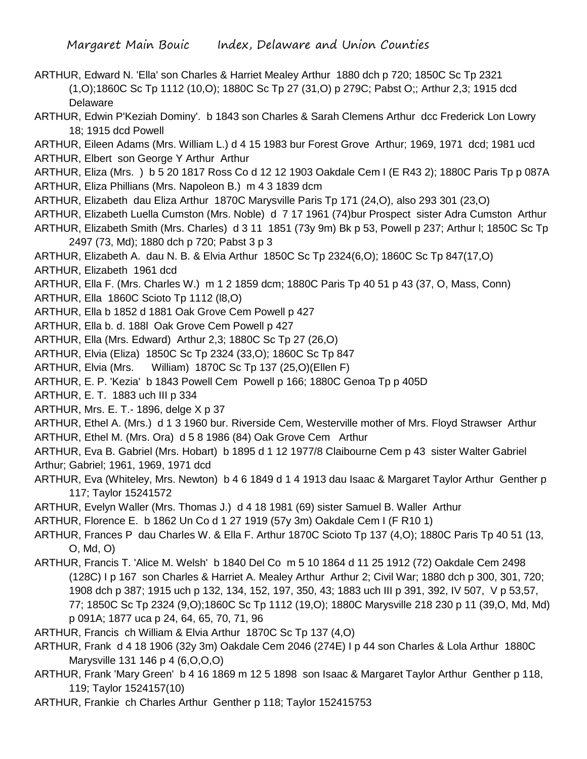ARTHUR, Edward N. 'Ella' son Charles & Harriet Mealey Arthur 1880 dch p 720; 1850C Sc Tp 2321 (1,O);1860C Sc Tp 1112 (10,O); 1880C Sc Tp 27 (31,O) p 279C; Pabst O;; Arthur 2,3; 1915 dcd Delaware

ARTHUR, Edwin P'Keziah Dominy'. b 1843 son Charles & Sarah Clemens Arthur dcc Frederick Lon Lowry 18; 1915 dcd Powell

ARTHUR, Eileen Adams (Mrs. William L.) d 4 15 1983 bur Forest Grove Arthur; 1969, 1971 dcd; 1981 ucd

ARTHUR, Elbert son George Y Arthur Arthur

ARTHUR, Eliza (Mrs. ) b 5 20 1817 Ross Co d 12 12 1903 Oakdale Cem I (E R43 2); 1880C Paris Tp p 087A

ARTHUR, Eliza Phillians (Mrs. Napoleon B.) m 4 3 1839 dcm

ARTHUR, Elizabeth dau Eliza Arthur 1870C Marysville Paris Tp 171 (24,O), also 293 301 (23,O)

ARTHUR, Elizabeth Luella Cumston (Mrs. Noble) d 7 17 1961 (74)bur Prospect sister Adra Cumston Arthur

ARTHUR, Elizabeth Smith (Mrs. Charles) d 3 11 1851 (73y 9m) Bk p 53, Powell p 237; Arthur l; 1850C Sc Tp 2497 (73, Md); 1880 dch p 720; Pabst 3 p 3

ARTHUR, Elizabeth A. dau N. B. & Elvia Arthur 1850C Sc Tp 2324(6,O); 1860C Sc Tp 847(17,O)

ARTHUR, Elizabeth 1961 dcd

ARTHUR, Ella F. (Mrs. Charles W.) m 1 2 1859 dcm; 1880C Paris Tp 40 51 p 43 (37, O, Mass, Conn)

ARTHUR, Ella 1860C Scioto Tp 1112 (l8,O)

ARTHUR, Ella b 1852 d 1881 Oak Grove Cem Powell p 427

ARTHUR, Ella b. d. 188l Oak Grove Cem Powell p 427

ARTHUR, Ella (Mrs. Edward) Arthur 2,3; 1880C Sc Tp 27 (26,O)

ARTHUR, Elvia (Eliza) 1850C Sc Tp 2324 (33,O); 1860C Sc Tp 847

ARTHUR, Elvia (Mrs. William) 1870C Sc Tp 137 (25,O)(Ellen F)

ARTHUR, E. P. 'Kezia' b 1843 Powell Cem Powell p 166; 1880C Genoa Tp p 405D

ARTHUR, E. T. 1883 uch III p 334

ARTHUR, Mrs. E. T.- 1896, delge X p 37

ARTHUR, Ethel A. (Mrs.) d 1 3 1960 bur. Riverside Cem, Westerville mother of Mrs. Floyd Strawser Arthur

ARTHUR, Ethel M. (Mrs. Ora) d 5 8 1986 (84) Oak Grove Cem Arthur

ARTHUR, Eva B. Gabriel (Mrs. Hobart) b 1895 d 1 12 1977/8 Claibourne Cem p 43 sister Walter Gabriel Arthur; Gabriel; 1961, 1969, 1971 dcd

ARTHUR, Eva (Whiteley, Mrs. Newton) b 4 6 1849 d 1 4 1913 dau Isaac & Margaret Taylor Arthur Genther p 117; Taylor 15241572

ARTHUR, Evelyn Waller (Mrs. Thomas J.) d 4 18 1981 (69) sister Samuel B. Waller Arthur

ARTHUR, Florence E. b 1862 Un Co d 1 27 1919 (57y 3m) Oakdale Cem I (F R10 1)

ARTHUR, Frances P dau Charles W. & Ella F. Arthur 1870C Scioto Tp 137 (4,O); 1880C Paris Tp 40 51 (13, O, Md, O)

ARTHUR, Francis T. 'Alice M. Welsh' b 1840 Del Co m 5 10 1864 d 11 25 1912 (72) Oakdale Cem 2498 (128C) I p 167 son Charles & Harriet A. Mealey Arthur Arthur 2; Civil War; 1880 dch p 300, 301, 720; 1908 dch p 387; 1915 uch p 132, 134, 152, 197, 350, 43; 1883 uch III p 391, 392, IV 507, V p 53,57, 77; 1850C Sc Tp 2324 (9,O);1860C Sc Tp 1112 (19,O); 1880C Marysville 218 230 p 11 (39,O, Md, Md) p 091A; 1877 uca p 24, 64, 65, 70, 71, 96

ARTHUR, Francis ch William & Elvia Arthur 1870C Sc Tp 137 (4,O)

ARTHUR, Frank d 4 18 1906 (32y 3m) Oakdale Cem 2046 (274E) I p 44 son Charles & Lola Arthur 1880C Marysville 131 146 p 4 (6,O,O,O)

ARTHUR, Frank 'Mary Green' b 4 16 1869 m 12 5 1898 son Isaac & Margaret Taylor Arthur Genther p 118, 119; Taylor 1524157(10)

ARTHUR, Frankie ch Charles Arthur Genther p 118; Taylor 152415753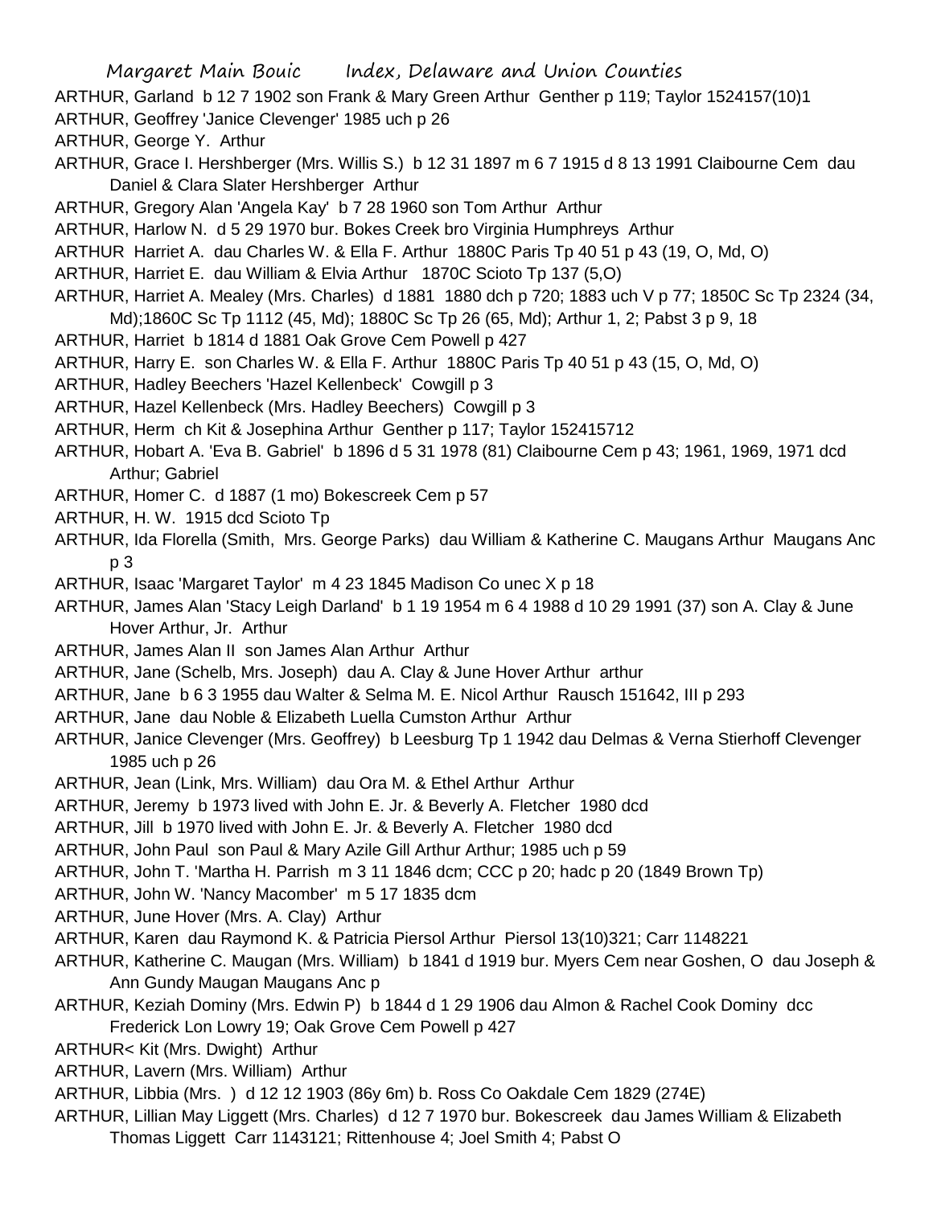ARTHUR, Garland b 12 7 1902 son Frank & Mary Green Arthur Genther p 119; Taylor 1524157(10)1

ARTHUR, Geoffrey 'Janice Clevenger' 1985 uch p 26

ARTHUR, George Y. Arthur

ARTHUR, Grace I. Hershberger (Mrs. Willis S.) b 12 31 1897 m 6 7 1915 d 8 13 1991 Claibourne Cem dau Daniel & Clara Slater Hershberger Arthur

ARTHUR, Gregory Alan 'Angela Kay' b 7 28 1960 son Tom Arthur Arthur

ARTHUR, Harlow N. d 5 29 1970 bur. Bokes Creek bro Virginia Humphreys Arthur

ARTHUR Harriet A. dau Charles W. & Ella F. Arthur 1880C Paris Tp 40 51 p 43 (19, O, Md, O)

ARTHUR, Harriet E. dau William & Elvia Arthur 1870C Scioto Tp 137 (5,O)

ARTHUR, Harriet A. Mealey (Mrs. Charles) d 1881 1880 dch p 720; 1883 uch V p 77; 1850C Sc Tp 2324 (34, Md);1860C Sc Tp 1112 (45, Md); 1880C Sc Tp 26 (65, Md); Arthur 1, 2; Pabst 3 p 9, 18

ARTHUR, Harriet b 1814 d 1881 Oak Grove Cem Powell p 427

ARTHUR, Harry E. son Charles W. & Ella F. Arthur 1880C Paris Tp 40 51 p 43 (15, O, Md, O)

ARTHUR, Hadley Beechers 'Hazel Kellenbeck' Cowgill p 3

ARTHUR, Hazel Kellenbeck (Mrs. Hadley Beechers) Cowgill p 3

ARTHUR, Herm ch Kit & Josephina Arthur Genther p 117; Taylor 152415712

ARTHUR, Hobart A. 'Eva B. Gabriel' b 1896 d 5 31 1978 (81) Claibourne Cem p 43; 1961, 1969, 1971 dcd Arthur; Gabriel

ARTHUR, Homer C. d 1887 (1 mo) Bokescreek Cem p 57

ARTHUR, H. W. 1915 dcd Scioto Tp

ARTHUR, Ida Florella (Smith, Mrs. George Parks) dau William & Katherine C. Maugans Arthur Maugans Anc p 3

ARTHUR, Isaac 'Margaret Taylor' m 4 23 1845 Madison Co unec X p 18

ARTHUR, James Alan 'Stacy Leigh Darland' b 1 19 1954 m 6 4 1988 d 10 29 1991 (37) son A. Clay & June Hover Arthur, Jr. Arthur

ARTHUR, James Alan II son James Alan Arthur Arthur

ARTHUR, Jane (Schelb, Mrs. Joseph) dau A. Clay & June Hover Arthur arthur

ARTHUR, Jane b 6 3 1955 dau Walter & Selma M. E. Nicol Arthur Rausch 151642, III p 293

ARTHUR, Jane dau Noble & Elizabeth Luella Cumston Arthur Arthur

ARTHUR, Janice Clevenger (Mrs. Geoffrey) b Leesburg Tp 1 1942 dau Delmas & Verna Stierhoff Clevenger 1985 uch p 26

ARTHUR, Jean (Link, Mrs. William) dau Ora M. & Ethel Arthur Arthur

ARTHUR, Jeremy b 1973 lived with John E. Jr. & Beverly A. Fletcher 1980 dcd

ARTHUR, Jill b 1970 lived with John E. Jr. & Beverly A. Fletcher 1980 dcd

ARTHUR, John Paul son Paul & Mary Azile Gill Arthur Arthur; 1985 uch p 59

ARTHUR, John T. 'Martha H. Parrish m 3 11 1846 dcm; CCC p 20; hadc p 20 (1849 Brown Tp)

ARTHUR, John W. 'Nancy Macomber' m 5 17 1835 dcm

ARTHUR, June Hover (Mrs. A. Clay) Arthur

ARTHUR, Karen dau Raymond K. & Patricia Piersol Arthur Piersol 13(10)321; Carr 1148221

ARTHUR, Katherine C. Maugan (Mrs. William) b 1841 d 1919 bur. Myers Cem near Goshen, O dau Joseph & Ann Gundy Maugan Maugans Anc p

ARTHUR, Keziah Dominy (Mrs. Edwin P) b 1844 d 1 29 1906 dau Almon & Rachel Cook Dominy dcc Frederick Lon Lowry 19; Oak Grove Cem Powell p 427

ARTHUR< Kit (Mrs. Dwight) Arthur

ARTHUR, Lavern (Mrs. William) Arthur

ARTHUR, Libbia (Mrs. ) d 12 12 1903 (86y 6m) b. Ross Co Oakdale Cem 1829 (274E)

ARTHUR, Lillian May Liggett (Mrs. Charles) d 12 7 1970 bur. Bokescreek dau James William & Elizabeth Thomas Liggett Carr 1143121; Rittenhouse 4; Joel Smith 4; Pabst O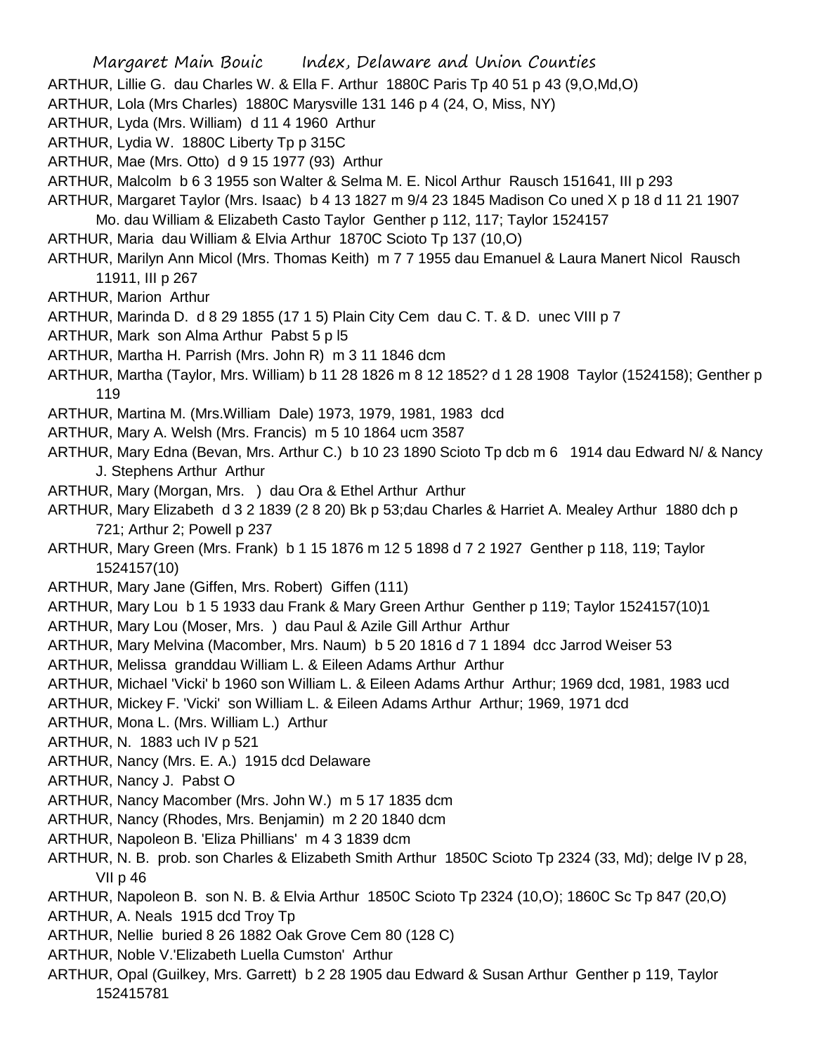ARTHUR, Lillie G. dau Charles W. & Ella F. Arthur 1880C Paris Tp 40 51 p 43 (9,O,Md,O)

ARTHUR, Lola (Mrs Charles) 1880C Marysville 131 146 p 4 (24, O, Miss, NY)

ARTHUR, Lyda (Mrs. William) d 11 4 1960 Arthur

ARTHUR, Lydia W. 1880C Liberty Tp p 315C

ARTHUR, Mae (Mrs. Otto) d 9 15 1977 (93) Arthur

ARTHUR, Malcolm b 6 3 1955 son Walter & Selma M. E. Nicol Arthur Rausch 151641, III p 293

ARTHUR, Margaret Taylor (Mrs. Isaac) b 4 13 1827 m 9/4 23 1845 Madison Co uned X p 18 d 11 21 1907 Mo. dau William & Elizabeth Casto Taylor Genther p 112, 117; Taylor 1524157

ARTHUR, Maria dau William & Elvia Arthur 1870C Scioto Tp 137 (10,O)

ARTHUR, Marilyn Ann Micol (Mrs. Thomas Keith) m 7 7 1955 dau Emanuel & Laura Manert Nicol Rausch 11911, III p 267

ARTHUR, Marion Arthur

ARTHUR, Marinda D. d 8 29 1855 (17 1 5) Plain City Cem dau C. T. & D. unec VIII p 7

ARTHUR, Mark son Alma Arthur Pabst 5 p l5

ARTHUR, Martha H. Parrish (Mrs. John R) m 3 11 1846 dcm

ARTHUR, Martha (Taylor, Mrs. William) b 11 28 1826 m 8 12 1852? d 1 28 1908 Taylor (1524158); Genther p 119

ARTHUR, Martina M. (Mrs.William Dale) 1973, 1979, 1981, 1983 dcd

ARTHUR, Mary A. Welsh (Mrs. Francis) m 5 10 1864 ucm 3587

ARTHUR, Mary Edna (Bevan, Mrs. Arthur C.) b 10 23 1890 Scioto Tp dcb m 6 1914 dau Edward N/ & Nancy J. Stephens Arthur Arthur

ARTHUR, Mary (Morgan, Mrs. ) dau Ora & Ethel Arthur Arthur

ARTHUR, Mary Elizabeth d 3 2 1839 (2 8 20) Bk p 53;dau Charles & Harriet A. Mealey Arthur 1880 dch p 721; Arthur 2; Powell p 237

ARTHUR, Mary Green (Mrs. Frank) b 1 15 1876 m 12 5 1898 d 7 2 1927 Genther p 118, 119; Taylor 1524157(10)

ARTHUR, Mary Jane (Giffen, Mrs. Robert) Giffen (111)

ARTHUR, Mary Lou b 1 5 1933 dau Frank & Mary Green Arthur Genther p 119; Taylor 1524157(10)1

ARTHUR, Mary Lou (Moser, Mrs. ) dau Paul & Azile Gill Arthur Arthur

ARTHUR, Mary Melvina (Macomber, Mrs. Naum) b 5 20 1816 d 7 1 1894 dcc Jarrod Weiser 53

ARTHUR, Melissa granddau William L. & Eileen Adams Arthur Arthur

ARTHUR, Michael 'Vicki' b 1960 son William L. & Eileen Adams Arthur Arthur; 1969 dcd, 1981, 1983 ucd

ARTHUR, Mickey F. 'Vicki' son William L. & Eileen Adams Arthur Arthur; 1969, 1971 dcd

ARTHUR, Mona L. (Mrs. William L.) Arthur

ARTHUR, N. 1883 uch IV p 521

ARTHUR, Nancy (Mrs. E. A.) 1915 dcd Delaware

ARTHUR, Nancy J. Pabst O

ARTHUR, Nancy Macomber (Mrs. John W.) m 5 17 1835 dcm

ARTHUR, Nancy (Rhodes, Mrs. Benjamin) m 2 20 1840 dcm

ARTHUR, Napoleon B. 'Eliza Phillians' m 4 3 1839 dcm

ARTHUR, N. B. prob. son Charles & Elizabeth Smith Arthur 1850C Scioto Tp 2324 (33, Md); delge IV p 28, VII p 46

ARTHUR, Napoleon B. son N. B. & Elvia Arthur 1850C Scioto Tp 2324 (10,O); 1860C Sc Tp 847 (20,O)

ARTHUR, A. Neals 1915 dcd Troy Tp

ARTHUR, Nellie buried 8 26 1882 Oak Grove Cem 80 (128 C)

ARTHUR, Noble V.'Elizabeth Luella Cumston' Arthur

ARTHUR, Opal (Guilkey, Mrs. Garrett) b 2 28 1905 dau Edward & Susan Arthur Genther p 119, Taylor 152415781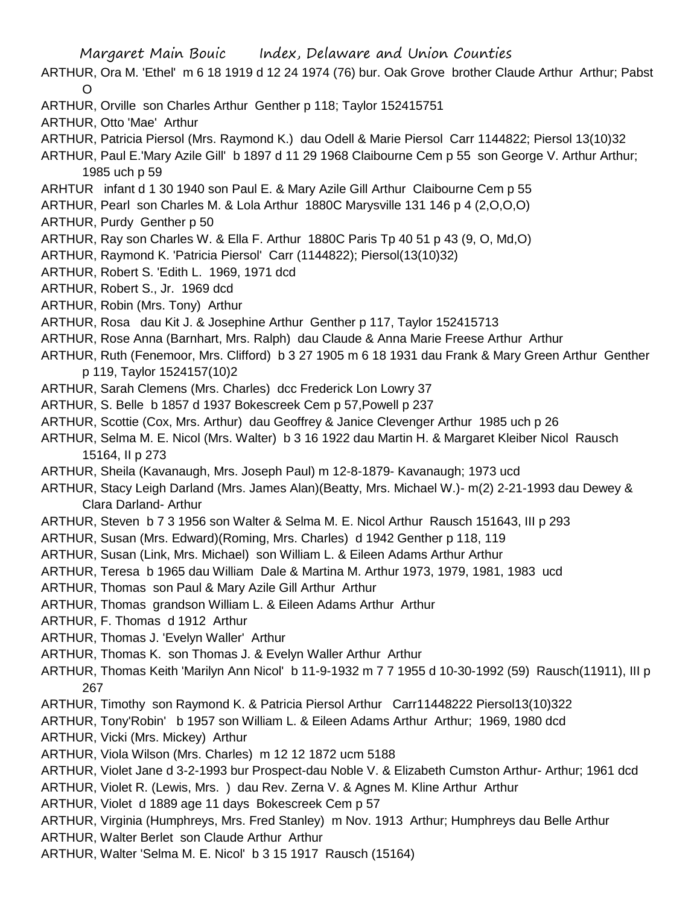ARTHUR, Ora M. 'Ethel' m 6 18 1919 d 12 24 1974 (76) bur. Oak Grove brother Claude Arthur Arthur; Pabst O

ARTHUR, Orville son Charles Arthur Genther p 118; Taylor 152415751

ARTHUR, Otto 'Mae' Arthur

ARTHUR, Patricia Piersol (Mrs. Raymond K.) dau Odell & Marie Piersol Carr 1144822; Piersol 13(10)32

ARTHUR, Paul E.'Mary Azile Gill' b 1897 d 11 29 1968 Claibourne Cem p 55 son George V. Arthur Arthur; 1985 uch p 59

ARHTUR infant d 1 30 1940 son Paul E. & Mary Azile Gill Arthur Claibourne Cem p 55

ARTHUR, Pearl son Charles M. & Lola Arthur 1880C Marysville 131 146 p 4 (2,O,O,O)

ARTHUR, Purdy Genther p 50

ARTHUR, Ray son Charles W. & Ella F. Arthur 1880C Paris Tp 40 51 p 43 (9, O, Md,O)

ARTHUR, Raymond K. 'Patricia Piersol' Carr (1144822); Piersol(13(10)32)

ARTHUR, Robert S. 'Edith L. 1969, 1971 dcd

ARTHUR, Robert S., Jr. 1969 dcd

ARTHUR, Robin (Mrs. Tony) Arthur

ARTHUR, Rosa dau Kit J. & Josephine Arthur Genther p 117, Taylor 152415713

ARTHUR, Rose Anna (Barnhart, Mrs. Ralph) dau Claude & Anna Marie Freese Arthur Arthur

ARTHUR, Ruth (Fenemoor, Mrs. Clifford) b 3 27 1905 m 6 18 1931 dau Frank & Mary Green Arthur Genther p 119, Taylor 1524157(10)2

ARTHUR, Sarah Clemens (Mrs. Charles) dcc Frederick Lon Lowry 37

ARTHUR, S. Belle b 1857 d 1937 Bokescreek Cem p 57,Powell p 237

ARTHUR, Scottie (Cox, Mrs. Arthur) dau Geoffrey & Janice Clevenger Arthur 1985 uch p 26

ARTHUR, Selma M. E. Nicol (Mrs. Walter) b 3 16 1922 dau Martin H. & Margaret Kleiber Nicol Rausch 15164, II p 273

ARTHUR, Sheila (Kavanaugh, Mrs. Joseph Paul) m 12-8-1879- Kavanaugh; 1973 ucd

ARTHUR, Stacy Leigh Darland (Mrs. James Alan)(Beatty, Mrs. Michael W.)- m(2) 2-21-1993 dau Dewey & Clara Darland- Arthur

ARTHUR, Steven b 7 3 1956 son Walter & Selma M. E. Nicol Arthur Rausch 151643, III p 293

ARTHUR, Susan (Mrs. Edward)(Roming, Mrs. Charles) d 1942 Genther p 118, 119

ARTHUR, Susan (Link, Mrs. Michael) son William L. & Eileen Adams Arthur Arthur

ARTHUR, Teresa b 1965 dau William Dale & Martina M. Arthur 1973, 1979, 1981, 1983 ucd

ARTHUR, Thomas son Paul & Mary Azile Gill Arthur Arthur

ARTHUR, Thomas grandson William L. & Eileen Adams Arthur Arthur

ARTHUR, F. Thomas d 1912 Arthur

ARTHUR, Thomas J. 'Evelyn Waller' Arthur

ARTHUR, Thomas K. son Thomas J. & Evelyn Waller Arthur Arthur

ARTHUR, Thomas Keith 'Marilyn Ann Nicol' b 11-9-1932 m 7 7 1955 d 10-30-1992 (59) Rausch(11911), III p 267

ARTHUR, Timothy son Raymond K. & Patricia Piersol Arthur Carr11448222 Piersol13(10)322

ARTHUR, Tony'Robin' b 1957 son William L. & Eileen Adams Arthur Arthur; 1969, 1980 dcd

ARTHUR, Vicki (Mrs. Mickey) Arthur

ARTHUR, Viola Wilson (Mrs. Charles) m 12 12 1872 ucm 5188

ARTHUR, Violet Jane d 3-2-1993 bur Prospect-dau Noble V. & Elizabeth Cumston Arthur- Arthur; 1961 dcd

ARTHUR, Violet R. (Lewis, Mrs. ) dau Rev. Zerna V. & Agnes M. Kline Arthur Arthur

ARTHUR, Violet d 1889 age 11 days Bokescreek Cem p 57

ARTHUR, Virginia (Humphreys, Mrs. Fred Stanley) m Nov. 1913 Arthur; Humphreys dau Belle Arthur

ARTHUR, Walter Berlet son Claude Arthur Arthur

ARTHUR, Walter 'Selma M. E. Nicol' b 3 15 1917 Rausch (15164)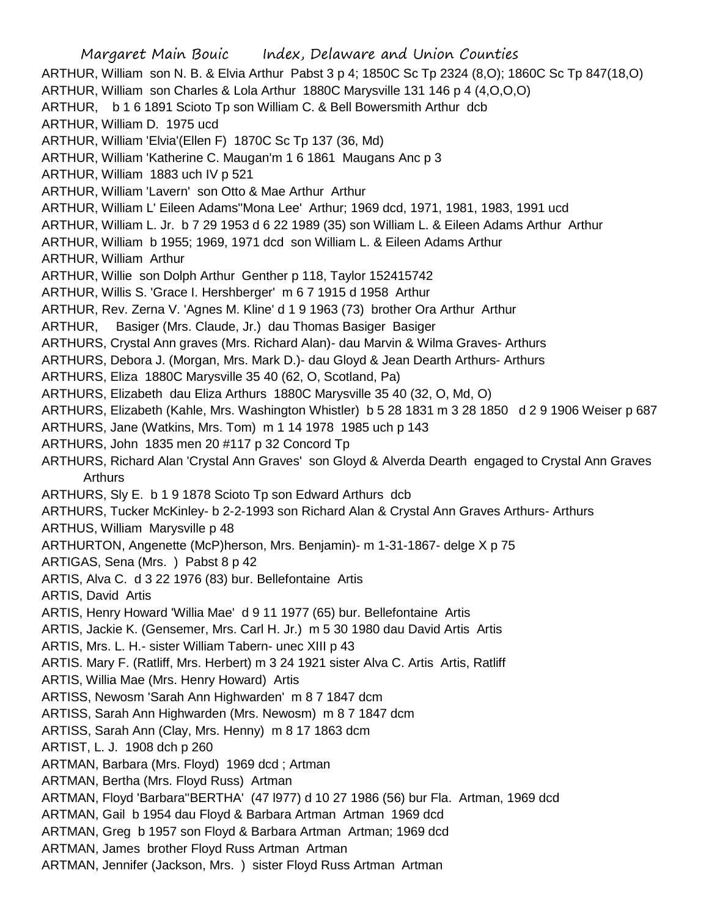ARTHUR, William son N. B. & Elvia Arthur Pabst 3 p 4; 1850C Sc Tp 2324 (8,O); 1860C Sc Tp 847(18,O)
ARTHUR, William son Charles & Lola Arthur 1880C Marysville 131 146 p 4 (4,O,O,O)
ARTHUR, b 1 6 1891 Scioto Tp son William C. & Bell Bowersmith Arthur dcb
ARTHUR, William D. 1975 ucd
ARTHUR, William 'Elvia'(Ellen F) 1870C Sc Tp 137 (36, Md)
ARTHUR, William 'Katherine C. Maugan'm 1 6 1861 Maugans Anc p 3
ARTHUR, William 1883 uch IV p 521
ARTHUR, William 'Lavern' son Otto & Mae Arthur Arthur
ARTHUR, William L' Eileen Adams''Mona Lee' Arthur; 1969 dcd, 1971, 1981, 1983, 1991 ucd
ARTHUR, William L. Jr. b 7 29 1953 d 6 22 1989 (35) son William L. & Eileen Adams Arthur Arthur
ARTHUR, William b 1955; 1969, 1971 dcd son William L. & Eileen Adams Arthur
ARTHUR, William Arthur
ARTHUR, Willie son Dolph Arthur Genther p 118, Taylor 152415742
ARTHUR, Willis S. 'Grace I. Hershberger' m 6 7 1915 d 1958 Arthur
ARTHUR, Rev. Zerna V. 'Agnes M. Kline' d 1 9 1963 (73) brother Ora Arthur Arthur
ARTHUR, Basiger (Mrs. Claude, Jr.) dau Thomas Basiger Basiger
ARTHURS, Crystal Ann graves (Mrs. Richard Alan)- dau Marvin & Wilma Graves- Arthurs
ARTHURS, Debora J. (Morgan, Mrs. Mark D.)- dau Gloyd & Jean Dearth Arthurs- Arthurs
ARTHURS, Eliza 1880C Marysville 35 40 (62, O, Scotland, Pa)
ARTHURS, Elizabeth dau Eliza Arthurs 1880C Marysville 35 40 (32, O, Md, O)
ARTHURS, Elizabeth (Kahle, Mrs. Washington Whistler) b 5 28 1831 m 3 28 1850 d 2 9 1906 Weiser p 687
ARTHURS, Jane (Watkins, Mrs. Tom) m 1 14 1978 1985 uch p 143
ARTHURS, John 1835 men 20 #117 p 32 Concord Tp
ARTHURS, Richard Alan 'Crystal Ann Graves' son Gloyd & Alverda Dearth engaged to Crystal Ann Graves Arthurs
ARTHURS, Sly E. b 1 9 1878 Scioto Tp son Edward Arthurs dcb
ARTHURS, Tucker McKinley- b 2-2-1993 son Richard Alan & Crystal Ann Graves Arthurs- Arthurs
ARTHUS, William Marysville p 48
ARTHURTON, Angenette (McP)herson, Mrs. Benjamin)- m 1-31-1867- delge X p 75
ARTIGAS, Sena (Mrs. ) Pabst 8 p 42
ARTIS, Alva C. d 3 22 1976 (83) bur. Bellefontaine Artis
ARTIS, David Artis
ARTIS, Henry Howard 'Willia Mae' d 9 11 1977 (65) bur. Bellefontaine Artis
ARTIS, Jackie K. (Gensemer, Mrs. Carl H. Jr.) m 5 30 1980 dau David Artis Artis
ARTIS, Mrs. L. H.- sister William Tabern- unec XIII p 43
ARTIS. Mary F. (Ratliff, Mrs. Herbert) m 3 24 1921 sister Alva C. Artis Artis, Ratliff
ARTIS, Willia Mae (Mrs. Henry Howard) Artis
ARTISS, Newosm 'Sarah Ann Highwarden' m 8 7 1847 dcm
ARTISS, Sarah Ann Highwarden (Mrs. Newosm) m 8 7 1847 dcm
ARTISS, Sarah Ann (Clay, Mrs. Henny) m 8 17 1863 dcm
ARTIST, L. J. 1908 dch p 260
ARTMAN, Barbara (Mrs. Floyd) 1969 dcd ; Artman
ARTMAN, Bertha (Mrs. Floyd Russ) Artman
ARTMAN, Floyd 'Barbara''BERTHA' (47 l977) d 10 27 1986 (56) bur Fla. Artman, 1969 dcd
ARTMAN, Gail b 1954 dau Floyd & Barbara Artman Artman 1969 dcd
ARTMAN, Greg b 1957 son Floyd & Barbara Artman Artman; 1969 dcd
ARTMAN, James brother Floyd Russ Artman Artman
ARTMAN, Jennifer (Jackson, Mrs. ) sister Floyd Russ Artman Artman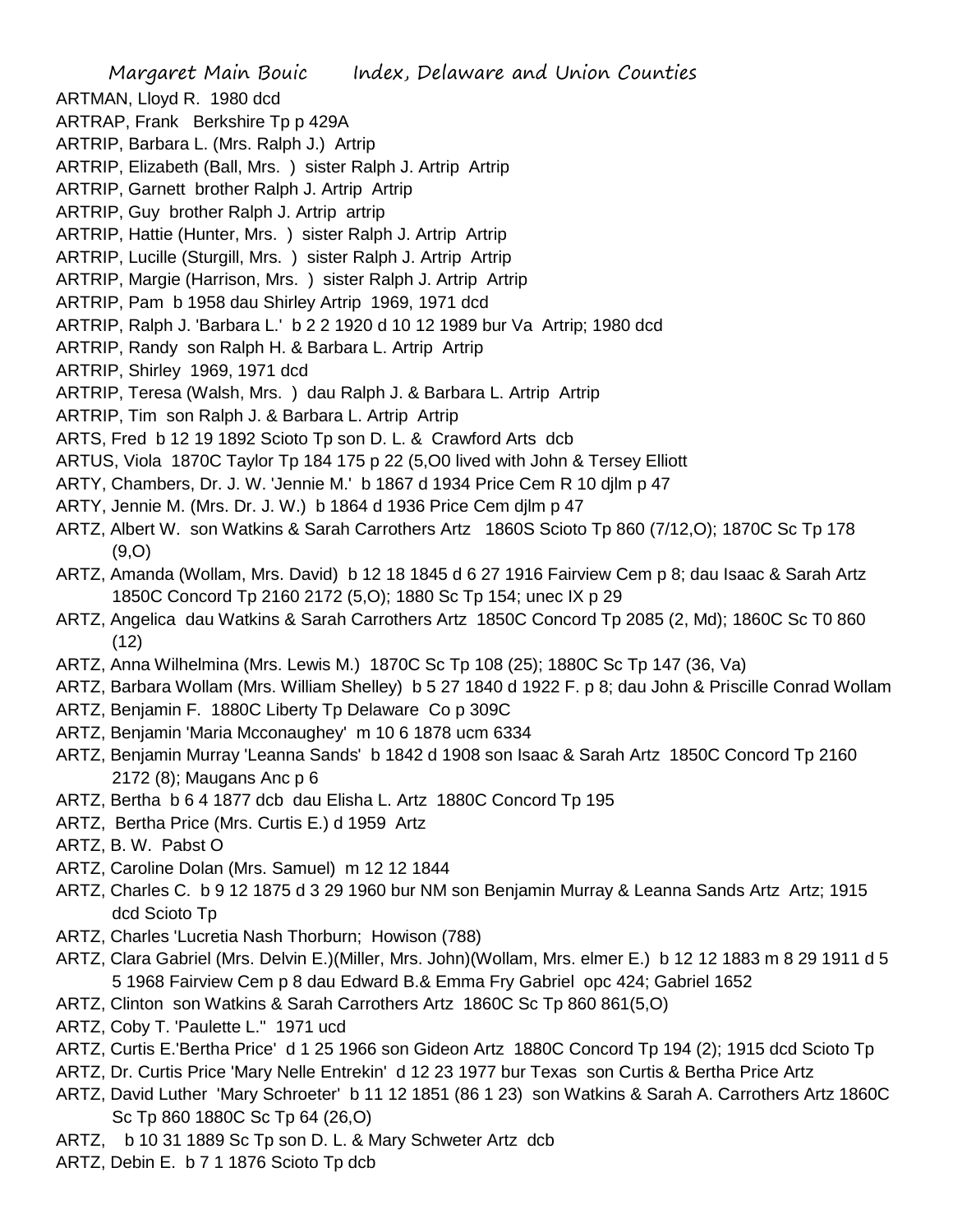ARTMAN, Lloyd R. 1980 dcd

ARTRAP, Frank Berkshire Tp p 429A

ARTRIP, Barbara L. (Mrs. Ralph J.) Artrip

ARTRIP, Elizabeth (Ball, Mrs. ) sister Ralph J. Artrip Artrip

ARTRIP, Garnett brother Ralph J. Artrip Artrip

ARTRIP, Guy brother Ralph J. Artrip artrip

ARTRIP, Hattie (Hunter, Mrs. ) sister Ralph J. Artrip Artrip

ARTRIP, Lucille (Sturgill, Mrs. ) sister Ralph J. Artrip Artrip

ARTRIP, Margie (Harrison, Mrs. ) sister Ralph J. Artrip Artrip

ARTRIP, Pam b 1958 dau Shirley Artrip 1969, 1971 dcd

ARTRIP, Ralph J. 'Barbara L.' b 2 2 1920 d 10 12 1989 bur Va Artrip; 1980 dcd

ARTRIP, Randy son Ralph H. & Barbara L. Artrip Artrip

ARTRIP, Shirley 1969, 1971 dcd

ARTRIP, Teresa (Walsh, Mrs. ) dau Ralph J. & Barbara L. Artrip Artrip

ARTRIP, Tim son Ralph J. & Barbara L. Artrip Artrip

ARTS, Fred b 12 19 1892 Scioto Tp son D. L. & Crawford Arts dcb

ARTUS, Viola 1870C Taylor Tp 184 175 p 22 (5,O0 lived with John & Tersey Elliott

ARTY, Chambers, Dr. J. W. 'Jennie M.' b 1867 d 1934 Price Cem R 10 djlm p 47

ARTY, Jennie M. (Mrs. Dr. J. W.) b 1864 d 1936 Price Cem djlm p 47

ARTZ, Albert W. son Watkins & Sarah Carrothers Artz 1860S Scioto Tp 860 (7/12,O); 1870C Sc Tp 178 (9,O)

ARTZ, Amanda (Wollam, Mrs. David) b 12 18 1845 d 6 27 1916 Fairview Cem p 8; dau Isaac & Sarah Artz 1850C Concord Tp 2160 2172 (5,O); 1880 Sc Tp 154; unec IX p 29

ARTZ, Angelica dau Watkins & Sarah Carrothers Artz 1850C Concord Tp 2085 (2, Md); 1860C Sc T0 860 (12)

ARTZ, Anna Wilhelmina (Mrs. Lewis M.) 1870C Sc Tp 108 (25); 1880C Sc Tp 147 (36, Va)

ARTZ, Barbara Wollam (Mrs. William Shelley) b 5 27 1840 d 1922 F. p 8; dau John & Priscille Conrad Wollam

ARTZ, Benjamin F. 1880C Liberty Tp Delaware Co p 309C

ARTZ, Benjamin 'Maria Mcconaughey' m 10 6 1878 ucm 6334

ARTZ, Benjamin Murray 'Leanna Sands' b 1842 d 1908 son Isaac & Sarah Artz 1850C Concord Tp 2160 2172 (8); Maugans Anc p 6

ARTZ, Bertha b 6 4 1877 dcb dau Elisha L. Artz 1880C Concord Tp 195

ARTZ, Bertha Price (Mrs. Curtis E.) d 1959 Artz

ARTZ, B. W. Pabst O

ARTZ, Caroline Dolan (Mrs. Samuel) m 12 12 1844

ARTZ, Charles C. b 9 12 1875 d 3 29 1960 bur NM son Benjamin Murray & Leanna Sands Artz Artz; 1915 dcd Scioto Tp

ARTZ, Charles 'Lucretia Nash Thorburn; Howison (788)

ARTZ, Clara Gabriel (Mrs. Delvin E.)(Miller, Mrs. John)(Wollam, Mrs. elmer E.) b 12 12 1883 m 8 29 1911 d 5 5 1968 Fairview Cem p 8 dau Edward B.& Emma Fry Gabriel opc 424; Gabriel 1652

ARTZ, Clinton son Watkins & Sarah Carrothers Artz 1860C Sc Tp 860 861(5,O)

ARTZ, Coby T. 'Paulette L." 1971 ucd

ARTZ, Curtis E.'Bertha Price' d 1 25 1966 son Gideon Artz 1880C Concord Tp 194 (2); 1915 dcd Scioto Tp

ARTZ, Dr. Curtis Price 'Mary Nelle Entrekin' d 12 23 1977 bur Texas son Curtis & Bertha Price Artz

ARTZ, David Luther 'Mary Schroeter' b 11 12 1851 (86 1 23) son Watkins & Sarah A. Carrothers Artz 1860C Sc Tp 860 1880C Sc Tp 64 (26,O)

ARTZ, b 10 31 1889 Sc Tp son D. L. & Mary Schweter Artz dcb

ARTZ, Debin E. b 7 1 1876 Scioto Tp dcb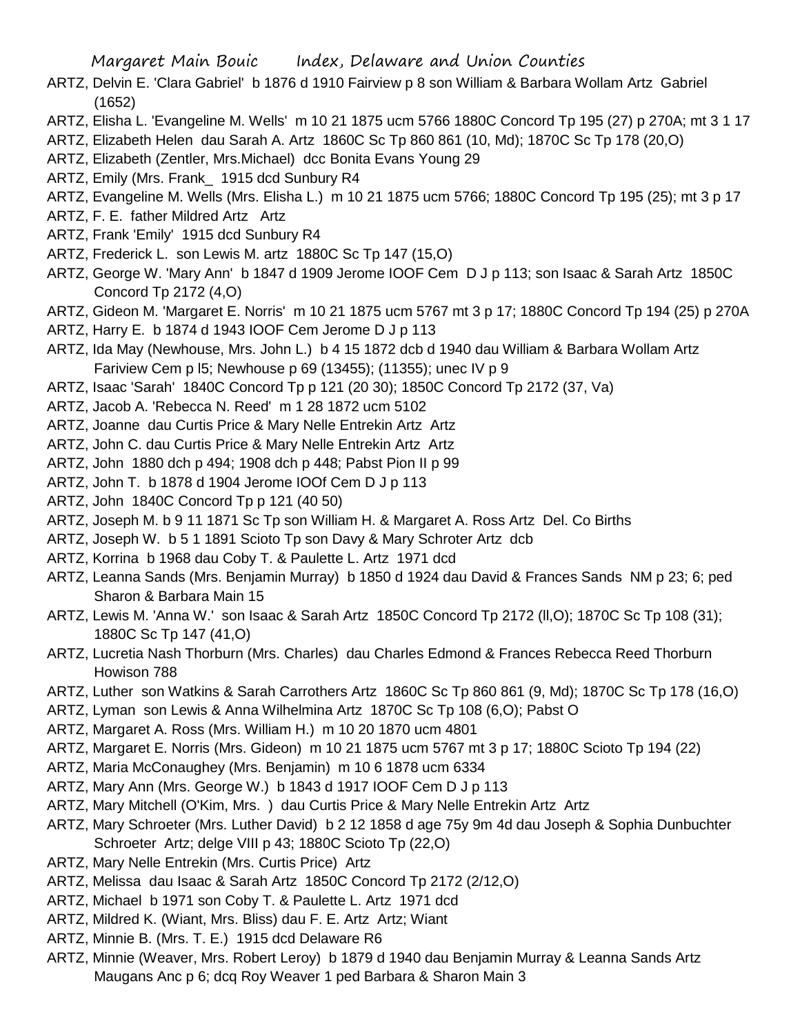ARTZ, Delvin E. 'Clara Gabriel' b 1876 d 1910 Fairview p 8 son William & Barbara Wollam Artz Gabriel (1652)

ARTZ, Elisha L. 'Evangeline M. Wells' m 10 21 1875 ucm 5766 1880C Concord Tp 195 (27) p 270A; mt 3 1 17

ARTZ, Elizabeth Helen dau Sarah A. Artz 1860C Sc Tp 860 861 (10, Md); 1870C Sc Tp 178 (20,O)

ARTZ, Elizabeth (Zentler, Mrs.Michael) dcc Bonita Evans Young 29

ARTZ, Emily (Mrs. Frank_ 1915 dcd Sunbury R4

ARTZ, Evangeline M. Wells (Mrs. Elisha L.) m 10 21 1875 ucm 5766; 1880C Concord Tp 195 (25); mt 3 p 17

ARTZ, F. E. father Mildred Artz Artz

ARTZ, Frank 'Emily' 1915 dcd Sunbury R4

ARTZ, Frederick L. son Lewis M. artz 1880C Sc Tp 147 (15,O)

ARTZ, George W. 'Mary Ann' b 1847 d 1909 Jerome IOOF Cem D J p 113; son Isaac & Sarah Artz 1850C Concord Tp 2172 (4,O)

ARTZ, Gideon M. 'Margaret E. Norris' m 10 21 1875 ucm 5767 mt 3 p 17; 1880C Concord Tp 194 (25) p 270A

ARTZ, Harry E. b 1874 d 1943 IOOF Cem Jerome D J p 113

ARTZ, Ida May (Newhouse, Mrs. John L.) b 4 15 1872 dcb d 1940 dau William & Barbara Wollam Artz Fariview Cem p l5; Newhouse p 69 (13455); (11355); unec IV p 9

ARTZ, Isaac 'Sarah' 1840C Concord Tp p 121 (20 30); 1850C Concord Tp 2172 (37, Va)

ARTZ, Jacob A. 'Rebecca N. Reed' m 1 28 1872 ucm 5102

ARTZ, Joanne dau Curtis Price & Mary Nelle Entrekin Artz Artz

ARTZ, John C. dau Curtis Price & Mary Nelle Entrekin Artz Artz

ARTZ, John 1880 dch p 494; 1908 dch p 448; Pabst Pion II p 99

ARTZ, John T. b 1878 d 1904 Jerome IOOf Cem D J p 113

ARTZ, John 1840C Concord Tp p 121 (40 50)

ARTZ, Joseph M. b 9 11 1871 Sc Tp son William H. & Margaret A. Ross Artz Del. Co Births

ARTZ, Joseph W. b 5 1 1891 Scioto Tp son Davy & Mary Schroter Artz dcb

ARTZ, Korrina b 1968 dau Coby T. & Paulette L. Artz 1971 dcd

ARTZ, Leanna Sands (Mrs. Benjamin Murray) b 1850 d 1924 dau David & Frances Sands NM p 23; 6; ped Sharon & Barbara Main 15

ARTZ, Lewis M. 'Anna W.' son Isaac & Sarah Artz 1850C Concord Tp 2172 (ll,O); 1870C Sc Tp 108 (31); 1880C Sc Tp 147 (41,O)

ARTZ, Lucretia Nash Thorburn (Mrs. Charles) dau Charles Edmond & Frances Rebecca Reed Thorburn Howison 788

ARTZ, Luther son Watkins & Sarah Carrothers Artz 1860C Sc Tp 860 861 (9, Md); 1870C Sc Tp 178 (16,O)

ARTZ, Lyman son Lewis & Anna Wilhelmina Artz 1870C Sc Tp 108 (6,O); Pabst O

ARTZ, Margaret A. Ross (Mrs. William H.) m 10 20 1870 ucm 4801

ARTZ, Margaret E. Norris (Mrs. Gideon) m 10 21 1875 ucm 5767 mt 3 p 17; 1880C Scioto Tp 194 (22)

ARTZ, Maria McConaughey (Mrs. Benjamin) m 10 6 1878 ucm 6334

ARTZ, Mary Ann (Mrs. George W.) b 1843 d 1917 IOOF Cem D J p 113

ARTZ, Mary Mitchell (O'Kim, Mrs. ) dau Curtis Price & Mary Nelle Entrekin Artz Artz

ARTZ, Mary Schroeter (Mrs. Luther David) b 2 12 1858 d age 75y 9m 4d dau Joseph & Sophia Dunbuchter Schroeter Artz; delge VIII p 43; 1880C Scioto Tp (22,O)

ARTZ, Mary Nelle Entrekin (Mrs. Curtis Price) Artz

ARTZ, Melissa dau Isaac & Sarah Artz 1850C Concord Tp 2172 (2/12,O)

ARTZ, Michael b 1971 son Coby T. & Paulette L. Artz 1971 dcd

ARTZ, Mildred K. (Wiant, Mrs. Bliss) dau F. E. Artz Artz; Wiant

ARTZ, Minnie B. (Mrs. T. E.) 1915 dcd Delaware R6

ARTZ, Minnie (Weaver, Mrs. Robert Leroy) b 1879 d 1940 dau Benjamin Murray & Leanna Sands Artz Maugans Anc p 6; dcq Roy Weaver 1 ped Barbara & Sharon Main 3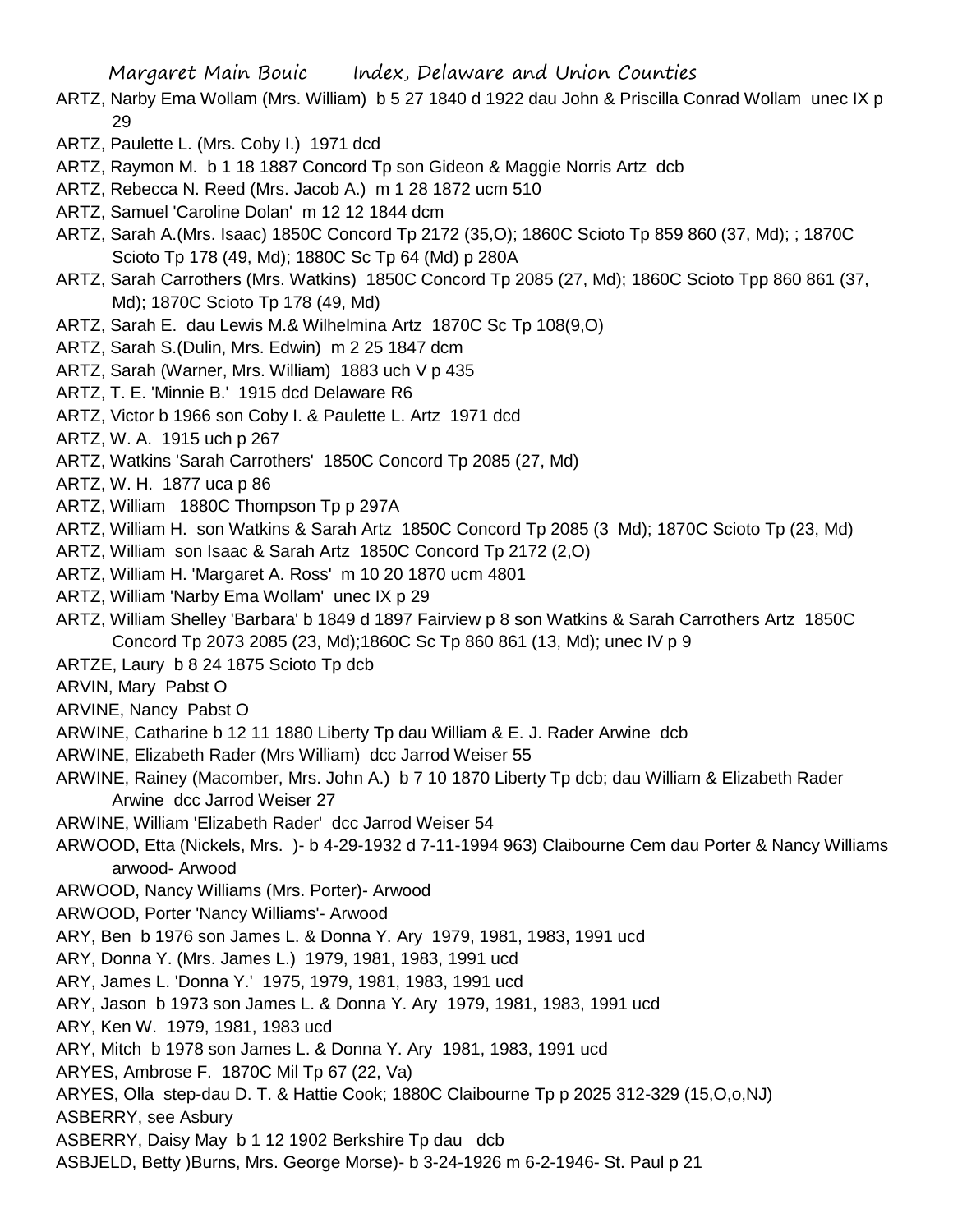ARTZ, Narby Ema Wollam (Mrs. William) b 5 27 1840 d 1922 dau John & Priscilla Conrad Wollam unec IX p 29

ARTZ, Paulette L. (Mrs. Coby I.) 1971 dcd

ARTZ, Raymon M. b 1 18 1887 Concord Tp son Gideon & Maggie Norris Artz dcb

ARTZ, Rebecca N. Reed (Mrs. Jacob A.) m 1 28 1872 ucm 510

ARTZ, Samuel 'Caroline Dolan' m 12 12 1844 dcm

ARTZ, Sarah A.(Mrs. Isaac) 1850C Concord Tp 2172 (35,O); 1860C Scioto Tp 859 860 (37, Md); ; 1870C Scioto Tp 178 (49, Md); 1880C Sc Tp 64 (Md) p 280A

ARTZ, Sarah Carrothers (Mrs. Watkins) 1850C Concord Tp 2085 (27, Md); 1860C Scioto Tpp 860 861 (37, Md); 1870C Scioto Tp 178 (49, Md)

ARTZ, Sarah E. dau Lewis M.& Wilhelmina Artz 1870C Sc Tp 108(9,O)

ARTZ, Sarah S.(Dulin, Mrs. Edwin) m 2 25 1847 dcm

ARTZ, Sarah (Warner, Mrs. William) 1883 uch V p 435

ARTZ, T. E. 'Minnie B.' 1915 dcd Delaware R6

ARTZ, Victor b 1966 son Coby I. & Paulette L. Artz 1971 dcd

ARTZ, W. A. 1915 uch p 267

ARTZ, Watkins 'Sarah Carrothers' 1850C Concord Tp 2085 (27, Md)

ARTZ, W. H. 1877 uca p 86

ARTZ, William 1880C Thompson Tp p 297A

ARTZ, William H. son Watkins & Sarah Artz 1850C Concord Tp 2085 (3 Md); 1870C Scioto Tp (23, Md)

ARTZ, William son Isaac & Sarah Artz 1850C Concord Tp 2172 (2,O)

ARTZ, William H. 'Margaret A. Ross' m 10 20 1870 ucm 4801

ARTZ, William 'Narby Ema Wollam' unec IX p 29

ARTZ, William Shelley 'Barbara' b 1849 d 1897 Fairview p 8 son Watkins & Sarah Carrothers Artz 1850C Concord Tp 2073 2085 (23, Md);1860C Sc Tp 860 861 (13, Md); unec IV p 9

ARTZE, Laury b 8 24 1875 Scioto Tp dcb

ARVIN, Mary Pabst O

ARVINE, Nancy Pabst O

ARWINE, Catharine b 12 11 1880 Liberty Tp dau William & E. J. Rader Arwine dcb

ARWINE, Elizabeth Rader (Mrs William) dcc Jarrod Weiser 55

ARWINE, Rainey (Macomber, Mrs. John A.) b 7 10 1870 Liberty Tp dcb; dau William & Elizabeth Rader Arwine dcc Jarrod Weiser 27

ARWINE, William 'Elizabeth Rader' dcc Jarrod Weiser 54

ARWOOD, Etta (Nickels, Mrs. )- b 4-29-1932 d 7-11-1994 963) Claibourne Cem dau Porter & Nancy Williams arwood- Arwood

ARWOOD, Nancy Williams (Mrs. Porter)- Arwood

ARWOOD, Porter 'Nancy Williams'- Arwood

ARY, Ben b 1976 son James L. & Donna Y. Ary 1979, 1981, 1983, 1991 ucd

ARY, Donna Y. (Mrs. James L.) 1979, 1981, 1983, 1991 ucd

ARY, James L. 'Donna Y.' 1975, 1979, 1981, 1983, 1991 ucd

ARY, Jason b 1973 son James L. & Donna Y. Ary 1979, 1981, 1983, 1991 ucd

ARY, Ken W. 1979, 1981, 1983 ucd

ARY, Mitch b 1978 son James L. & Donna Y. Ary 1981, 1983, 1991 ucd

ARYES, Ambrose F. 1870C Mil Tp 67 (22, Va)

ARYES, Olla step-dau D. T. & Hattie Cook; 1880C Claibourne Tp p 2025 312-329 (15,O,o,NJ)

ASBERRY, see Asbury

ASBERRY, Daisy May b 1 12 1902 Berkshire Tp dau dcb

ASBJELD, Betty )Burns, Mrs. George Morse)- b 3-24-1926 m 6-2-1946- St. Paul p 21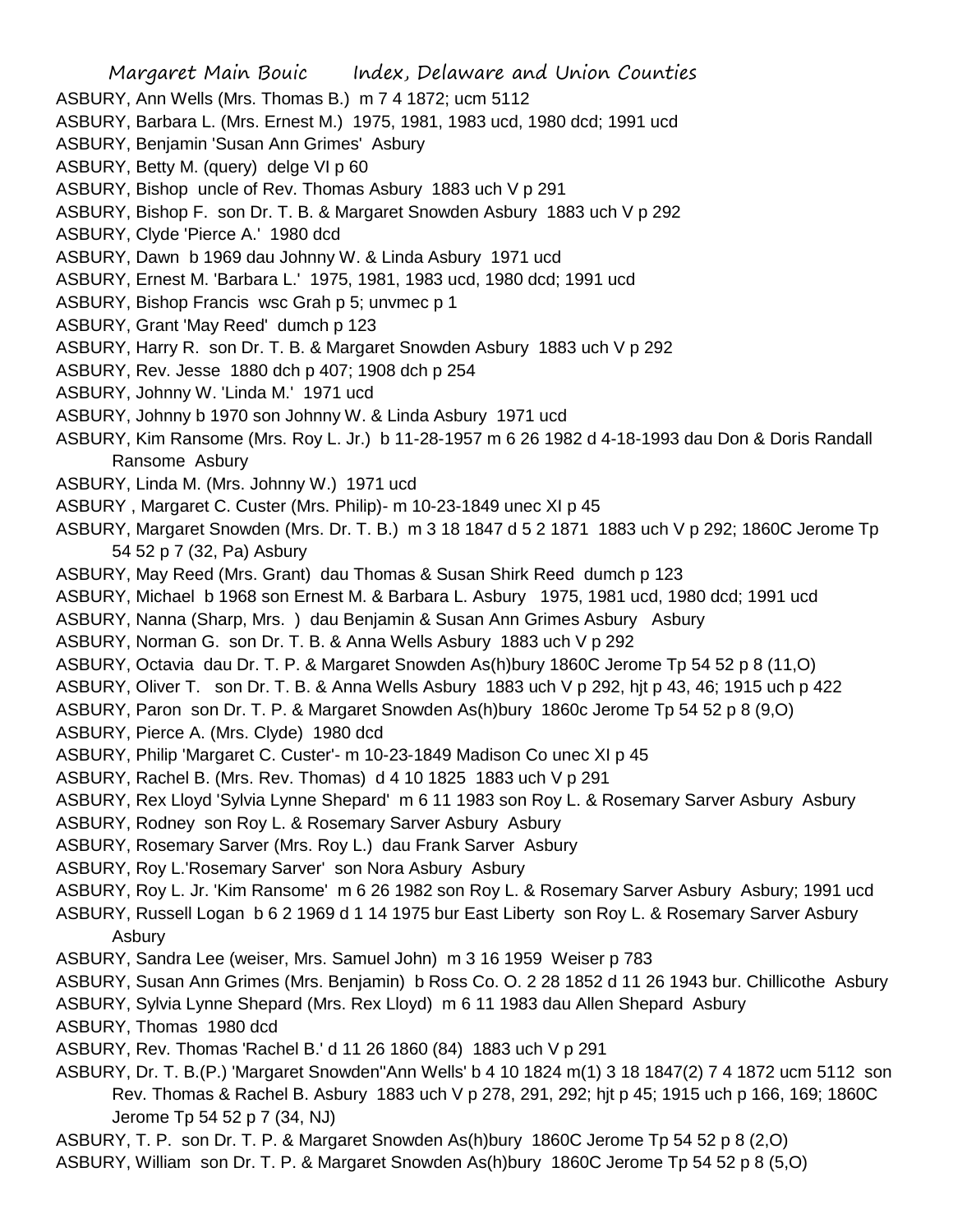ASBURY, Ann Wells (Mrs. Thomas B.) m 7 4 1872; ucm 5112
ASBURY, Barbara L. (Mrs. Ernest M.) 1975, 1981, 1983 ucd, 1980 dcd; 1991 ucd
ASBURY, Benjamin 'Susan Ann Grimes' Asbury
ASBURY, Betty M. (query) delge VI p 60
ASBURY, Bishop uncle of Rev. Thomas Asbury 1883 uch V p 291
ASBURY, Bishop F. son Dr. T. B. & Margaret Snowden Asbury 1883 uch V p 292
ASBURY, Clyde 'Pierce A.' 1980 dcd
ASBURY, Dawn b 1969 dau Johnny W. & Linda Asbury 1971 ucd
ASBURY, Ernest M. 'Barbara L.' 1975, 1981, 1983 ucd, 1980 dcd; 1991 ucd
ASBURY, Bishop Francis wsc Grah p 5; unvmec p 1
ASBURY, Grant 'May Reed' dumch p 123
ASBURY, Harry R. son Dr. T. B. & Margaret Snowden Asbury 1883 uch V p 292
ASBURY, Rev. Jesse 1880 dch p 407; 1908 dch p 254
ASBURY, Johnny W. 'Linda M.' 1971 ucd
ASBURY, Johnny b 1970 son Johnny W. & Linda Asbury 1971 ucd
ASBURY, Kim Ransome (Mrs. Roy L. Jr.) b 11-28-1957 m 6 26 1982 d 4-18-1993 dau Don & Doris Randall Ransome Asbury
ASBURY, Linda M. (Mrs. Johnny W.) 1971 ucd
ASBURY , Margaret C. Custer (Mrs. Philip)- m 10-23-1849 unec XI p 45
ASBURY, Margaret Snowden (Mrs. Dr. T. B.) m 3 18 1847 d 5 2 1871 1883 uch V p 292; 1860C Jerome Tp 54 52 p 7 (32, Pa) Asbury
ASBURY, May Reed (Mrs. Grant) dau Thomas & Susan Shirk Reed dumch p 123
ASBURY, Michael b 1968 son Ernest M. & Barbara L. Asbury 1975, 1981 ucd, 1980 dcd; 1991 ucd
ASBURY, Nanna (Sharp, Mrs. ) dau Benjamin & Susan Ann Grimes Asbury Asbury
ASBURY, Norman G. son Dr. T. B. & Anna Wells Asbury 1883 uch V p 292
ASBURY, Octavia dau Dr. T. P. & Margaret Snowden As(h)bury 1860C Jerome Tp 54 52 p 8 (11,O)
ASBURY, Oliver T. son Dr. T. B. & Anna Wells Asbury 1883 uch V p 292, hjt p 43, 46; 1915 uch p 422
ASBURY, Paron son Dr. T. P. & Margaret Snowden As(h)bury 1860c Jerome Tp 54 52 p 8 (9,O)
ASBURY, Pierce A. (Mrs. Clyde) 1980 dcd
ASBURY, Philip 'Margaret C. Custer'- m 10-23-1849 Madison Co unec XI p 45
ASBURY, Rachel B. (Mrs. Rev. Thomas) d 4 10 1825 1883 uch V p 291
ASBURY, Rex Lloyd 'Sylvia Lynne Shepard' m 6 11 1983 son Roy L. & Rosemary Sarver Asbury Asbury
ASBURY, Rodney son Roy L. & Rosemary Sarver Asbury Asbury
ASBURY, Rosemary Sarver (Mrs. Roy L.) dau Frank Sarver Asbury
ASBURY, Roy L.'Rosemary Sarver' son Nora Asbury Asbury
ASBURY, Roy L. Jr. 'Kim Ransome' m 6 26 1982 son Roy L. & Rosemary Sarver Asbury Asbury; 1991 ucd
ASBURY, Russell Logan b 6 2 1969 d 1 14 1975 bur East Liberty son Roy L. & Rosemary Sarver Asbury Asbury
ASBURY, Sandra Lee (weiser, Mrs. Samuel John) m 3 16 1959 Weiser p 783
ASBURY, Susan Ann Grimes (Mrs. Benjamin) b Ross Co. O. 2 28 1852 d 11 26 1943 bur. Chillicothe Asbury
ASBURY, Sylvia Lynne Shepard (Mrs. Rex Lloyd) m 6 11 1983 dau Allen Shepard Asbury
ASBURY, Thomas 1980 dcd
ASBURY, Rev. Thomas 'Rachel B.' d 11 26 1860 (84) 1883 uch V p 291
ASBURY, Dr. T. B.(P.) 'Margaret Snowden''Ann Wells' b 4 10 1824 m(1) 3 18 1847(2) 7 4 1872 ucm 5112 son Rev. Thomas & Rachel B. Asbury 1883 uch V p 278, 291, 292; hjt p 45; 1915 uch p 166, 169; 1860C Jerome Tp 54 52 p 7 (34, NJ)
ASBURY, T. P. son Dr. T. P. & Margaret Snowden As(h)bury 1860C Jerome Tp 54 52 p 8 (2,O)
ASBURY, William son Dr. T. P. & Margaret Snowden As(h)bury 1860C Jerome Tp 54 52 p 8 (5,O)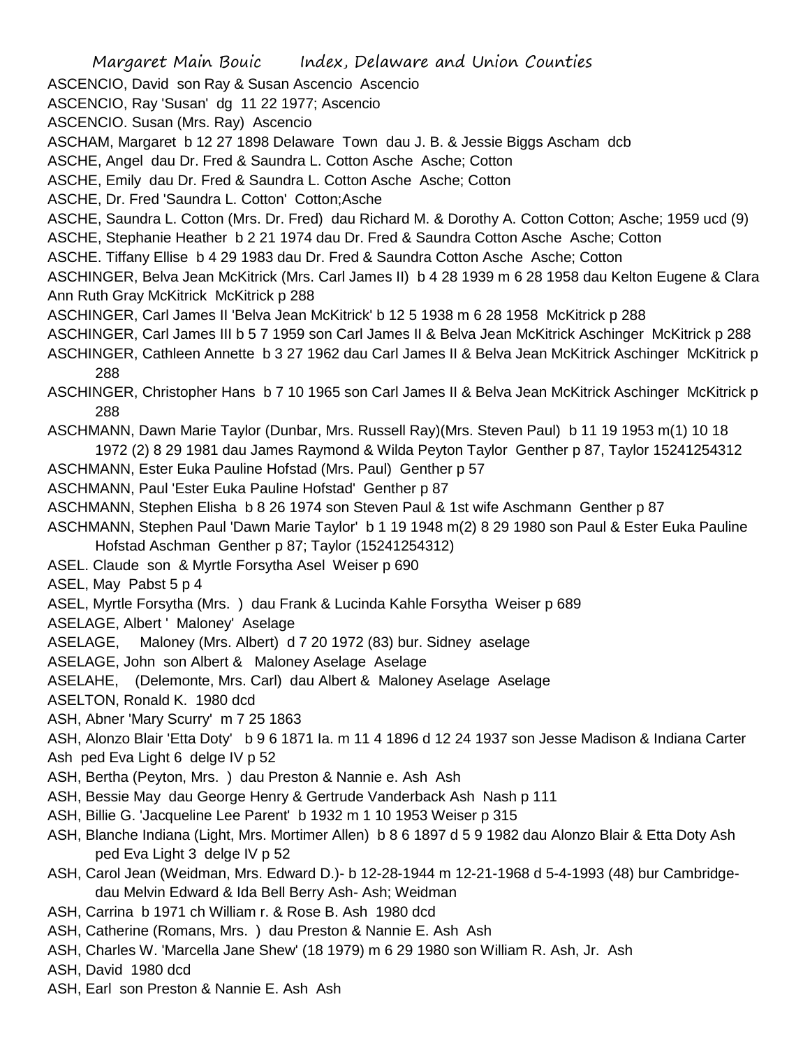ASCENCIO, David son Ray & Susan Ascencio Ascencio

ASCENCIO, Ray 'Susan' dg 11 22 1977; Ascencio

ASCENCIO. Susan (Mrs. Ray) Ascencio

ASCHAM, Margaret b 12 27 1898 Delaware Town dau J. B. & Jessie Biggs Ascham dcb

ASCHE, Angel dau Dr. Fred & Saundra L. Cotton Asche Asche; Cotton

ASCHE, Emily dau Dr. Fred & Saundra L. Cotton Asche Asche; Cotton

ASCHE, Dr. Fred 'Saundra L. Cotton' Cotton;Asche

ASCHE, Saundra L. Cotton (Mrs. Dr. Fred) dau Richard M. & Dorothy A. Cotton Cotton; Asche; 1959 ucd (9)

ASCHE, Stephanie Heather b 2 21 1974 dau Dr. Fred & Saundra Cotton Asche Asche; Cotton

ASCHE. Tiffany Ellise b 4 29 1983 dau Dr. Fred & Saundra Cotton Asche Asche; Cotton

ASCHINGER, Belva Jean McKitrick (Mrs. Carl James II) b 4 28 1939 m 6 28 1958 dau Kelton Eugene & Clara Ann Ruth Gray McKitrick McKitrick p 288

ASCHINGER, Carl James II 'Belva Jean McKitrick' b 12 5 1938 m 6 28 1958 McKitrick p 288

ASCHINGER, Carl James III b 5 7 1959 son Carl James II & Belva Jean McKitrick Aschinger McKitrick p 288

ASCHINGER, Cathleen Annette b 3 27 1962 dau Carl James II & Belva Jean McKitrick Aschinger McKitrick p 288

ASCHINGER, Christopher Hans b 7 10 1965 son Carl James II & Belva Jean McKitrick Aschinger McKitrick p 288

ASCHMANN, Dawn Marie Taylor (Dunbar, Mrs. Russell Ray)(Mrs. Steven Paul) b 11 19 1953 m(1) 10 18 1972 (2) 8 29 1981 dau James Raymond & Wilda Peyton Taylor Genther p 87, Taylor 15241254312

ASCHMANN, Ester Euka Pauline Hofstad (Mrs. Paul) Genther p 57

ASCHMANN, Paul 'Ester Euka Pauline Hofstad' Genther p 87

ASCHMANN, Stephen Elisha b 8 26 1974 son Steven Paul & 1st wife Aschmann Genther p 87

ASCHMANN, Stephen Paul 'Dawn Marie Taylor' b 1 19 1948 m(2) 8 29 1980 son Paul & Ester Euka Pauline Hofstad Aschman Genther p 87; Taylor (15241254312)

ASEL. Claude son & Myrtle Forsytha Asel Weiser p 690

ASEL, May Pabst 5 p 4

ASEL, Myrtle Forsytha (Mrs. ) dau Frank & Lucinda Kahle Forsytha Weiser p 689

ASELAGE, Albert ' Maloney' Aselage

ASELAGE, Maloney (Mrs. Albert) d 7 20 1972 (83) bur. Sidney aselage

ASELAGE, John son Albert & Maloney Aselage Aselage

ASELAHE, (Delemonte, Mrs. Carl) dau Albert & Maloney Aselage Aselage

ASELTON, Ronald K. 1980 dcd

ASH, Abner 'Mary Scurry' m 7 25 1863

ASH, Alonzo Blair 'Etta Doty' b 9 6 1871 Ia. m 11 4 1896 d 12 24 1937 son Jesse Madison & Indiana Carter Ash ped Eva Light 6 delge IV p 52

ASH, Bertha (Peyton, Mrs. ) dau Preston & Nannie e. Ash Ash

ASH, Bessie May dau George Henry & Gertrude Vanderback Ash Nash p 111

ASH, Billie G. 'Jacqueline Lee Parent' b 1932 m 1 10 1953 Weiser p 315

ASH, Blanche Indiana (Light, Mrs. Mortimer Allen) b 8 6 1897 d 5 9 1982 dau Alonzo Blair & Etta Doty Ash ped Eva Light 3 delge IV p 52

ASH, Carol Jean (Weidman, Mrs. Edward D.)- b 12-28-1944 m 12-21-1968 d 5-4-1993 (48) bur Cambridge- dau Melvin Edward & Ida Bell Berry Ash- Ash; Weidman

ASH, Carrina b 1971 ch William r. & Rose B. Ash 1980 dcd

ASH, Catherine (Romans, Mrs. ) dau Preston & Nannie E. Ash Ash

ASH, Charles W. 'Marcella Jane Shew' (18 1979) m 6 29 1980 son William R. Ash, Jr. Ash

ASH, David 1980 dcd

ASH, Earl son Preston & Nannie E. Ash Ash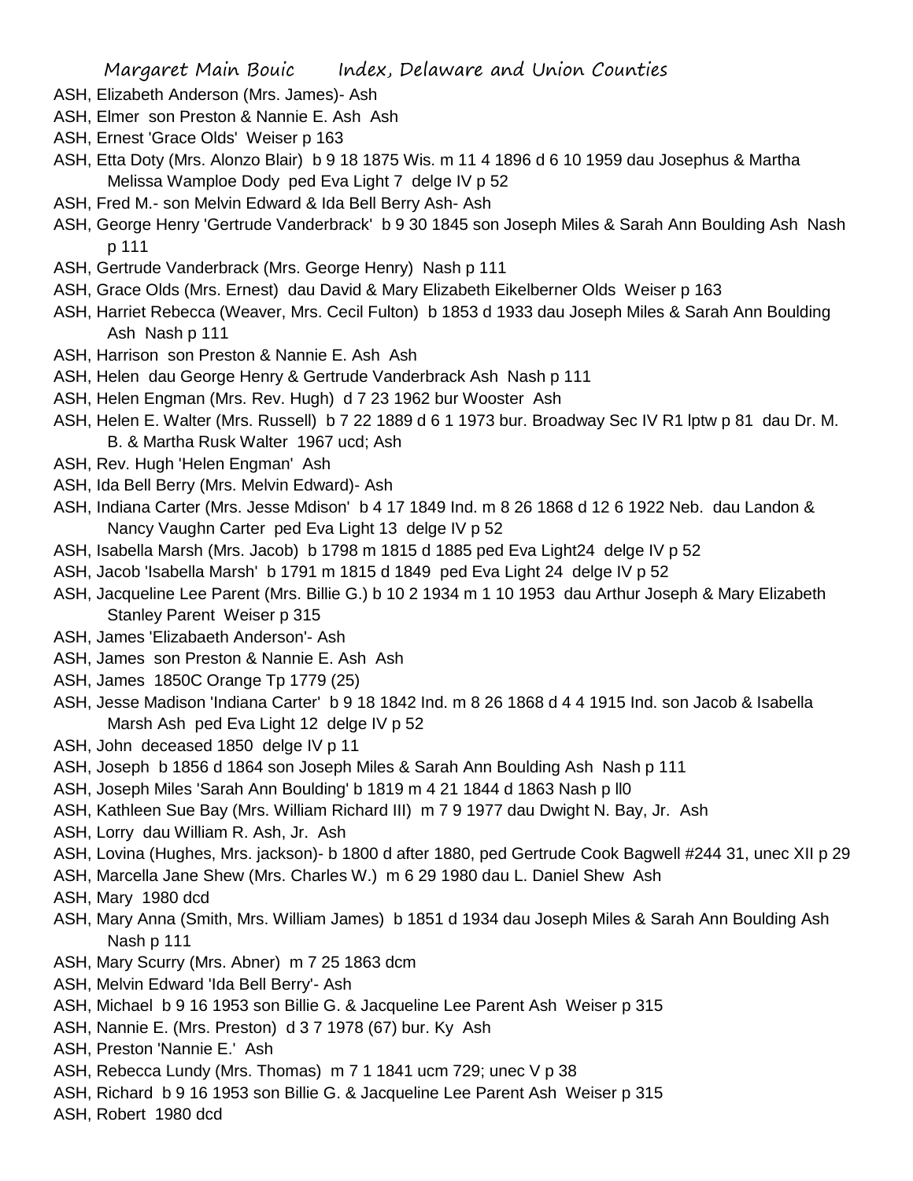ASH, Elizabeth Anderson (Mrs. James)- Ash

ASH, Elmer son Preston & Nannie E. Ash Ash

ASH, Ernest 'Grace Olds' Weiser p 163

ASH, Etta Doty (Mrs. Alonzo Blair) b 9 18 1875 Wis. m 11 4 1896 d 6 10 1959 dau Josephus & Martha Melissa Wamploe Dody ped Eva Light 7 delge IV p 52

ASH, Fred M.- son Melvin Edward & Ida Bell Berry Ash- Ash

ASH, George Henry 'Gertrude Vanderbrack' b 9 30 1845 son Joseph Miles & Sarah Ann Boulding Ash Nash p 111

ASH, Gertrude Vanderbrack (Mrs. George Henry) Nash p 111

ASH, Grace Olds (Mrs. Ernest) dau David & Mary Elizabeth Eikelberner Olds Weiser p 163

ASH, Harriet Rebecca (Weaver, Mrs. Cecil Fulton) b 1853 d 1933 dau Joseph Miles & Sarah Ann Boulding Ash Nash p 111

ASH, Harrison son Preston & Nannie E. Ash Ash

ASH, Helen dau George Henry & Gertrude Vanderbrack Ash Nash p 111

ASH, Helen Engman (Mrs. Rev. Hugh) d 7 23 1962 bur Wooster Ash

ASH, Helen E. Walter (Mrs. Russell) b 7 22 1889 d 6 1 1973 bur. Broadway Sec IV R1 lptw p 81 dau Dr. M. B. & Martha Rusk Walter 1967 ucd; Ash

ASH, Rev. Hugh 'Helen Engman' Ash

ASH, Ida Bell Berry (Mrs. Melvin Edward)- Ash

ASH, Indiana Carter (Mrs. Jesse Mdison' b 4 17 1849 Ind. m 8 26 1868 d 12 6 1922 Neb. dau Landon & Nancy Vaughn Carter ped Eva Light 13 delge IV p 52

ASH, Isabella Marsh (Mrs. Jacob) b 1798 m 1815 d 1885 ped Eva Light24 delge IV p 52

ASH, Jacob 'Isabella Marsh' b 1791 m 1815 d 1849 ped Eva Light 24 delge IV p 52

ASH, Jacqueline Lee Parent (Mrs. Billie G.) b 10 2 1934 m 1 10 1953 dau Arthur Joseph & Mary Elizabeth Stanley Parent Weiser p 315

ASH, James 'Elizabaeth Anderson'- Ash

ASH, James son Preston & Nannie E. Ash Ash

ASH, James 1850C Orange Tp 1779 (25)

ASH, Jesse Madison 'Indiana Carter' b 9 18 1842 Ind. m 8 26 1868 d 4 4 1915 Ind. son Jacob & Isabella Marsh Ash ped Eva Light 12 delge IV p 52

ASH, John deceased 1850 delge IV p 11

ASH, Joseph b 1856 d 1864 son Joseph Miles & Sarah Ann Boulding Ash Nash p 111

ASH, Joseph Miles 'Sarah Ann Boulding' b 1819 m 4 21 1844 d 1863 Nash p ll0

ASH, Kathleen Sue Bay (Mrs. William Richard III) m 7 9 1977 dau Dwight N. Bay, Jr. Ash

ASH, Lorry dau William R. Ash, Jr. Ash

ASH, Lovina (Hughes, Mrs. jackson)- b 1800 d after 1880, ped Gertrude Cook Bagwell #244 31, unec XII p 29

ASH, Marcella Jane Shew (Mrs. Charles W.) m 6 29 1980 dau L. Daniel Shew Ash

ASH, Mary 1980 dcd

ASH, Mary Anna (Smith, Mrs. William James) b 1851 d 1934 dau Joseph Miles & Sarah Ann Boulding Ash Nash p 111

ASH, Mary Scurry (Mrs. Abner) m 7 25 1863 dcm

ASH, Melvin Edward 'Ida Bell Berry'- Ash

ASH, Michael b 9 16 1953 son Billie G. & Jacqueline Lee Parent Ash Weiser p 315

ASH, Nannie E. (Mrs. Preston) d 3 7 1978 (67) bur. Ky Ash

ASH, Preston 'Nannie E.' Ash

ASH, Rebecca Lundy (Mrs. Thomas) m 7 1 1841 ucm 729; unec V p 38

ASH, Richard b 9 16 1953 son Billie G. & Jacqueline Lee Parent Ash Weiser p 315

ASH, Robert 1980 dcd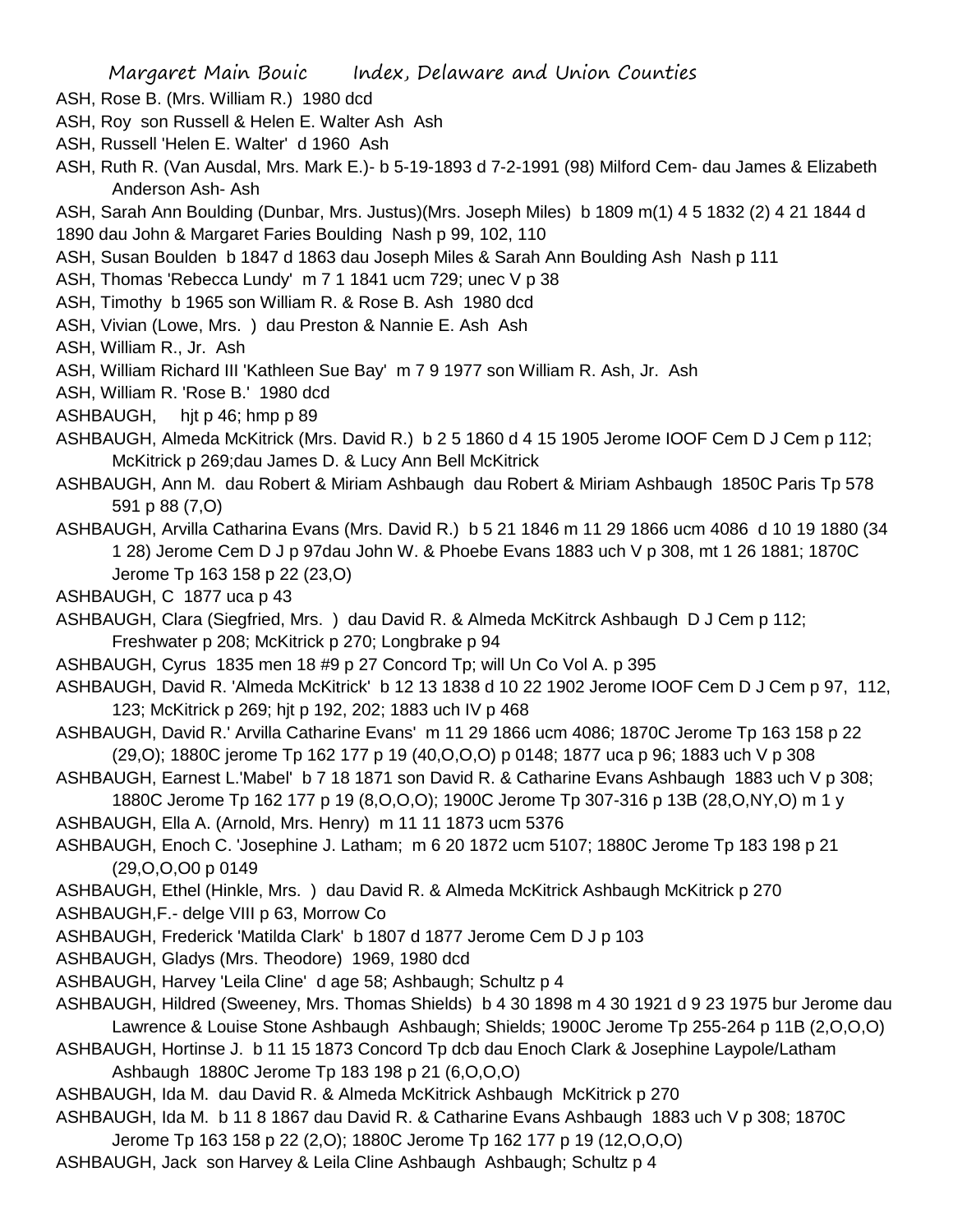ASH, Rose B. (Mrs. William R.) 1980 dcd

ASH, Roy son Russell & Helen E. Walter Ash Ash

ASH, Russell 'Helen E. Walter' d 1960 Ash

ASH, Ruth R. (Van Ausdal, Mrs. Mark E.)- b 5-19-1893 d 7-2-1991 (98) Milford Cem- dau James & Elizabeth Anderson Ash- Ash

ASH, Sarah Ann Boulding (Dunbar, Mrs. Justus)(Mrs. Joseph Miles) b 1809 m(1) 4 5 1832 (2) 4 21 1844 d 1890 dau John & Margaret Faries Boulding Nash p 99, 102, 110

ASH, Susan Boulden b 1847 d 1863 dau Joseph Miles & Sarah Ann Boulding Ash Nash p 111

ASH, Thomas 'Rebecca Lundy' m 7 1 1841 ucm 729; unec V p 38

ASH, Timothy b 1965 son William R. & Rose B. Ash 1980 dcd

ASH, Vivian (Lowe, Mrs. ) dau Preston & Nannie E. Ash Ash

ASH, William R., Jr. Ash

ASH, William Richard III 'Kathleen Sue Bay' m 7 9 1977 son William R. Ash, Jr. Ash

ASH, William R. 'Rose B.' 1980 dcd

ASHBAUGH, hjt p 46; hmp p 89

ASHBAUGH, Almeda McKitrick (Mrs. David R.) b 2 5 1860 d 4 15 1905 Jerome IOOF Cem D J Cem p 112; McKitrick p 269;dau James D. & Lucy Ann Bell McKitrick

ASHBAUGH, Ann M. dau Robert & Miriam Ashbaugh dau Robert & Miriam Ashbaugh 1850C Paris Tp 578 591 p 88 (7,O)

ASHBAUGH, Arvilla Catharina Evans (Mrs. David R.) b 5 21 1846 m 11 29 1866 ucm 4086 d 10 19 1880 (34 1 28) Jerome Cem D J p 97dau John W. & Phoebe Evans 1883 uch V p 308, mt 1 26 1881; 1870C Jerome Tp 163 158 p 22 (23,O)

ASHBAUGH, C 1877 uca p 43

ASHBAUGH, Clara (Siegfried, Mrs. ) dau David R. & Almeda McKitrck Ashbaugh D J Cem p 112; Freshwater p 208; McKitrick p 270; Longbrake p 94

ASHBAUGH, Cyrus 1835 men 18 #9 p 27 Concord Tp; will Un Co Vol A. p 395

ASHBAUGH, David R. 'Almeda McKitrick' b 12 13 1838 d 10 22 1902 Jerome IOOF Cem D J Cem p 97, 112, 123; McKitrick p 269; hjt p 192, 202; 1883 uch IV p 468

ASHBAUGH, David R.' Arvilla Catharine Evans' m 11 29 1866 ucm 4086; 1870C Jerome Tp 163 158 p 22 (29,O); 1880C jerome Tp 162 177 p 19 (40,O,O,O) p 0148; 1877 uca p 96; 1883 uch V p 308

ASHBAUGH, Earnest L.'Mabel' b 7 18 1871 son David R. & Catharine Evans Ashbaugh 1883 uch V p 308; 1880C Jerome Tp 162 177 p 19 (8,O,O,O); 1900C Jerome Tp 307-316 p 13B (28,O,NY,O) m 1 y

ASHBAUGH, Ella A. (Arnold, Mrs. Henry) m 11 11 1873 ucm 5376

ASHBAUGH, Enoch C. 'Josephine J. Latham; m 6 20 1872 ucm 5107; 1880C Jerome Tp 183 198 p 21 (29,O,O,O0 p 0149

ASHBAUGH, Ethel (Hinkle, Mrs. ) dau David R. & Almeda McKitrick Ashbaugh McKitrick p 270

ASHBAUGH,F.- delge VIII p 63, Morrow Co

ASHBAUGH, Frederick 'Matilda Clark' b 1807 d 1877 Jerome Cem D J p 103

ASHBAUGH, Gladys (Mrs. Theodore) 1969, 1980 dcd

ASHBAUGH, Harvey 'Leila Cline' d age 58; Ashbaugh; Schultz p 4

ASHBAUGH, Hildred (Sweeney, Mrs. Thomas Shields) b 4 30 1898 m 4 30 1921 d 9 23 1975 bur Jerome dau Lawrence & Louise Stone Ashbaugh Ashbaugh; Shields; 1900C Jerome Tp 255-264 p 11B (2,O,O,O)

ASHBAUGH, Hortinse J. b 11 15 1873 Concord Tp dcb dau Enoch Clark & Josephine Laypole/Latham Ashbaugh 1880C Jerome Tp 183 198 p 21 (6,O,O,O)

ASHBAUGH, Ida M. dau David R. & Almeda McKitrick Ashbaugh McKitrick p 270

ASHBAUGH, Ida M. b 11 8 1867 dau David R. & Catharine Evans Ashbaugh 1883 uch V p 308; 1870C Jerome Tp 163 158 p 22 (2,O); 1880C Jerome Tp 162 177 p 19 (12,O,O,O)

ASHBAUGH, Jack son Harvey & Leila Cline Ashbaugh Ashbaugh; Schultz p 4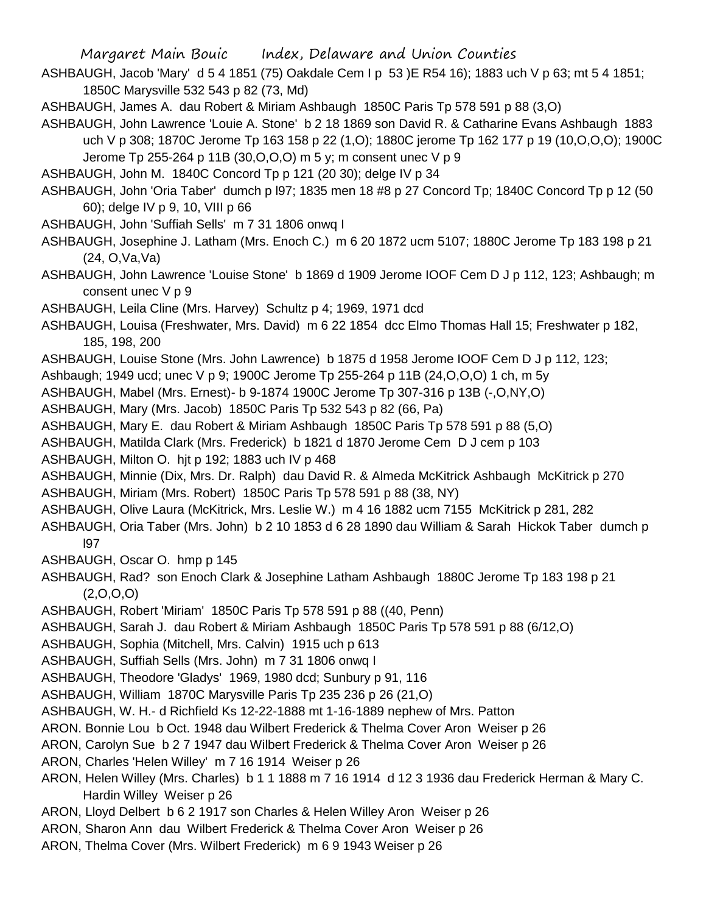ASHBAUGH, Jacob 'Mary' d 5 4 1851 (75) Oakdale Cem I p 53 )E R54 16); 1883 uch V p 63; mt 5 4 1851; 1850C Marysville 532 543 p 82 (73, Md)

ASHBAUGH, James A. dau Robert & Miriam Ashbaugh 1850C Paris Tp 578 591 p 88 (3,O)

ASHBAUGH, John Lawrence 'Louie A. Stone' b 2 18 1869 son David R. & Catharine Evans Ashbaugh 1883 uch V p 308; 1870C Jerome Tp 163 158 p 22 (1,O); 1880C jerome Tp 162 177 p 19 (10,O,O,O); 1900C Jerome Tp 255-264 p 11B (30,O,O,O) m 5 y; m consent unec V p 9

ASHBAUGH, John M. 1840C Concord Tp p 121 (20 30); delge IV p 34

ASHBAUGH, John 'Oria Taber' dumch p l97; 1835 men 18 #8 p 27 Concord Tp; 1840C Concord Tp p 12 (50 60); delge IV p 9, 10, VIII p 66

ASHBAUGH, John 'Suffiah Sells' m 7 31 1806 onwq I

ASHBAUGH, Josephine J. Latham (Mrs. Enoch C.) m 6 20 1872 ucm 5107; 1880C Jerome Tp 183 198 p 21 (24, O,Va,Va)

ASHBAUGH, John Lawrence 'Louise Stone' b 1869 d 1909 Jerome IOOF Cem D J p 112, 123; Ashbaugh; m consent unec V p 9

ASHBAUGH, Leila Cline (Mrs. Harvey) Schultz p 4; 1969, 1971 dcd

ASHBAUGH, Louisa (Freshwater, Mrs. David) m 6 22 1854 dcc Elmo Thomas Hall 15; Freshwater p 182, 185, 198, 200

ASHBAUGH, Louise Stone (Mrs. John Lawrence) b 1875 d 1958 Jerome IOOF Cem D J p 112, 123; Ashbaugh; 1949 ucd; unec V p 9; 1900C Jerome Tp 255-264 p 11B (24,O,O,O) 1 ch, m 5y

ASHBAUGH, Mabel (Mrs. Ernest)- b 9-1874 1900C Jerome Tp 307-316 p 13B (-,O,NY,O)

ASHBAUGH, Mary (Mrs. Jacob) 1850C Paris Tp 532 543 p 82 (66, Pa)

ASHBAUGH, Mary E. dau Robert & Miriam Ashbaugh 1850C Paris Tp 578 591 p 88 (5,O)

ASHBAUGH, Matilda Clark (Mrs. Frederick) b 1821 d 1870 Jerome Cem D J cem p 103

ASHBAUGH, Milton O. hjt p 192; 1883 uch IV p 468

ASHBAUGH, Minnie (Dix, Mrs. Dr. Ralph) dau David R. & Almeda McKitrick Ashbaugh McKitrick p 270

ASHBAUGH, Miriam (Mrs. Robert) 1850C Paris Tp 578 591 p 88 (38, NY)

ASHBAUGH, Olive Laura (McKitrick, Mrs. Leslie W.) m 4 16 1882 ucm 7155 McKitrick p 281, 282

ASHBAUGH, Oria Taber (Mrs. John) b 2 10 1853 d 6 28 1890 dau William & Sarah Hickok Taber dumch p l97

ASHBAUGH, Oscar O. hmp p 145

ASHBAUGH, Rad? son Enoch Clark & Josephine Latham Ashbaugh 1880C Jerome Tp 183 198 p 21 (2,O,O,O)

ASHBAUGH, Robert 'Miriam' 1850C Paris Tp 578 591 p 88 ((40, Penn)

ASHBAUGH, Sarah J. dau Robert & Miriam Ashbaugh 1850C Paris Tp 578 591 p 88 (6/12,O)

ASHBAUGH, Sophia (Mitchell, Mrs. Calvin) 1915 uch p 613

ASHBAUGH, Suffiah Sells (Mrs. John) m 7 31 1806 onwq I

ASHBAUGH, Theodore 'Gladys' 1969, 1980 dcd; Sunbury p 91, 116

ASHBAUGH, William 1870C Marysville Paris Tp 235 236 p 26 (21,O)

ASHBAUGH, W. H.- d Richfield Ks 12-22-1888 mt 1-16-1889 nephew of Mrs. Patton

ARON. Bonnie Lou b Oct. 1948 dau Wilbert Frederick & Thelma Cover Aron Weiser p 26

ARON, Carolyn Sue b 2 7 1947 dau Wilbert Frederick & Thelma Cover Aron Weiser p 26

ARON, Charles 'Helen Willey' m 7 16 1914 Weiser p 26

ARON, Helen Willey (Mrs. Charles) b 1 1 1888 m 7 16 1914 d 12 3 1936 dau Frederick Herman & Mary C. Hardin Willey Weiser p 26

ARON, Lloyd Delbert b 6 2 1917 son Charles & Helen Willey Aron Weiser p 26

ARON, Sharon Ann dau Wilbert Frederick & Thelma Cover Aron Weiser p 26

ARON, Thelma Cover (Mrs. Wilbert Frederick) m 6 9 1943 Weiser p 26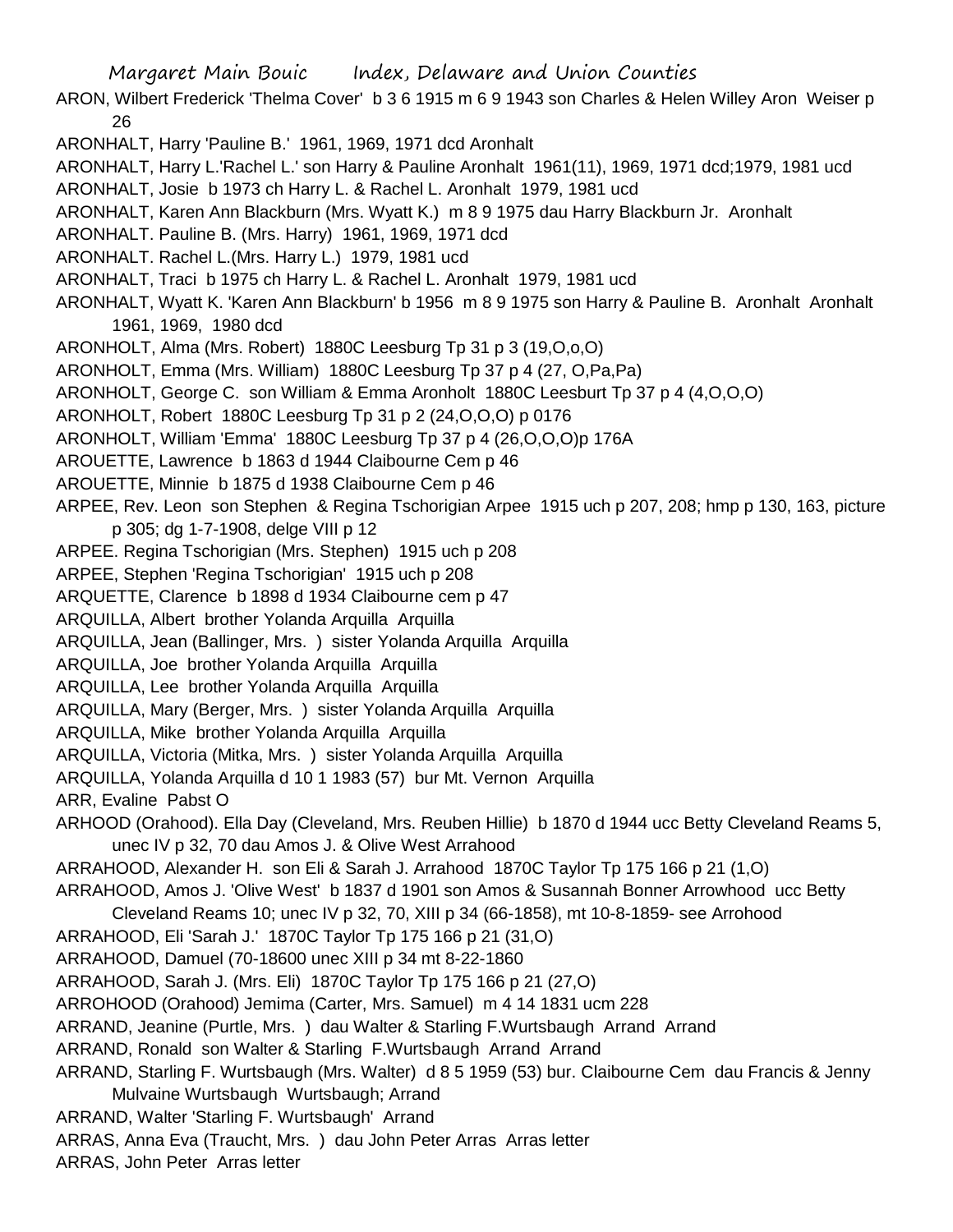ARON, Wilbert Frederick 'Thelma Cover' b 3 6 1915 m 6 9 1943 son Charles & Helen Willey Aron Weiser p 26

ARONHALT, Harry 'Pauline B.' 1961, 1969, 1971 dcd Aronhalt

ARONHALT, Harry L.'Rachel L.' son Harry & Pauline Aronhalt 1961(11), 1969, 1971 dcd;1979, 1981 ucd

ARONHALT, Josie b 1973 ch Harry L. & Rachel L. Aronhalt 1979, 1981 ucd

ARONHALT, Karen Ann Blackburn (Mrs. Wyatt K.) m 8 9 1975 dau Harry Blackburn Jr. Aronhalt

ARONHALT. Pauline B. (Mrs. Harry) 1961, 1969, 1971 dcd

ARONHALT. Rachel L.(Mrs. Harry L.) 1979, 1981 ucd

ARONHALT, Traci b 1975 ch Harry L. & Rachel L. Aronhalt 1979, 1981 ucd

ARONHALT, Wyatt K. 'Karen Ann Blackburn' b 1956 m 8 9 1975 son Harry & Pauline B. Aronhalt Aronhalt 1961, 1969, 1980 dcd

ARONHOLT, Alma (Mrs. Robert) 1880C Leesburg Tp 31 p 3 (19,O,o,O)

ARONHOLT, Emma (Mrs. William) 1880C Leesburg Tp 37 p 4 (27, O,Pa,Pa)

ARONHOLT, George C. son William & Emma Aronholt 1880C Leesburt Tp 37 p 4 (4,O,O,O)

ARONHOLT, Robert 1880C Leesburg Tp 31 p 2 (24,O,O,O) p 0176

ARONHOLT, William 'Emma' 1880C Leesburg Tp 37 p 4 (26,O,O,O)p 176A

AROUETTE, Lawrence b 1863 d 1944 Claibourne Cem p 46

AROUETTE, Minnie b 1875 d 1938 Claibourne Cem p 46

ARPEE, Rev. Leon son Stephen & Regina Tschorigian Arpee 1915 uch p 207, 208; hmp p 130, 163, picture p 305; dg 1-7-1908, delge VIII p 12

ARPEE. Regina Tschorigian (Mrs. Stephen) 1915 uch p 208

ARPEE, Stephen 'Regina Tschorigian' 1915 uch p 208

ARQUETTE, Clarence b 1898 d 1934 Claibourne cem p 47

ARQUILLA, Albert brother Yolanda Arquilla Arquilla

ARQUILLA, Jean (Ballinger, Mrs. ) sister Yolanda Arquilla Arquilla

ARQUILLA, Joe brother Yolanda Arquilla Arquilla

ARQUILLA, Lee brother Yolanda Arquilla Arquilla

ARQUILLA, Mary (Berger, Mrs. ) sister Yolanda Arquilla Arquilla

ARQUILLA, Mike brother Yolanda Arquilla Arquilla

ARQUILLA, Victoria (Mitka, Mrs. ) sister Yolanda Arquilla Arquilla

ARQUILLA, Yolanda Arquilla d 10 1 1983 (57) bur Mt. Vernon Arquilla

ARR, Evaline Pabst O

ARHOOD (Orahood). Ella Day (Cleveland, Mrs. Reuben Hillie) b 1870 d 1944 ucc Betty Cleveland Reams 5, unec IV p 32, 70 dau Amos J. & Olive West Arrahood

ARRAHOOD, Alexander H. son Eli & Sarah J. Arrahood 1870C Taylor Tp 175 166 p 21 (1,O)

ARRAHOOD, Amos J. 'Olive West' b 1837 d 1901 son Amos & Susannah Bonner Arrowhood ucc Betty Cleveland Reams 10; unec IV p 32, 70, XIII p 34 (66-1858), mt 10-8-1859- see Arrohood

ARRAHOOD, Eli 'Sarah J.' 1870C Taylor Tp 175 166 p 21 (31,O)

ARRAHOOD, Damuel (70-18600 unec XIII p 34 mt 8-22-1860

ARRAHOOD, Sarah J. (Mrs. Eli) 1870C Taylor Tp 175 166 p 21 (27,O)

ARROHOOD (Orahood) Jemima (Carter, Mrs. Samuel) m 4 14 1831 ucm 228

ARRAND, Jeanine (Purtle, Mrs. ) dau Walter & Starling F.Wurtsbaugh Arrand Arrand

ARRAND, Ronald son Walter & Starling F.Wurtsbaugh Arrand Arrand

ARRAND, Starling F. Wurtsbaugh (Mrs. Walter) d 8 5 1959 (53) bur. Claibourne Cem dau Francis & Jenny Mulvaine Wurtsbaugh Wurtsbaugh; Arrand

ARRAND, Walter 'Starling F. Wurtsbaugh' Arrand

ARRAS, Anna Eva (Traucht, Mrs. ) dau John Peter Arras Arras letter

ARRAS, John Peter Arras letter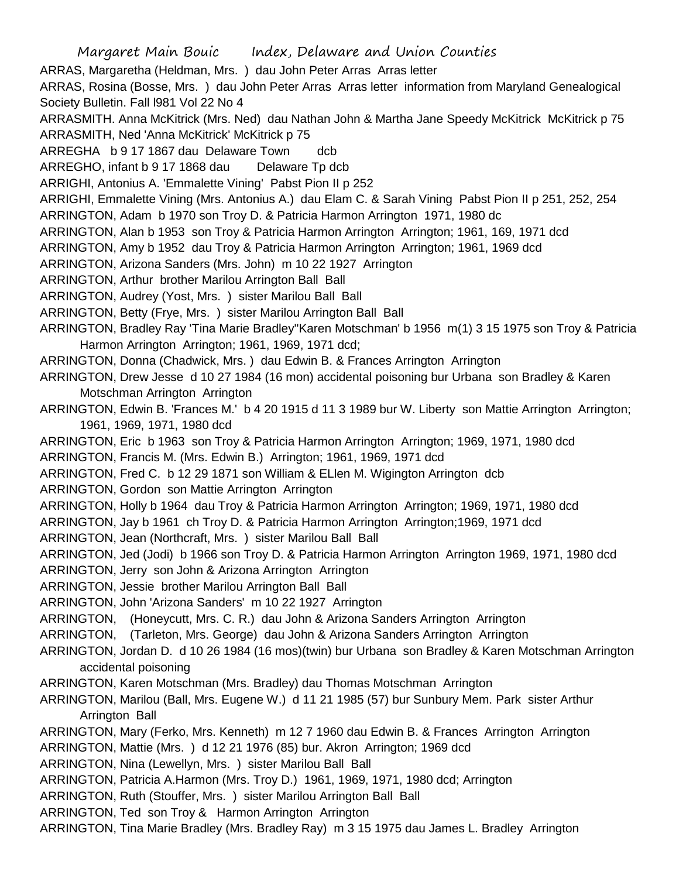ARRAS, Margaretha (Heldman, Mrs. ) dau John Peter Arras Arras letter

ARRAS, Rosina (Bosse, Mrs. ) dau John Peter Arras Arras letter information from Maryland Genealogical Society Bulletin. Fall l981 Vol 22 No 4

ARRASMITH. Anna McKitrick (Mrs. Ned) dau Nathan John & Martha Jane Speedy McKitrick McKitrick p 75

ARRASMITH, Ned 'Anna McKitrick' McKitrick p 75

ARREGHA b 9 17 1867 dau Delaware Town dcb

ARREGHO, infant b 9 17 1868 dau Delaware Tp dcb

ARRIGHI, Antonius A. 'Emmalette Vining' Pabst Pion II p 252

ARRIGHI, Emmalette Vining (Mrs. Antonius A.) dau Elam C. & Sarah Vining Pabst Pion II p 251, 252, 254

ARRINGTON, Adam b 1970 son Troy D. & Patricia Harmon Arrington 1971, 1980 dc

ARRINGTON, Alan b 1953 son Troy & Patricia Harmon Arrington Arrington; 1961, 169, 1971 dcd

ARRINGTON, Amy b 1952 dau Troy & Patricia Harmon Arrington Arrington; 1961, 1969 dcd

ARRINGTON, Arizona Sanders (Mrs. John) m 10 22 1927 Arrington

ARRINGTON, Arthur brother Marilou Arrington Ball Ball

ARRINGTON, Audrey (Yost, Mrs. ) sister Marilou Ball Ball

ARRINGTON, Betty (Frye, Mrs. ) sister Marilou Arrington Ball Ball

ARRINGTON, Bradley Ray 'Tina Marie Bradley''Karen Motschman' b 1956 m(1) 3 15 1975 son Troy & Patricia Harmon Arrington Arrington; 1961, 1969, 1971 dcd;

ARRINGTON, Donna (Chadwick, Mrs. ) dau Edwin B. & Frances Arrington Arrington

ARRINGTON, Drew Jesse d 10 27 1984 (16 mon) accidental poisoning bur Urbana son Bradley & Karen Motschman Arrington Arrington

ARRINGTON, Edwin B. 'Frances M.' b 4 20 1915 d 11 3 1989 bur W. Liberty son Mattie Arrington Arrington; 1961, 1969, 1971, 1980 dcd

ARRINGTON, Eric b 1963 son Troy & Patricia Harmon Arrington Arrington; 1969, 1971, 1980 dcd

ARRINGTON, Francis M. (Mrs. Edwin B.) Arrington; 1961, 1969, 1971 dcd

ARRINGTON, Fred C. b 12 29 1871 son William & ELlen M. Wigington Arrington dcb

ARRINGTON, Gordon son Mattie Arrington Arrington

ARRINGTON, Holly b 1964 dau Troy & Patricia Harmon Arrington Arrington; 1969, 1971, 1980 dcd

ARRINGTON, Jay b 1961 ch Troy D. & Patricia Harmon Arrington Arrington;1969, 1971 dcd

ARRINGTON, Jean (Northcraft, Mrs. ) sister Marilou Ball Ball

ARRINGTON, Jed (Jodi) b 1966 son Troy D. & Patricia Harmon Arrington Arrington 1969, 1971, 1980 dcd

ARRINGTON, Jerry son John & Arizona Arrington Arrington

ARRINGTON, Jessie brother Marilou Arrington Ball Ball

ARRINGTON, John 'Arizona Sanders' m 10 22 1927 Arrington

ARRINGTON, (Honeycutt, Mrs. C. R.) dau John & Arizona Sanders Arrington Arrington

ARRINGTON, (Tarleton, Mrs. George) dau John & Arizona Sanders Arrington Arrington

ARRINGTON, Jordan D. d 10 26 1984 (16 mos)(twin) bur Urbana son Bradley & Karen Motschman Arrington accidental poisoning

ARRINGTON, Karen Motschman (Mrs. Bradley) dau Thomas Motschman Arrington

ARRINGTON, Marilou (Ball, Mrs. Eugene W.) d 11 21 1985 (57) bur Sunbury Mem. Park sister Arthur Arrington Ball

ARRINGTON, Mary (Ferko, Mrs. Kenneth) m 12 7 1960 dau Edwin B. & Frances Arrington Arrington

ARRINGTON, Mattie (Mrs. ) d 12 21 1976 (85) bur. Akron Arrington; 1969 dcd

ARRINGTON, Nina (Lewellyn, Mrs. ) sister Marilou Ball Ball

ARRINGTON, Patricia A.Harmon (Mrs. Troy D.) 1961, 1969, 1971, 1980 dcd; Arrington

ARRINGTON, Ruth (Stouffer, Mrs. ) sister Marilou Arrington Ball Ball

ARRINGTON, Ted son Troy & Harmon Arrington Arrington

ARRINGTON, Tina Marie Bradley (Mrs. Bradley Ray) m 3 15 1975 dau James L. Bradley Arrington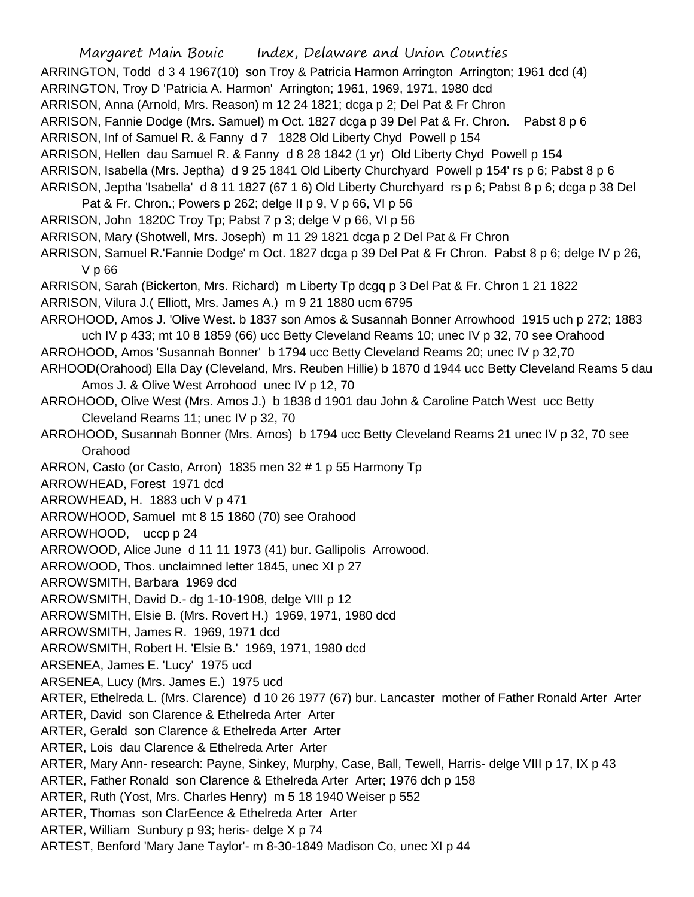ARRINGTON, Todd d 3 4 1967(10) son Troy & Patricia Harmon Arrington Arrington; 1961 dcd (4)
ARRINGTON, Troy D 'Patricia A. Harmon' Arrington; 1961, 1969, 1971, 1980 dcd
ARRISON, Anna (Arnold, Mrs. Reason) m 12 24 1821; dcga p 2; Del Pat & Fr Chron
ARRISON, Fannie Dodge (Mrs. Samuel) m Oct. 1827 dcga p 39 Del Pat & Fr. Chron. Pabst 8 p 6
ARRISON, Inf of Samuel R. & Fanny d 7 1828 Old Liberty Chyd Powell p 154
ARRISON, Hellen dau Samuel R. & Fanny d 8 28 1842 (1 yr) Old Liberty Chyd Powell p 154
ARRISON, Isabella (Mrs. Jeptha) d 9 25 1841 Old Liberty Churchyard Powell p 154' rs p 6; Pabst 8 p 6
ARRISON, Jeptha 'Isabella' d 8 11 1827 (67 1 6) Old Liberty Churchyard rs p 6; Pabst 8 p 6; dcga p 38 Del Pat & Fr. Chron.; Powers p 262; delge II p 9, V p 66, VI p 56
ARRISON, John 1820C Troy Tp; Pabst 7 p 3; delge V p 66, VI p 56
ARRISON, Mary (Shotwell, Mrs. Joseph) m 11 29 1821 dcga p 2 Del Pat & Fr Chron
ARRISON, Samuel R.'Fannie Dodge' m Oct. 1827 dcga p 39 Del Pat & Fr Chron. Pabst 8 p 6; delge IV p 26, V p 66
ARRISON, Sarah (Bickerton, Mrs. Richard) m Liberty Tp dcgq p 3 Del Pat & Fr. Chron 1 21 1822
ARRISON, Vilura J.( Elliott, Mrs. James A.) m 9 21 1880 ucm 6795
ARROHOOD, Amos J. 'Olive West. b 1837 son Amos & Susannah Bonner Arrowhood 1915 uch p 272; 1883 uch IV p 433; mt 10 8 1859 (66) ucc Betty Cleveland Reams 10; unec IV p 32, 70 see Orahood
ARROHOOD, Amos 'Susannah Bonner' b 1794 ucc Betty Cleveland Reams 20; unec IV p 32,70
ARHOOD(Orahood) Ella Day (Cleveland, Mrs. Reuben Hillie) b 1870 d 1944 ucc Betty Cleveland Reams 5 dau Amos J. & Olive West Arrohood unec IV p 12, 70
ARROHOOD, Olive West (Mrs. Amos J.) b 1838 d 1901 dau John & Caroline Patch West ucc Betty Cleveland Reams 11; unec IV p 32, 70
ARROHOOD, Susannah Bonner (Mrs. Amos) b 1794 ucc Betty Cleveland Reams 21 unec IV p 32, 70 see Orahood
ARRON, Casto (or Casto, Arron) 1835 men 32 # 1 p 55 Harmony Tp
ARROWHEAD, Forest 1971 dcd
ARROWHEAD, H. 1883 uch V p 471
ARROWHOOD, Samuel mt 8 15 1860 (70) see Orahood
ARROWHOOD, uccp p 24
ARROWOOD, Alice June d 11 11 1973 (41) bur. Gallipolis Arrowood.
ARROWOOD, Thos. unclaimned letter 1845, unec XI p 27
ARROWSMITH, Barbara 1969 dcd
ARROWSMITH, David D.- dg 1-10-1908, delge VIII p 12
ARROWSMITH, Elsie B. (Mrs. Rovert H.) 1969, 1971, 1980 dcd
ARROWSMITH, James R. 1969, 1971 dcd
ARROWSMITH, Robert H. 'Elsie B.' 1969, 1971, 1980 dcd
ARSENEA, James E. 'Lucy' 1975 ucd
ARSENEA, Lucy (Mrs. James E.) 1975 ucd
ARTER, Ethelreda L. (Mrs. Clarence) d 10 26 1977 (67) bur. Lancaster mother of Father Ronald Arter Arter
ARTER, David son Clarence & Ethelreda Arter Arter
ARTER, Gerald son Clarence & Ethelreda Arter Arter
ARTER, Lois dau Clarence & Ethelreda Arter Arter
ARTER, Mary Ann- research: Payne, Sinkey, Murphy, Case, Ball, Tewell, Harris- delge VIII p 17, IX p 43
ARTER, Father Ronald son Clarence & Ethelreda Arter Arter; 1976 dch p 158
ARTER, Ruth (Yost, Mrs. Charles Henry) m 5 18 1940 Weiser p 552
ARTER, Thomas son ClarEence & Ethelreda Arter Arter
ARTER, William Sunbury p 93; heris- delge X p 74
ARTEST, Benford 'Mary Jane Taylor'- m 8-30-1849 Madison Co, unec XI p 44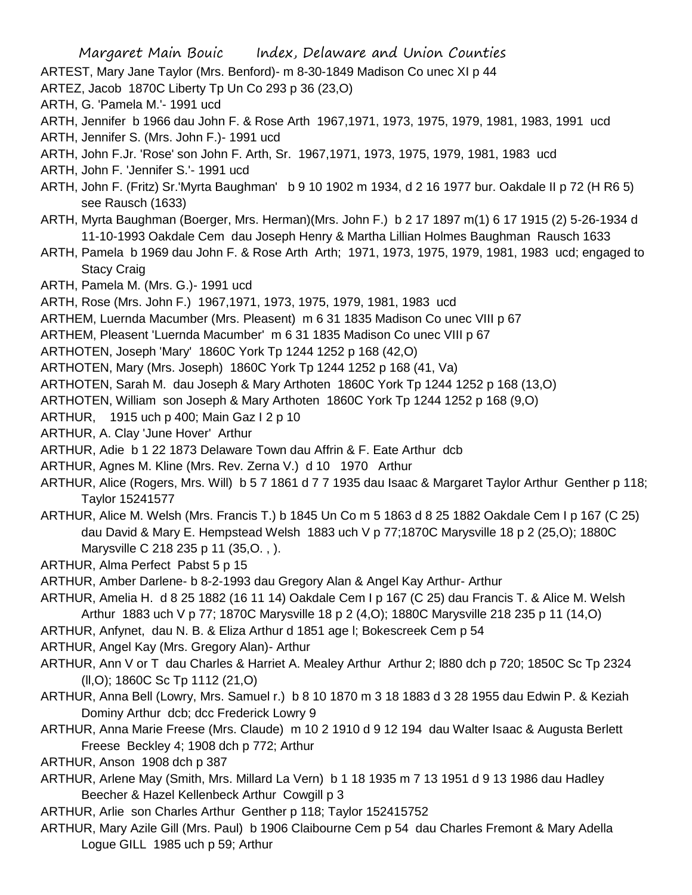ARTEST, Mary Jane Taylor (Mrs. Benford)- m 8-30-1849 Madison Co unec XI p 44

ARTEZ, Jacob 1870C Liberty Tp Un Co 293 p 36 (23,O)

ARTH, G. 'Pamela M.'- 1991 ucd

ARTH, Jennifer b 1966 dau John F. & Rose Arth 1967,1971, 1973, 1975, 1979, 1981, 1983, 1991 ucd

ARTH, Jennifer S. (Mrs. John F.)- 1991 ucd

ARTH, John F.Jr. 'Rose' son John F. Arth, Sr. 1967,1971, 1973, 1975, 1979, 1981, 1983 ucd

ARTH, John F. 'Jennifer S.'- 1991 ucd

ARTH, John F. (Fritz) Sr.'Myrta Baughman' b 9 10 1902 m 1934, d 2 16 1977 bur. Oakdale II p 72 (H R6 5) see Rausch (1633)

ARTH, Myrta Baughman (Boerger, Mrs. Herman)(Mrs. John F.) b 2 17 1897 m(1) 6 17 1915 (2) 5-26-1934 d 11-10-1993 Oakdale Cem dau Joseph Henry & Martha Lillian Holmes Baughman Rausch 1633

ARTH, Pamela b 1969 dau John F. & Rose Arth Arth; 1971, 1973, 1975, 1979, 1981, 1983 ucd; engaged to Stacy Craig

ARTH, Pamela M. (Mrs. G.)- 1991 ucd

ARTH, Rose (Mrs. John F.) 1967,1971, 1973, 1975, 1979, 1981, 1983 ucd

ARTHEM, Luernda Macumber (Mrs. Pleasent) m 6 31 1835 Madison Co unec VIII p 67

ARTHEM, Pleasent 'Luernda Macumber' m 6 31 1835 Madison Co unec VIII p 67

ARTHOTEN, Joseph 'Mary' 1860C York Tp 1244 1252 p 168 (42,O)

ARTHOTEN, Mary (Mrs. Joseph) 1860C York Tp 1244 1252 p 168 (41, Va)

ARTHOTEN, Sarah M. dau Joseph & Mary Arthoten 1860C York Tp 1244 1252 p 168 (13,O)

ARTHOTEN, William son Joseph & Mary Arthoten 1860C York Tp 1244 1252 p 168 (9,O)

ARTHUR, 1915 uch p 400; Main Gaz I 2 p 10

ARTHUR, A. Clay 'June Hover' Arthur

ARTHUR, Adie b 1 22 1873 Delaware Town dau Affrin & F. Eate Arthur dcb

ARTHUR, Agnes M. Kline (Mrs. Rev. Zerna V.) d 10 1970 Arthur

ARTHUR, Alice (Rogers, Mrs. Will) b 5 7 1861 d 7 7 1935 dau Isaac & Margaret Taylor Arthur Genther p 118; Taylor 15241577

ARTHUR, Alice M. Welsh (Mrs. Francis T.) b 1845 Un Co m 5 1863 d 8 25 1882 Oakdale Cem I p 167 (C 25) dau David & Mary E. Hempstead Welsh 1883 uch V p 77;1870C Marysville 18 p 2 (25,O); 1880C Marysville C 218 235 p 11 (35,O. , ).

ARTHUR, Alma Perfect Pabst 5 p 15

ARTHUR, Amber Darlene- b 8-2-1993 dau Gregory Alan & Angel Kay Arthur- Arthur

ARTHUR, Amelia H. d 8 25 1882 (16 11 14) Oakdale Cem I p 167 (C 25) dau Francis T. & Alice M. Welsh Arthur 1883 uch V p 77; 1870C Marysville 18 p 2 (4,O); 1880C Marysville 218 235 p 11 (14,O)

ARTHUR, Anfynet, dau N. B. & Eliza Arthur d 1851 age l; Bokescreek Cem p 54

ARTHUR, Angel Kay (Mrs. Gregory Alan)- Arthur

ARTHUR, Ann V or T dau Charles & Harriet A. Mealey Arthur Arthur 2; l880 dch p 720; 1850C Sc Tp 2324 (ll,O); 1860C Sc Tp 1112 (21,O)

ARTHUR, Anna Bell (Lowry, Mrs. Samuel r.) b 8 10 1870 m 3 18 1883 d 3 28 1955 dau Edwin P. & Keziah Dominy Arthur dcb; dcc Frederick Lowry 9

ARTHUR, Anna Marie Freese (Mrs. Claude) m 10 2 1910 d 9 12 194 dau Walter Isaac & Augusta Berlett Freese Beckley 4; 1908 dch p 772; Arthur

ARTHUR, Anson 1908 dch p 387

ARTHUR, Arlene May (Smith, Mrs. Millard La Vern) b 1 18 1935 m 7 13 1951 d 9 13 1986 dau Hadley Beecher & Hazel Kellenbeck Arthur Cowgill p 3

ARTHUR, Arlie son Charles Arthur Genther p 118; Taylor 152415752

ARTHUR, Mary Azile Gill (Mrs. Paul) b 1906 Claibourne Cem p 54 dau Charles Fremont & Mary Adella Logue GILL 1985 uch p 59; Arthur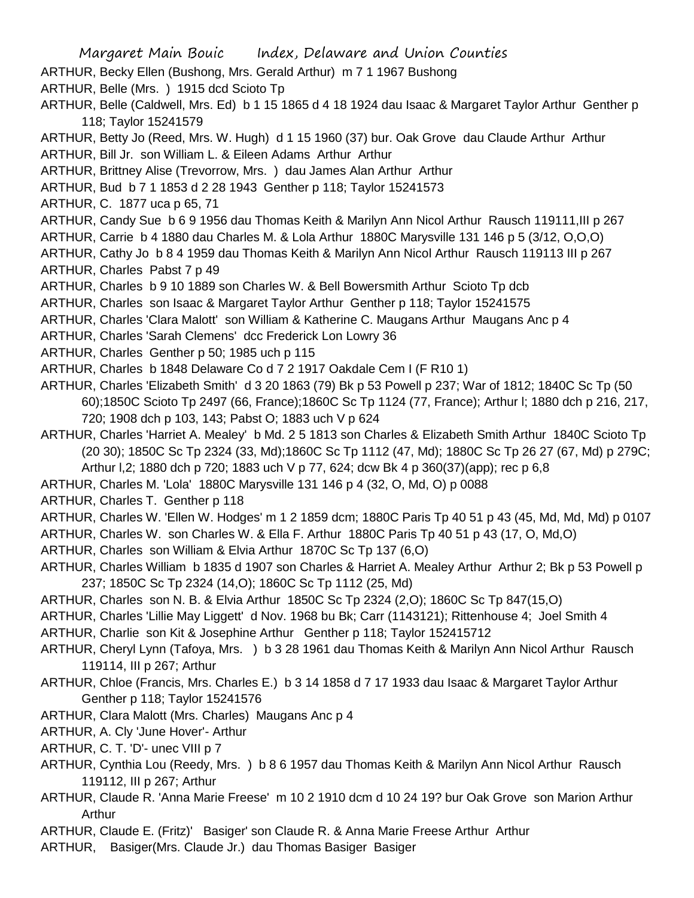ARTHUR, Becky Ellen (Bushong, Mrs. Gerald Arthur) m 7 1 1967 Bushong

ARTHUR, Belle (Mrs. ) 1915 dcd Scioto Tp

ARTHUR, Belle (Caldwell, Mrs. Ed) b 1 15 1865 d 4 18 1924 dau Isaac & Margaret Taylor Arthur Genther p 118; Taylor 15241579

ARTHUR, Betty Jo (Reed, Mrs. W. Hugh) d 1 15 1960 (37) bur. Oak Grove dau Claude Arthur Arthur

ARTHUR, Bill Jr. son William L. & Eileen Adams Arthur Arthur

ARTHUR, Brittney Alise (Trevorrow, Mrs. ) dau James Alan Arthur Arthur

ARTHUR, Bud b 7 1 1853 d 2 28 1943 Genther p 118; Taylor 15241573

ARTHUR, C. 1877 uca p 65, 71

ARTHUR, Candy Sue b 6 9 1956 dau Thomas Keith & Marilyn Ann Nicol Arthur Rausch 119111,III p 267

ARTHUR, Carrie b 4 1880 dau Charles M. & Lola Arthur 1880C Marysville 131 146 p 5 (3/12, O,O,O)

ARTHUR, Cathy Jo b 8 4 1959 dau Thomas Keith & Marilyn Ann Nicol Arthur Rausch 119113 III p 267

ARTHUR, Charles Pabst 7 p 49

ARTHUR, Charles b 9 10 1889 son Charles W. & Bell Bowersmith Arthur Scioto Tp dcb

ARTHUR, Charles son Isaac & Margaret Taylor Arthur Genther p 118; Taylor 15241575

ARTHUR, Charles 'Clara Malott' son William & Katherine C. Maugans Arthur Maugans Anc p 4

ARTHUR, Charles 'Sarah Clemens' dcc Frederick Lon Lowry 36

ARTHUR, Charles Genther p 50; 1985 uch p 115

ARTHUR, Charles b 1848 Delaware Co d 7 2 1917 Oakdale Cem I (F R10 1)

ARTHUR, Charles 'Elizabeth Smith' d 3 20 1863 (79) Bk p 53 Powell p 237; War of 1812; 1840C Sc Tp (50 60);1850C Scioto Tp 2497 (66, France);1860C Sc Tp 1124 (77, France); Arthur l; 1880 dch p 216, 217, 720; 1908 dch p 103, 143; Pabst O; 1883 uch V p 624

ARTHUR, Charles 'Harriet A. Mealey' b Md. 2 5 1813 son Charles & Elizabeth Smith Arthur 1840C Scioto Tp (20 30); 1850C Sc Tp 2324 (33, Md);1860C Sc Tp 1112 (47, Md); 1880C Sc Tp 26 27 (67, Md) p 279C; Arthur l,2; 1880 dch p 720; 1883 uch V p 77, 624; dcw Bk 4 p 360(37)(app); rec p 6,8

ARTHUR, Charles M. 'Lola' 1880C Marysville 131 146 p 4 (32, O, Md, O) p 0088

ARTHUR, Charles T. Genther p 118

ARTHUR, Charles W. 'Ellen W. Hodges' m 1 2 1859 dcm; 1880C Paris Tp 40 51 p 43 (45, Md, Md, Md) p 0107

ARTHUR, Charles W. son Charles W. & Ella F. Arthur 1880C Paris Tp 40 51 p 43 (17, O, Md,O)

ARTHUR, Charles son William & Elvia Arthur 1870C Sc Tp 137 (6,O)

ARTHUR, Charles William b 1835 d 1907 son Charles & Harriet A. Mealey Arthur Arthur 2; Bk p 53 Powell p 237; 1850C Sc Tp 2324 (14,O); 1860C Sc Tp 1112 (25, Md)

ARTHUR, Charles son N. B. & Elvia Arthur 1850C Sc Tp 2324 (2,O); 1860C Sc Tp 847(15,O)

ARTHUR, Charles 'Lillie May Liggett' d Nov. 1968 bu Bk; Carr (1143121); Rittenhouse 4; Joel Smith 4

ARTHUR, Charlie son Kit & Josephine Arthur Genther p 118; Taylor 152415712

ARTHUR, Cheryl Lynn (Tafoya, Mrs. ) b 3 28 1961 dau Thomas Keith & Marilyn Ann Nicol Arthur Rausch 119114, III p 267; Arthur

ARTHUR, Chloe (Francis, Mrs. Charles E.) b 3 14 1858 d 7 17 1933 dau Isaac & Margaret Taylor Arthur Genther p 118; Taylor 15241576

ARTHUR, Clara Malott (Mrs. Charles) Maugans Anc p 4

ARTHUR, A. Cly 'June Hover'- Arthur

ARTHUR, C. T. 'D'- unec VIII p 7

ARTHUR, Cynthia Lou (Reedy, Mrs. ) b 8 6 1957 dau Thomas Keith & Marilyn Ann Nicol Arthur Rausch 119112, III p 267; Arthur

ARTHUR, Claude R. 'Anna Marie Freese' m 10 2 1910 dcm d 10 24 19? bur Oak Grove son Marion Arthur Arthur

ARTHUR, Claude E. (Fritz)' Basiger' son Claude R. & Anna Marie Freese Arthur Arthur

ARTHUR, Basiger(Mrs. Claude Jr.) dau Thomas Basiger Basiger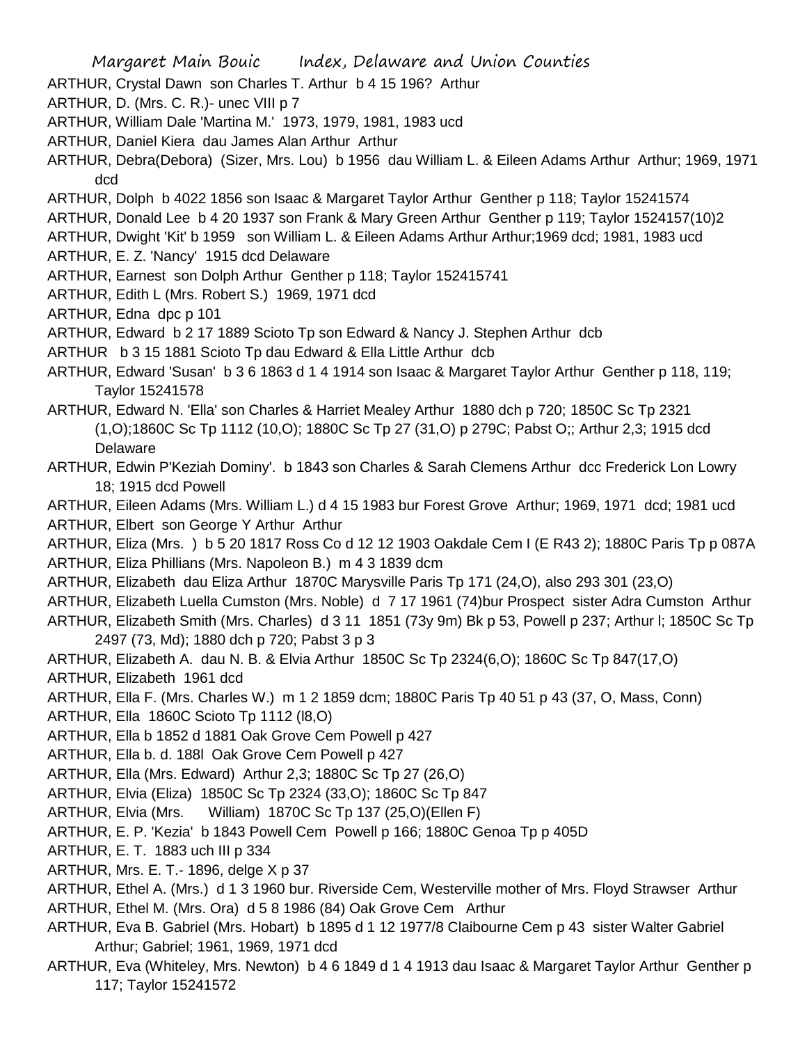ARTHUR, Crystal Dawn son Charles T. Arthur b 4 15 196? Arthur

ARTHUR, D. (Mrs. C. R.)- unec VIII p 7

ARTHUR, William Dale 'Martina M.' 1973, 1979, 1981, 1983 ucd

ARTHUR, Daniel Kiera dau James Alan Arthur Arthur

ARTHUR, Debra(Debora) (Sizer, Mrs. Lou) b 1956 dau William L. & Eileen Adams Arthur Arthur; 1969, 1971 dcd

ARTHUR, Dolph b 4022 1856 son Isaac & Margaret Taylor Arthur Genther p 118; Taylor 15241574

ARTHUR, Donald Lee b 4 20 1937 son Frank & Mary Green Arthur Genther p 119; Taylor 1524157(10)2

ARTHUR, Dwight 'Kit' b 1959 son William L. & Eileen Adams Arthur Arthur;1969 dcd; 1981, 1983 ucd

ARTHUR, E. Z. 'Nancy' 1915 dcd Delaware

ARTHUR, Earnest son Dolph Arthur Genther p 118; Taylor 152415741

ARTHUR, Edith L (Mrs. Robert S.) 1969, 1971 dcd

ARTHUR, Edna dpc p 101

ARTHUR, Edward b 2 17 1889 Scioto Tp son Edward & Nancy J. Stephen Arthur dcb

ARTHUR b 3 15 1881 Scioto Tp dau Edward & Ella Little Arthur dcb

ARTHUR, Edward 'Susan' b 3 6 1863 d 1 4 1914 son Isaac & Margaret Taylor Arthur Genther p 118, 119; Taylor 15241578

ARTHUR, Edward N. 'Ella' son Charles & Harriet Mealey Arthur 1880 dch p 720; 1850C Sc Tp 2321 (1,O);1860C Sc Tp 1112 (10,O); 1880C Sc Tp 27 (31,O) p 279C; Pabst O;; Arthur 2,3; 1915 dcd Delaware

ARTHUR, Edwin P'Keziah Dominy'. b 1843 son Charles & Sarah Clemens Arthur dcc Frederick Lon Lowry 18; 1915 dcd Powell

ARTHUR, Eileen Adams (Mrs. William L.) d 4 15 1983 bur Forest Grove Arthur; 1969, 1971 dcd; 1981 ucd

ARTHUR, Elbert son George Y Arthur Arthur

ARTHUR, Eliza (Mrs. ) b 5 20 1817 Ross Co d 12 12 1903 Oakdale Cem I (E R43 2); 1880C Paris Tp p 087A

ARTHUR, Eliza Phillians (Mrs. Napoleon B.) m 4 3 1839 dcm

ARTHUR, Elizabeth dau Eliza Arthur 1870C Marysville Paris Tp 171 (24,O), also 293 301 (23,O)

ARTHUR, Elizabeth Luella Cumston (Mrs. Noble) d 7 17 1961 (74)bur Prospect sister Adra Cumston Arthur

ARTHUR, Elizabeth Smith (Mrs. Charles) d 3 11 1851 (73y 9m) Bk p 53, Powell p 237; Arthur l; 1850C Sc Tp 2497 (73, Md); 1880 dch p 720; Pabst 3 p 3

ARTHUR, Elizabeth A. dau N. B. & Elvia Arthur 1850C Sc Tp 2324(6,O); 1860C Sc Tp 847(17,O)

ARTHUR, Elizabeth 1961 dcd

ARTHUR, Ella F. (Mrs. Charles W.) m 1 2 1859 dcm; 1880C Paris Tp 40 51 p 43 (37, O, Mass, Conn)

ARTHUR, Ella 1860C Scioto Tp 1112 (l8,O)

ARTHUR, Ella b 1852 d 1881 Oak Grove Cem Powell p 427

ARTHUR, Ella b. d. 188l Oak Grove Cem Powell p 427

ARTHUR, Ella (Mrs. Edward) Arthur 2,3; 1880C Sc Tp 27 (26,O)

ARTHUR, Elvia (Eliza) 1850C Sc Tp 2324 (33,O); 1860C Sc Tp 847

ARTHUR, Elvia (Mrs. William) 1870C Sc Tp 137 (25,O)(Ellen F)

ARTHUR, E. P. 'Kezia' b 1843 Powell Cem Powell p 166; 1880C Genoa Tp p 405D

ARTHUR, E. T. 1883 uch III p 334

ARTHUR, Mrs. E. T.- 1896, delge X p 37

ARTHUR, Ethel A. (Mrs.) d 1 3 1960 bur. Riverside Cem, Westerville mother of Mrs. Floyd Strawser Arthur

ARTHUR, Ethel M. (Mrs. Ora) d 5 8 1986 (84) Oak Grove Cem Arthur

ARTHUR, Eva B. Gabriel (Mrs. Hobart) b 1895 d 1 12 1977/8 Claibourne Cem p 43 sister Walter Gabriel Arthur; Gabriel; 1961, 1969, 1971 dcd

ARTHUR, Eva (Whiteley, Mrs. Newton) b 4 6 1849 d 1 4 1913 dau Isaac & Margaret Taylor Arthur Genther p 117; Taylor 15241572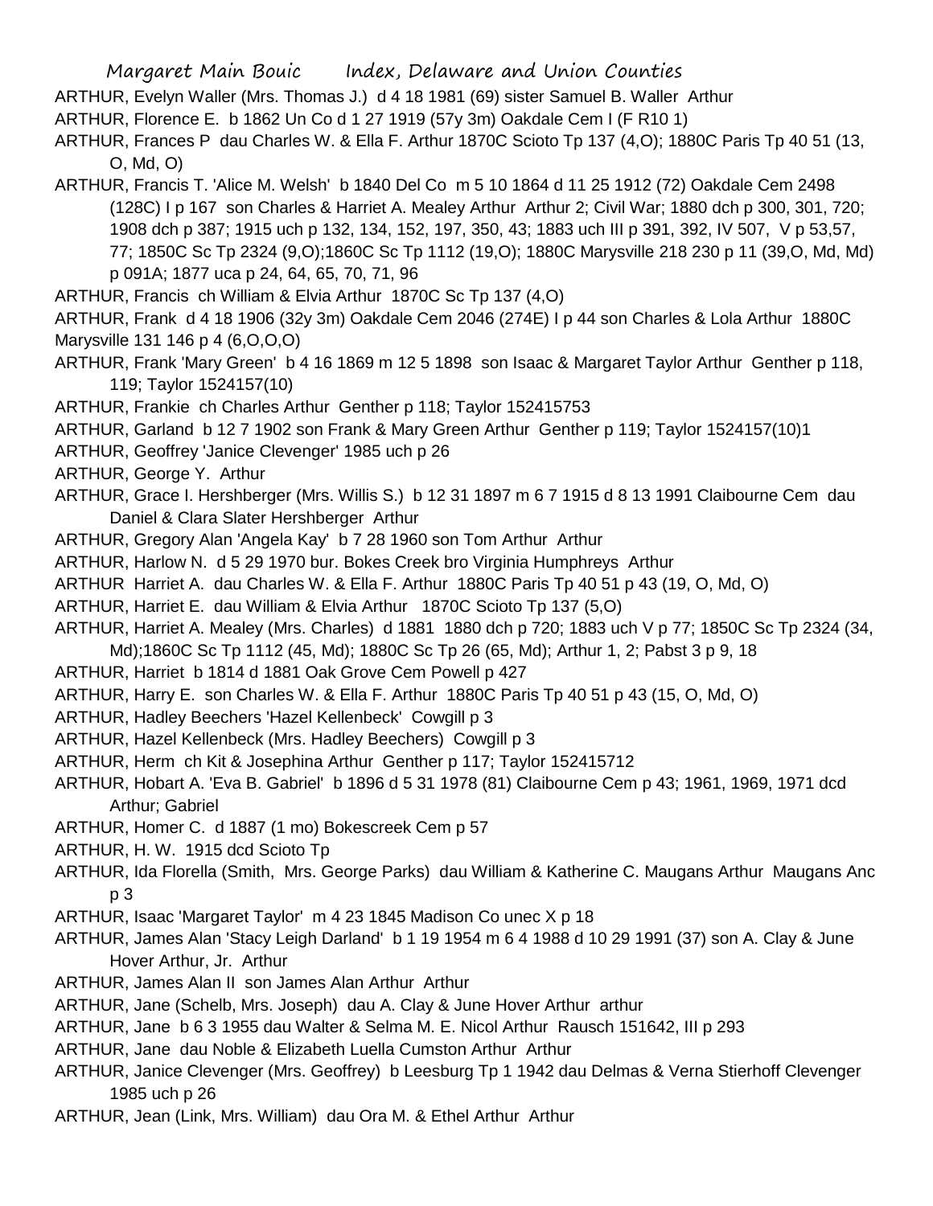ARTHUR, Evelyn Waller (Mrs. Thomas J.) d 4 18 1981 (69) sister Samuel B. Waller Arthur

ARTHUR, Florence E. b 1862 Un Co d 1 27 1919 (57y 3m) Oakdale Cem I (F R10 1)

ARTHUR, Frances P dau Charles W. & Ella F. Arthur 1870C Scioto Tp 137 (4,O); 1880C Paris Tp 40 51 (13, O, Md, O)

ARTHUR, Francis T. 'Alice M. Welsh' b 1840 Del Co m 5 10 1864 d 11 25 1912 (72) Oakdale Cem 2498 (128C) I p 167 son Charles & Harriet A. Mealey Arthur Arthur 2; Civil War; 1880 dch p 300, 301, 720; 1908 dch p 387; 1915 uch p 132, 134, 152, 197, 350, 43; 1883 uch III p 391, 392, IV 507, V p 53,57, 77; 1850C Sc Tp 2324 (9,O);1860C Sc Tp 1112 (19,O); 1880C Marysville 218 230 p 11 (39,O, Md, Md) p 091A; 1877 uca p 24, 64, 65, 70, 71, 96

ARTHUR, Francis ch William & Elvia Arthur 1870C Sc Tp 137 (4,O)

ARTHUR, Frank d 4 18 1906 (32y 3m) Oakdale Cem 2046 (274E) I p 44 son Charles & Lola Arthur 1880C Marysville 131 146 p 4 (6,O,O,O)

ARTHUR, Frank 'Mary Green' b 4 16 1869 m 12 5 1898 son Isaac & Margaret Taylor Arthur Genther p 118, 119; Taylor 1524157(10)

ARTHUR, Frankie ch Charles Arthur Genther p 118; Taylor 152415753

ARTHUR, Garland b 12 7 1902 son Frank & Mary Green Arthur Genther p 119; Taylor 1524157(10)1

ARTHUR, Geoffrey 'Janice Clevenger' 1985 uch p 26

ARTHUR, George Y. Arthur

ARTHUR, Grace I. Hershberger (Mrs. Willis S.) b 12 31 1897 m 6 7 1915 d 8 13 1991 Claibourne Cem dau Daniel & Clara Slater Hershberger Arthur

ARTHUR, Gregory Alan 'Angela Kay' b 7 28 1960 son Tom Arthur Arthur

ARTHUR, Harlow N. d 5 29 1970 bur. Bokes Creek bro Virginia Humphreys Arthur

ARTHUR Harriet A. dau Charles W. & Ella F. Arthur 1880C Paris Tp 40 51 p 43 (19, O, Md, O)

ARTHUR, Harriet E. dau William & Elvia Arthur 1870C Scioto Tp 137 (5,O)

ARTHUR, Harriet A. Mealey (Mrs. Charles) d 1881 1880 dch p 720; 1883 uch V p 77; 1850C Sc Tp 2324 (34, Md);1860C Sc Tp 1112 (45, Md); 1880C Sc Tp 26 (65, Md); Arthur 1, 2; Pabst 3 p 9, 18

ARTHUR, Harriet b 1814 d 1881 Oak Grove Cem Powell p 427

ARTHUR, Harry E. son Charles W. & Ella F. Arthur 1880C Paris Tp 40 51 p 43 (15, O, Md, O)

ARTHUR, Hadley Beechers 'Hazel Kellenbeck' Cowgill p 3

ARTHUR, Hazel Kellenbeck (Mrs. Hadley Beechers) Cowgill p 3

ARTHUR, Herm ch Kit & Josephina Arthur Genther p 117; Taylor 152415712

ARTHUR, Hobart A. 'Eva B. Gabriel' b 1896 d 5 31 1978 (81) Claibourne Cem p 43; 1961, 1969, 1971 dcd Arthur; Gabriel

ARTHUR, Homer C. d 1887 (1 mo) Bokescreek Cem p 57

ARTHUR, H. W. 1915 dcd Scioto Tp

ARTHUR, Ida Florella (Smith, Mrs. George Parks) dau William & Katherine C. Maugans Arthur Maugans Anc p 3

ARTHUR, Isaac 'Margaret Taylor' m 4 23 1845 Madison Co unec X p 18

ARTHUR, James Alan 'Stacy Leigh Darland' b 1 19 1954 m 6 4 1988 d 10 29 1991 (37) son A. Clay & June Hover Arthur, Jr. Arthur

ARTHUR, James Alan II son James Alan Arthur Arthur

ARTHUR, Jane (Schelb, Mrs. Joseph) dau A. Clay & June Hover Arthur arthur

ARTHUR, Jane b 6 3 1955 dau Walter & Selma M. E. Nicol Arthur Rausch 151642, III p 293

ARTHUR, Jane dau Noble & Elizabeth Luella Cumston Arthur Arthur

ARTHUR, Janice Clevenger (Mrs. Geoffrey) b Leesburg Tp 1 1942 dau Delmas & Verna Stierhoff Clevenger 1985 uch p 26

ARTHUR, Jean (Link, Mrs. William) dau Ora M. & Ethel Arthur Arthur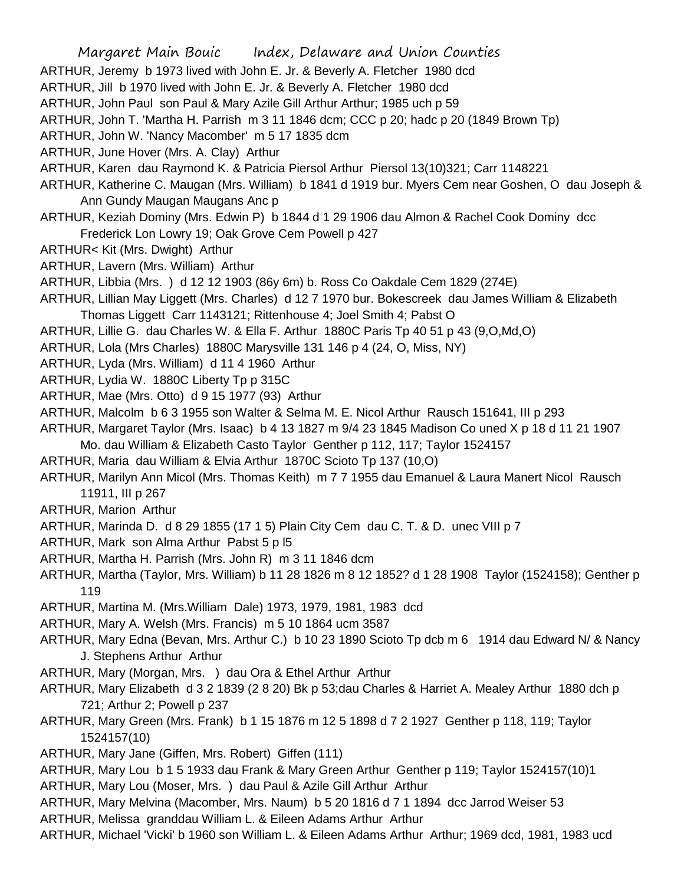ARTHUR, Jeremy b 1973 lived with John E. Jr. & Beverly A. Fletcher 1980 dcd

ARTHUR, Jill b 1970 lived with John E. Jr. & Beverly A. Fletcher 1980 dcd

ARTHUR, John Paul son Paul & Mary Azile Gill Arthur Arthur; 1985 uch p 59

ARTHUR, John T. 'Martha H. Parrish m 3 11 1846 dcm; CCC p 20; hadc p 20 (1849 Brown Tp)

ARTHUR, John W. 'Nancy Macomber' m 5 17 1835 dcm

ARTHUR, June Hover (Mrs. A. Clay) Arthur

ARTHUR, Karen dau Raymond K. & Patricia Piersol Arthur Piersol 13(10)321; Carr 1148221

ARTHUR, Katherine C. Maugan (Mrs. William) b 1841 d 1919 bur. Myers Cem near Goshen, O dau Joseph & Ann Gundy Maugan Maugans Anc p

ARTHUR, Keziah Dominy (Mrs. Edwin P) b 1844 d 1 29 1906 dau Almon & Rachel Cook Dominy dcc Frederick Lon Lowry 19; Oak Grove Cem Powell p 427

ARTHUR< Kit (Mrs. Dwight) Arthur

ARTHUR, Lavern (Mrs. William) Arthur

ARTHUR, Libbia (Mrs. ) d 12 12 1903 (86y 6m) b. Ross Co Oakdale Cem 1829 (274E)

ARTHUR, Lillian May Liggett (Mrs. Charles) d 12 7 1970 bur. Bokescreek dau James William & Elizabeth Thomas Liggett Carr 1143121; Rittenhouse 4; Joel Smith 4; Pabst O

ARTHUR, Lillie G. dau Charles W. & Ella F. Arthur 1880C Paris Tp 40 51 p 43 (9,O,Md,O)

ARTHUR, Lola (Mrs Charles) 1880C Marysville 131 146 p 4 (24, O, Miss, NY)

ARTHUR, Lyda (Mrs. William) d 11 4 1960 Arthur

ARTHUR, Lydia W. 1880C Liberty Tp p 315C

ARTHUR, Mae (Mrs. Otto) d 9 15 1977 (93) Arthur

ARTHUR, Malcolm b 6 3 1955 son Walter & Selma M. E. Nicol Arthur Rausch 151641, III p 293

ARTHUR, Margaret Taylor (Mrs. Isaac) b 4 13 1827 m 9/4 23 1845 Madison Co uned X p 18 d 11 21 1907 Mo. dau William & Elizabeth Casto Taylor Genther p 112, 117; Taylor 1524157

ARTHUR, Maria dau William & Elvia Arthur 1870C Scioto Tp 137 (10,O)

ARTHUR, Marilyn Ann Micol (Mrs. Thomas Keith) m 7 7 1955 dau Emanuel & Laura Manert Nicol Rausch 11911, III p 267

ARTHUR, Marion Arthur

ARTHUR, Marinda D. d 8 29 1855 (17 1 5) Plain City Cem dau C. T. & D. unec VIII p 7

ARTHUR, Mark son Alma Arthur Pabst 5 p l5

ARTHUR, Martha H. Parrish (Mrs. John R) m 3 11 1846 dcm

ARTHUR, Martha (Taylor, Mrs. William) b 11 28 1826 m 8 12 1852? d 1 28 1908 Taylor (1524158); Genther p 119

ARTHUR, Martina M. (Mrs.William Dale) 1973, 1979, 1981, 1983 dcd

ARTHUR, Mary A. Welsh (Mrs. Francis) m 5 10 1864 ucm 3587

ARTHUR, Mary Edna (Bevan, Mrs. Arthur C.) b 10 23 1890 Scioto Tp dcb m 6 1914 dau Edward N/ & Nancy J. Stephens Arthur Arthur

ARTHUR, Mary (Morgan, Mrs. ) dau Ora & Ethel Arthur Arthur

ARTHUR, Mary Elizabeth d 3 2 1839 (2 8 20) Bk p 53;dau Charles & Harriet A. Mealey Arthur 1880 dch p 721; Arthur 2; Powell p 237

ARTHUR, Mary Green (Mrs. Frank) b 1 15 1876 m 12 5 1898 d 7 2 1927 Genther p 118, 119; Taylor 1524157(10)

ARTHUR, Mary Jane (Giffen, Mrs. Robert) Giffen (111)

ARTHUR, Mary Lou b 1 5 1933 dau Frank & Mary Green Arthur Genther p 119; Taylor 1524157(10)1

ARTHUR, Mary Lou (Moser, Mrs. ) dau Paul & Azile Gill Arthur Arthur

ARTHUR, Mary Melvina (Macomber, Mrs. Naum) b 5 20 1816 d 7 1 1894 dcc Jarrod Weiser 53

ARTHUR, Melissa granddau William L. & Eileen Adams Arthur Arthur

ARTHUR, Michael 'Vicki' b 1960 son William L. & Eileen Adams Arthur Arthur; 1969 dcd, 1981, 1983 ucd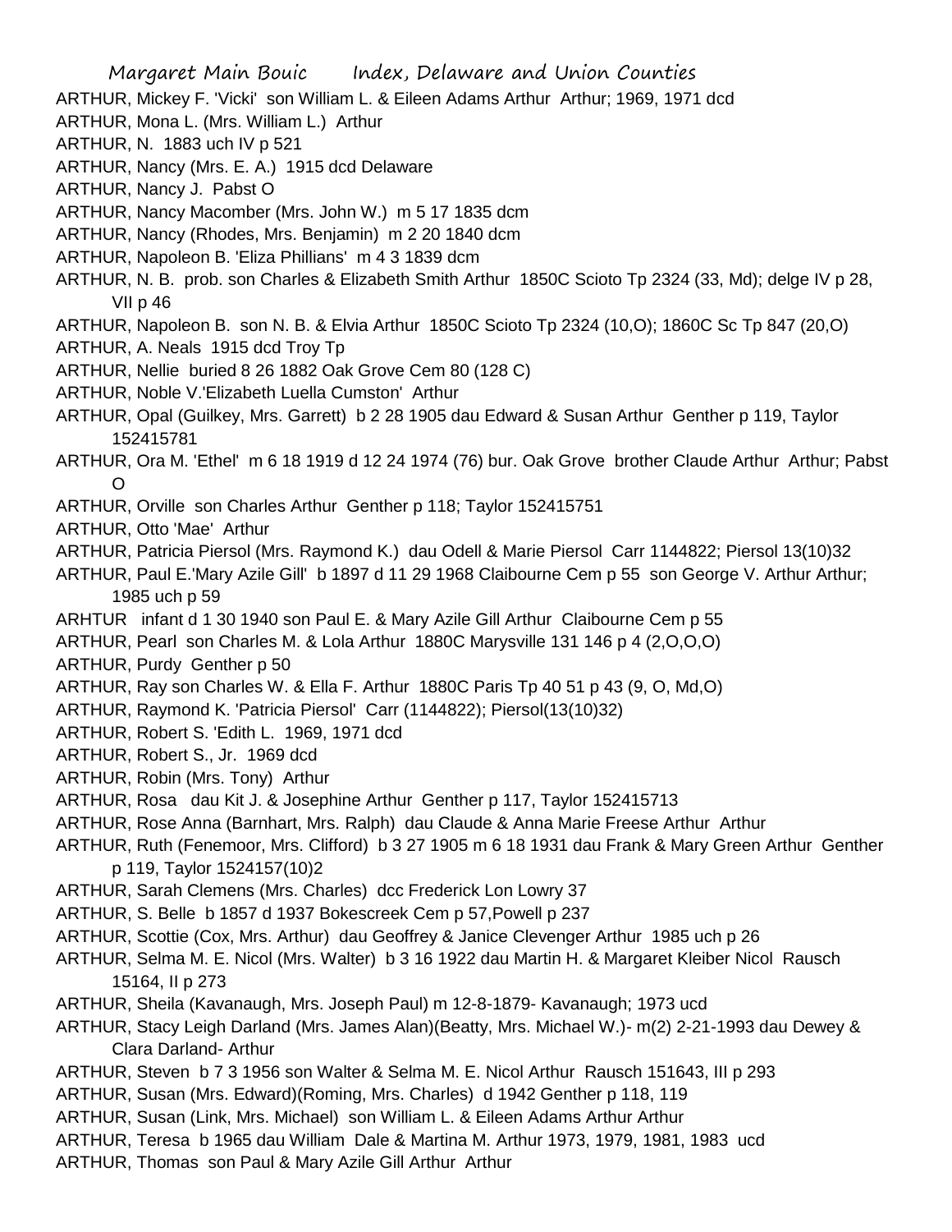ARTHUR, Mickey F. 'Vicki' son William L. & Eileen Adams Arthur Arthur; 1969, 1971 dcd

ARTHUR, Mona L. (Mrs. William L.) Arthur

ARTHUR, N. 1883 uch IV p 521

ARTHUR, Nancy (Mrs. E. A.) 1915 dcd Delaware

ARTHUR, Nancy J. Pabst O

ARTHUR, Nancy Macomber (Mrs. John W.) m 5 17 1835 dcm

ARTHUR, Nancy (Rhodes, Mrs. Benjamin) m 2 20 1840 dcm

ARTHUR, Napoleon B. 'Eliza Phillians' m 4 3 1839 dcm

ARTHUR, N. B. prob. son Charles & Elizabeth Smith Arthur 1850C Scioto Tp 2324 (33, Md); delge IV p 28, VII p 46

ARTHUR, Napoleon B. son N. B. & Elvia Arthur 1850C Scioto Tp 2324 (10,O); 1860C Sc Tp 847 (20,O)

ARTHUR, A. Neals 1915 dcd Troy Tp

ARTHUR, Nellie buried 8 26 1882 Oak Grove Cem 80 (128 C)

ARTHUR, Noble V.'Elizabeth Luella Cumston' Arthur

ARTHUR, Opal (Guilkey, Mrs. Garrett) b 2 28 1905 dau Edward & Susan Arthur Genther p 119, Taylor 152415781

ARTHUR, Ora M. 'Ethel' m 6 18 1919 d 12 24 1974 (76) bur. Oak Grove brother Claude Arthur Arthur; Pabst O

ARTHUR, Orville son Charles Arthur Genther p 118; Taylor 152415751

ARTHUR, Otto 'Mae' Arthur

ARTHUR, Patricia Piersol (Mrs. Raymond K.) dau Odell & Marie Piersol Carr 1144822; Piersol 13(10)32

ARTHUR, Paul E.'Mary Azile Gill' b 1897 d 11 29 1968 Claibourne Cem p 55 son George V. Arthur Arthur; 1985 uch p 59

ARHTUR infant d 1 30 1940 son Paul E. & Mary Azile Gill Arthur Claibourne Cem p 55

ARTHUR, Pearl son Charles M. & Lola Arthur 1880C Marysville 131 146 p 4 (2,O,O,O)

ARTHUR, Purdy Genther p 50

ARTHUR, Ray son Charles W. & Ella F. Arthur 1880C Paris Tp 40 51 p 43 (9, O, Md,O)

ARTHUR, Raymond K. 'Patricia Piersol' Carr (1144822); Piersol(13(10)32)

ARTHUR, Robert S. 'Edith L. 1969, 1971 dcd

ARTHUR, Robert S., Jr. 1969 dcd

ARTHUR, Robin (Mrs. Tony) Arthur

ARTHUR, Rosa dau Kit J. & Josephine Arthur Genther p 117, Taylor 152415713

ARTHUR, Rose Anna (Barnhart, Mrs. Ralph) dau Claude & Anna Marie Freese Arthur Arthur

ARTHUR, Ruth (Fenemoor, Mrs. Clifford) b 3 27 1905 m 6 18 1931 dau Frank & Mary Green Arthur Genther p 119, Taylor 1524157(10)2

ARTHUR, Sarah Clemens (Mrs. Charles) dcc Frederick Lon Lowry 37

ARTHUR, S. Belle b 1857 d 1937 Bokescreek Cem p 57,Powell p 237

ARTHUR, Scottie (Cox, Mrs. Arthur) dau Geoffrey & Janice Clevenger Arthur 1985 uch p 26

ARTHUR, Selma M. E. Nicol (Mrs. Walter) b 3 16 1922 dau Martin H. & Margaret Kleiber Nicol Rausch 15164, II p 273

ARTHUR, Sheila (Kavanaugh, Mrs. Joseph Paul) m 12-8-1879- Kavanaugh; 1973 ucd

ARTHUR, Stacy Leigh Darland (Mrs. James Alan)(Beatty, Mrs. Michael W.)- m(2) 2-21-1993 dau Dewey & Clara Darland- Arthur

ARTHUR, Steven b 7 3 1956 son Walter & Selma M. E. Nicol Arthur Rausch 151643, III p 293

ARTHUR, Susan (Mrs. Edward)(Roming, Mrs. Charles) d 1942 Genther p 118, 119

ARTHUR, Susan (Link, Mrs. Michael) son William L. & Eileen Adams Arthur Arthur

ARTHUR, Teresa b 1965 dau William Dale & Martina M. Arthur 1973, 1979, 1981, 1983 ucd

ARTHUR, Thomas son Paul & Mary Azile Gill Arthur Arthur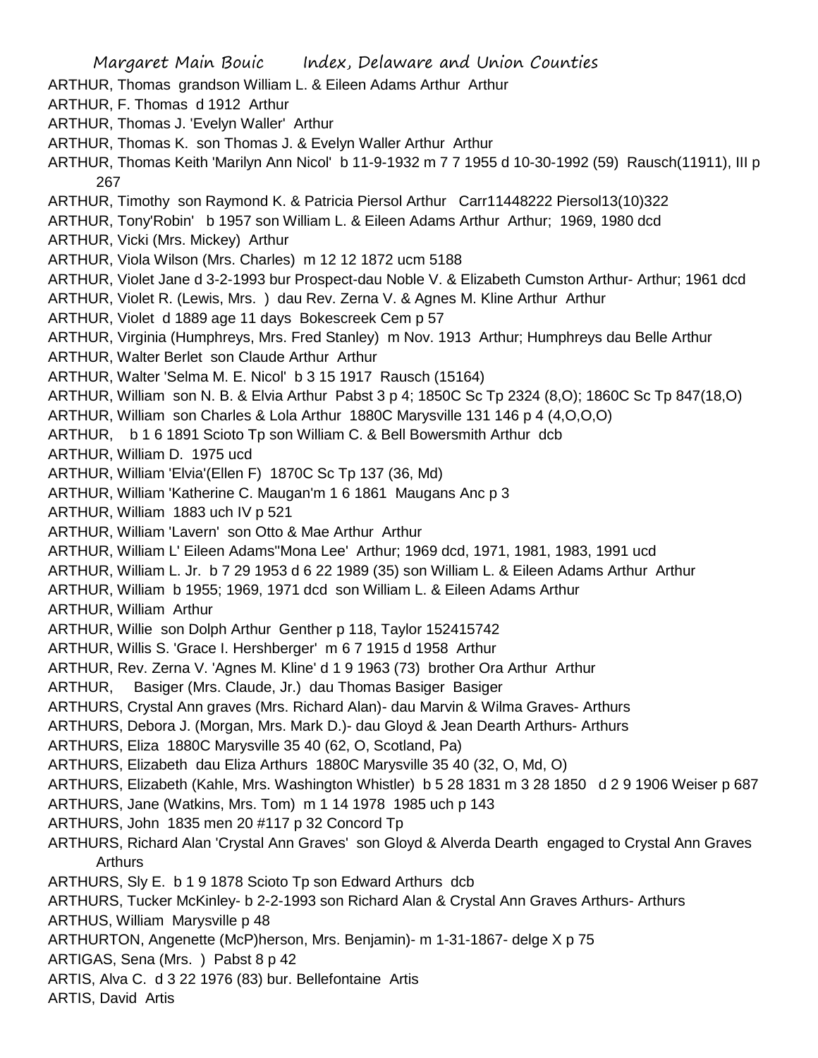ARTHUR, Thomas grandson William L. & Eileen Adams Arthur Arthur
ARTHUR, F. Thomas d 1912 Arthur
ARTHUR, Thomas J. 'Evelyn Waller' Arthur
ARTHUR, Thomas K. son Thomas J. & Evelyn Waller Arthur Arthur
ARTHUR, Thomas Keith 'Marilyn Ann Nicol' b 11-9-1932 m 7 7 1955 d 10-30-1992 (59) Rausch(11911), III p 267
ARTHUR, Timothy son Raymond K. & Patricia Piersol Arthur Carr11448222 Piersol13(10)322
ARTHUR, Tony'Robin' b 1957 son William L. & Eileen Adams Arthur Arthur; 1969, 1980 dcd
ARTHUR, Vicki (Mrs. Mickey) Arthur
ARTHUR, Viola Wilson (Mrs. Charles) m 12 12 1872 ucm 5188
ARTHUR, Violet Jane d 3-2-1993 bur Prospect-dau Noble V. & Elizabeth Cumston Arthur- Arthur; 1961 dcd
ARTHUR, Violet R. (Lewis, Mrs. ) dau Rev. Zerna V. & Agnes M. Kline Arthur Arthur
ARTHUR, Violet d 1889 age 11 days Bokescreek Cem p 57
ARTHUR, Virginia (Humphreys, Mrs. Fred Stanley) m Nov. 1913 Arthur; Humphreys dau Belle Arthur
ARTHUR, Walter Berlet son Claude Arthur Arthur
ARTHUR, Walter 'Selma M. E. Nicol' b 3 15 1917 Rausch (15164)
ARTHUR, William son N. B. & Elvia Arthur Pabst 3 p 4; 1850C Sc Tp 2324 (8,O); 1860C Sc Tp 847(18,O)
ARTHUR, William son Charles & Lola Arthur 1880C Marysville 131 146 p 4 (4,O,O,O)
ARTHUR, b 1 6 1891 Scioto Tp son William C. & Bell Bowersmith Arthur dcb
ARTHUR, William D. 1975 ucd
ARTHUR, William 'Elvia'(Ellen F) 1870C Sc Tp 137 (36, Md)
ARTHUR, William 'Katherine C. Maugan'm 1 6 1861 Maugans Anc p 3
ARTHUR, William 1883 uch IV p 521
ARTHUR, William 'Lavern' son Otto & Mae Arthur Arthur
ARTHUR, William L' Eileen Adams''Mona Lee' Arthur; 1969 dcd, 1971, 1981, 1983, 1991 ucd
ARTHUR, William L. Jr. b 7 29 1953 d 6 22 1989 (35) son William L. & Eileen Adams Arthur Arthur
ARTHUR, William b 1955; 1969, 1971 dcd son William L. & Eileen Adams Arthur
ARTHUR, William Arthur
ARTHUR, Willie son Dolph Arthur Genther p 118, Taylor 152415742
ARTHUR, Willis S. 'Grace I. Hershberger' m 6 7 1915 d 1958 Arthur
ARTHUR, Rev. Zerna V. 'Agnes M. Kline' d 1 9 1963 (73) brother Ora Arthur Arthur
ARTHUR, Basiger (Mrs. Claude, Jr.) dau Thomas Basiger Basiger
ARTHURS, Crystal Ann graves (Mrs. Richard Alan)- dau Marvin & Wilma Graves- Arthurs
ARTHURS, Debora J. (Morgan, Mrs. Mark D.)- dau Gloyd & Jean Dearth Arthurs- Arthurs
ARTHURS, Eliza 1880C Marysville 35 40 (62, O, Scotland, Pa)
ARTHURS, Elizabeth dau Eliza Arthurs 1880C Marysville 35 40 (32, O, Md, O)
ARTHURS, Elizabeth (Kahle, Mrs. Washington Whistler) b 5 28 1831 m 3 28 1850 d 2 9 1906 Weiser p 687
ARTHURS, Jane (Watkins, Mrs. Tom) m 1 14 1978 1985 uch p 143
ARTHURS, John 1835 men 20 #117 p 32 Concord Tp
ARTHURS, Richard Alan 'Crystal Ann Graves' son Gloyd & Alverda Dearth engaged to Crystal Ann Graves Arthurs
ARTHURS, Sly E. b 1 9 1878 Scioto Tp son Edward Arthurs dcb
ARTHURS, Tucker McKinley- b 2-2-1993 son Richard Alan & Crystal Ann Graves Arthurs- Arthurs
ARTHUS, William Marysville p 48
ARTHURTON, Angenette (McP)herson, Mrs. Benjamin)- m 1-31-1867- delge X p 75
ARTIGAS, Sena (Mrs. ) Pabst 8 p 42
ARTIS, Alva C. d 3 22 1976 (83) bur. Bellefontaine Artis
ARTIS, David Artis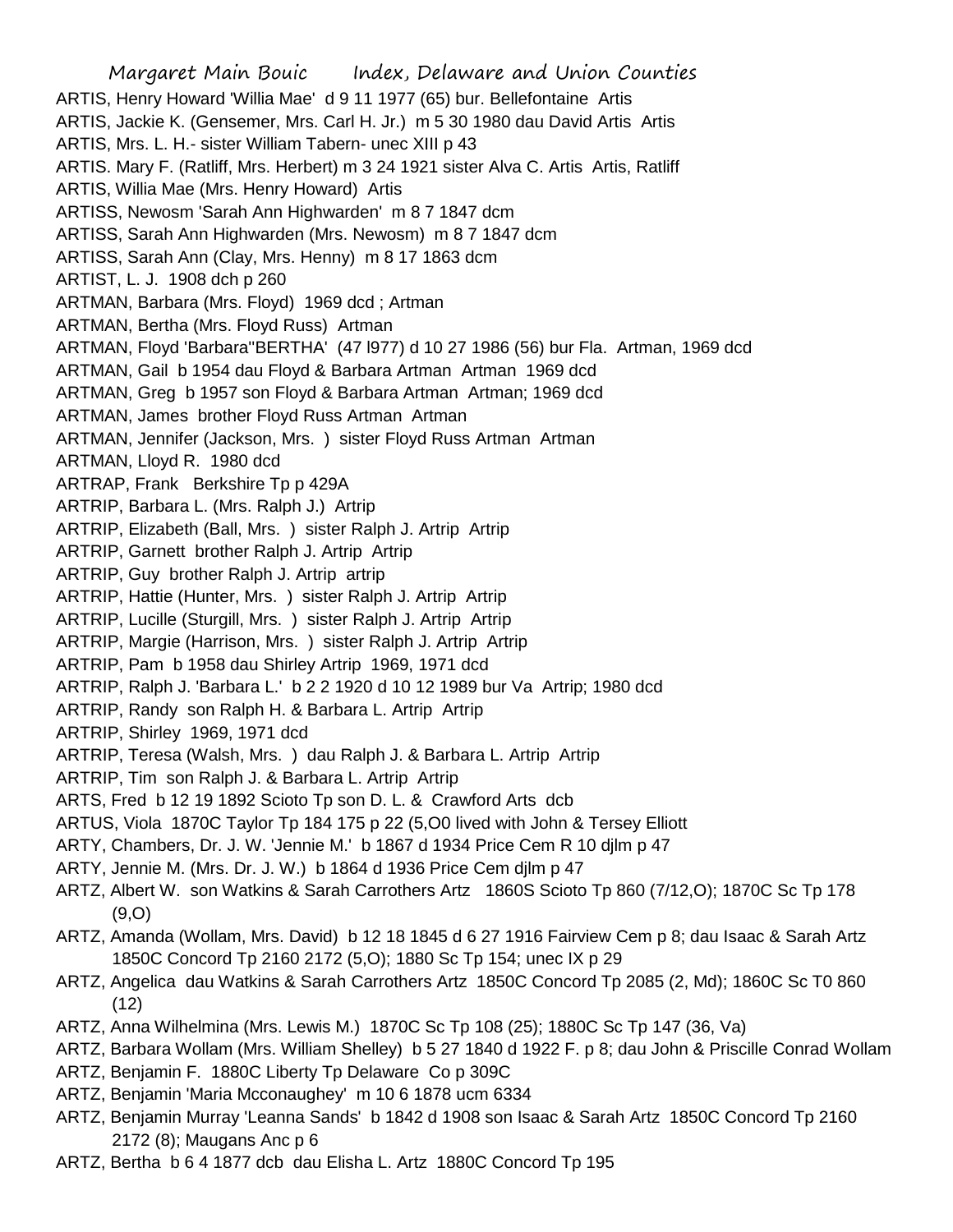ARTIS, Henry Howard 'Willia Mae' d 9 11 1977 (65) bur. Bellefontaine Artis
ARTIS, Jackie K. (Gensemer, Mrs. Carl H. Jr.) m 5 30 1980 dau David Artis Artis
ARTIS, Mrs. L. H.- sister William Tabern- unec XIII p 43
ARTIS. Mary F. (Ratliff, Mrs. Herbert) m 3 24 1921 sister Alva C. Artis Artis, Ratliff
ARTIS, Willia Mae (Mrs. Henry Howard) Artis
ARTISS, Newosm 'Sarah Ann Highwarden' m 8 7 1847 dcm
ARTISS, Sarah Ann Highwarden (Mrs. Newosm) m 8 7 1847 dcm
ARTISS, Sarah Ann (Clay, Mrs. Henny) m 8 17 1863 dcm
ARTIST, L. J. 1908 dch p 260
ARTMAN, Barbara (Mrs. Floyd) 1969 dcd ; Artman
ARTMAN, Bertha (Mrs. Floyd Russ) Artman
ARTMAN, Floyd 'Barbara''BERTHA' (47 l977) d 10 27 1986 (56) bur Fla. Artman, 1969 dcd
ARTMAN, Gail b 1954 dau Floyd & Barbara Artman Artman 1969 dcd
ARTMAN, Greg b 1957 son Floyd & Barbara Artman Artman; 1969 dcd
ARTMAN, James brother Floyd Russ Artman Artman
ARTMAN, Jennifer (Jackson, Mrs. ) sister Floyd Russ Artman Artman
ARTMAN, Lloyd R. 1980 dcd
ARTRAP, Frank Berkshire Tp p 429A
ARTRIP, Barbara L. (Mrs. Ralph J.) Artrip
ARTRIP, Elizabeth (Ball, Mrs. ) sister Ralph J. Artrip Artrip
ARTRIP, Garnett brother Ralph J. Artrip Artrip
ARTRIP, Guy brother Ralph J. Artrip artrip
ARTRIP, Hattie (Hunter, Mrs. ) sister Ralph J. Artrip Artrip
ARTRIP, Lucille (Sturgill, Mrs. ) sister Ralph J. Artrip Artrip
ARTRIP, Margie (Harrison, Mrs. ) sister Ralph J. Artrip Artrip
ARTRIP, Pam b 1958 dau Shirley Artrip 1969, 1971 dcd
ARTRIP, Ralph J. 'Barbara L.' b 2 2 1920 d 10 12 1989 bur Va Artrip; 1980 dcd
ARTRIP, Randy son Ralph H. & Barbara L. Artrip Artrip
ARTRIP, Shirley 1969, 1971 dcd
ARTRIP, Teresa (Walsh, Mrs. ) dau Ralph J. & Barbara L. Artrip Artrip
ARTRIP, Tim son Ralph J. & Barbara L. Artrip Artrip
ARTS, Fred b 12 19 1892 Scioto Tp son D. L. & Crawford Arts dcb
ARTUS, Viola 1870C Taylor Tp 184 175 p 22 (5,O0 lived with John & Tersey Elliott
ARTY, Chambers, Dr. J. W. 'Jennie M.' b 1867 d 1934 Price Cem R 10 djlm p 47
ARTY, Jennie M. (Mrs. Dr. J. W.) b 1864 d 1936 Price Cem djlm p 47
ARTZ, Albert W. son Watkins & Sarah Carrothers Artz 1860S Scioto Tp 860 (7/12,O); 1870C Sc Tp 178 (9,O)
ARTZ, Amanda (Wollam, Mrs. David) b 12 18 1845 d 6 27 1916 Fairview Cem p 8; dau Isaac & Sarah Artz 1850C Concord Tp 2160 2172 (5,O); 1880 Sc Tp 154; unec IX p 29
ARTZ, Angelica dau Watkins & Sarah Carrothers Artz 1850C Concord Tp 2085 (2, Md); 1860C Sc T0 860 (12)
ARTZ, Anna Wilhelmina (Mrs. Lewis M.) 1870C Sc Tp 108 (25); 1880C Sc Tp 147 (36, Va)
ARTZ, Barbara Wollam (Mrs. William Shelley) b 5 27 1840 d 1922 F. p 8; dau John & Priscille Conrad Wollam
ARTZ, Benjamin F. 1880C Liberty Tp Delaware Co p 309C
ARTZ, Benjamin 'Maria Mcconaughey' m 10 6 1878 ucm 6334
ARTZ, Benjamin Murray 'Leanna Sands' b 1842 d 1908 son Isaac & Sarah Artz 1850C Concord Tp 2160 2172 (8); Maugans Anc p 6
ARTZ, Bertha b 6 4 1877 dcb dau Elisha L. Artz 1880C Concord Tp 195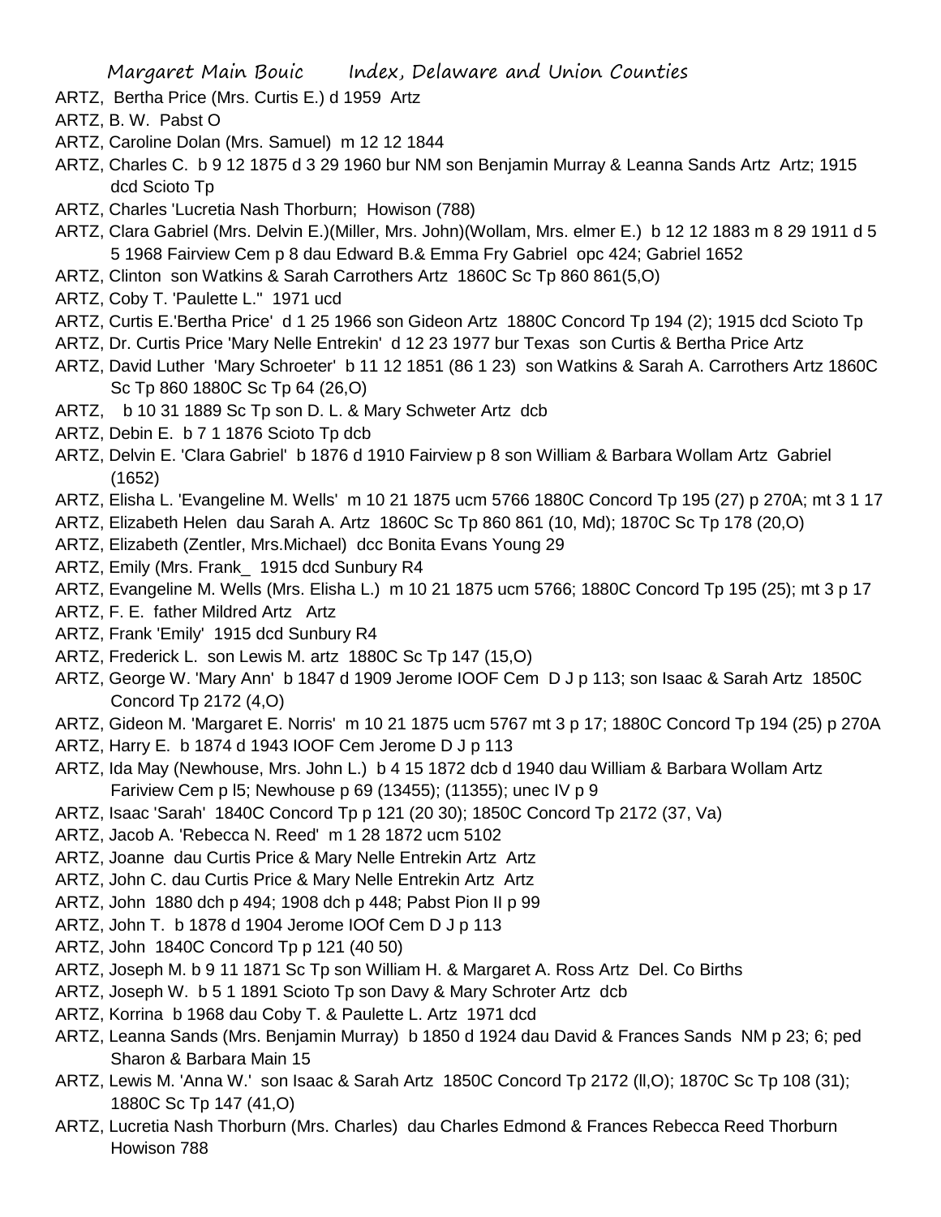ARTZ, Bertha Price (Mrs. Curtis E.) d 1959 Artz

ARTZ, B. W. Pabst O

ARTZ, Caroline Dolan (Mrs. Samuel) m 12 12 1844

ARTZ, Charles C. b 9 12 1875 d 3 29 1960 bur NM son Benjamin Murray & Leanna Sands Artz Artz; 1915 dcd Scioto Tp

ARTZ, Charles 'Lucretia Nash Thorburn; Howison (788)

ARTZ, Clara Gabriel (Mrs. Delvin E.)(Miller, Mrs. John)(Wollam, Mrs. elmer E.) b 12 12 1883 m 8 29 1911 d 5 5 1968 Fairview Cem p 8 dau Edward B.& Emma Fry Gabriel opc 424; Gabriel 1652

ARTZ, Clinton son Watkins & Sarah Carrothers Artz 1860C Sc Tp 860 861(5,O)

ARTZ, Coby T. 'Paulette L." 1971 ucd

ARTZ, Curtis E.'Bertha Price' d 1 25 1966 son Gideon Artz 1880C Concord Tp 194 (2); 1915 dcd Scioto Tp

ARTZ, Dr. Curtis Price 'Mary Nelle Entrekin' d 12 23 1977 bur Texas son Curtis & Bertha Price Artz

ARTZ, David Luther 'Mary Schroeter' b 11 12 1851 (86 1 23) son Watkins & Sarah A. Carrothers Artz 1860C Sc Tp 860 1880C Sc Tp 64 (26,O)

ARTZ, b 10 31 1889 Sc Tp son D. L. & Mary Schweter Artz dcb

ARTZ, Debin E. b 7 1 1876 Scioto Tp dcb

ARTZ, Delvin E. 'Clara Gabriel' b 1876 d 1910 Fairview p 8 son William & Barbara Wollam Artz Gabriel (1652)

ARTZ, Elisha L. 'Evangeline M. Wells' m 10 21 1875 ucm 5766 1880C Concord Tp 195 (27) p 270A; mt 3 1 17

ARTZ, Elizabeth Helen dau Sarah A. Artz 1860C Sc Tp 860 861 (10, Md); 1870C Sc Tp 178 (20,O)

ARTZ, Elizabeth (Zentler, Mrs.Michael) dcc Bonita Evans Young 29

ARTZ, Emily (Mrs. Frank_ 1915 dcd Sunbury R4

ARTZ, Evangeline M. Wells (Mrs. Elisha L.) m 10 21 1875 ucm 5766; 1880C Concord Tp 195 (25); mt 3 p 17

ARTZ, F. E. father Mildred Artz Artz

ARTZ, Frank 'Emily' 1915 dcd Sunbury R4

ARTZ, Frederick L. son Lewis M. artz 1880C Sc Tp 147 (15,O)

ARTZ, George W. 'Mary Ann' b 1847 d 1909 Jerome IOOF Cem D J p 113; son Isaac & Sarah Artz 1850C Concord Tp 2172 (4,O)

ARTZ, Gideon M. 'Margaret E. Norris' m 10 21 1875 ucm 5767 mt 3 p 17; 1880C Concord Tp 194 (25) p 270A

ARTZ, Harry E. b 1874 d 1943 IOOF Cem Jerome D J p 113

ARTZ, Ida May (Newhouse, Mrs. John L.) b 4 15 1872 dcb d 1940 dau William & Barbara Wollam Artz Fariview Cem p l5; Newhouse p 69 (13455); (11355); unec IV p 9

ARTZ, Isaac 'Sarah' 1840C Concord Tp p 121 (20 30); 1850C Concord Tp 2172 (37, Va)

ARTZ, Jacob A. 'Rebecca N. Reed' m 1 28 1872 ucm 5102

ARTZ, Joanne dau Curtis Price & Mary Nelle Entrekin Artz Artz

ARTZ, John C. dau Curtis Price & Mary Nelle Entrekin Artz Artz

ARTZ, John 1880 dch p 494; 1908 dch p 448; Pabst Pion II p 99

ARTZ, John T. b 1878 d 1904 Jerome IOOf Cem D J p 113

ARTZ, John 1840C Concord Tp p 121 (40 50)

ARTZ, Joseph M. b 9 11 1871 Sc Tp son William H. & Margaret A. Ross Artz Del. Co Births

ARTZ, Joseph W. b 5 1 1891 Scioto Tp son Davy & Mary Schroter Artz dcb

ARTZ, Korrina b 1968 dau Coby T. & Paulette L. Artz 1971 dcd

ARTZ, Leanna Sands (Mrs. Benjamin Murray) b 1850 d 1924 dau David & Frances Sands NM p 23; 6; ped Sharon & Barbara Main 15

ARTZ, Lewis M. 'Anna W.' son Isaac & Sarah Artz 1850C Concord Tp 2172 (ll,O); 1870C Sc Tp 108 (31); 1880C Sc Tp 147 (41,O)

ARTZ, Lucretia Nash Thorburn (Mrs. Charles) dau Charles Edmond & Frances Rebecca Reed Thorburn Howison 788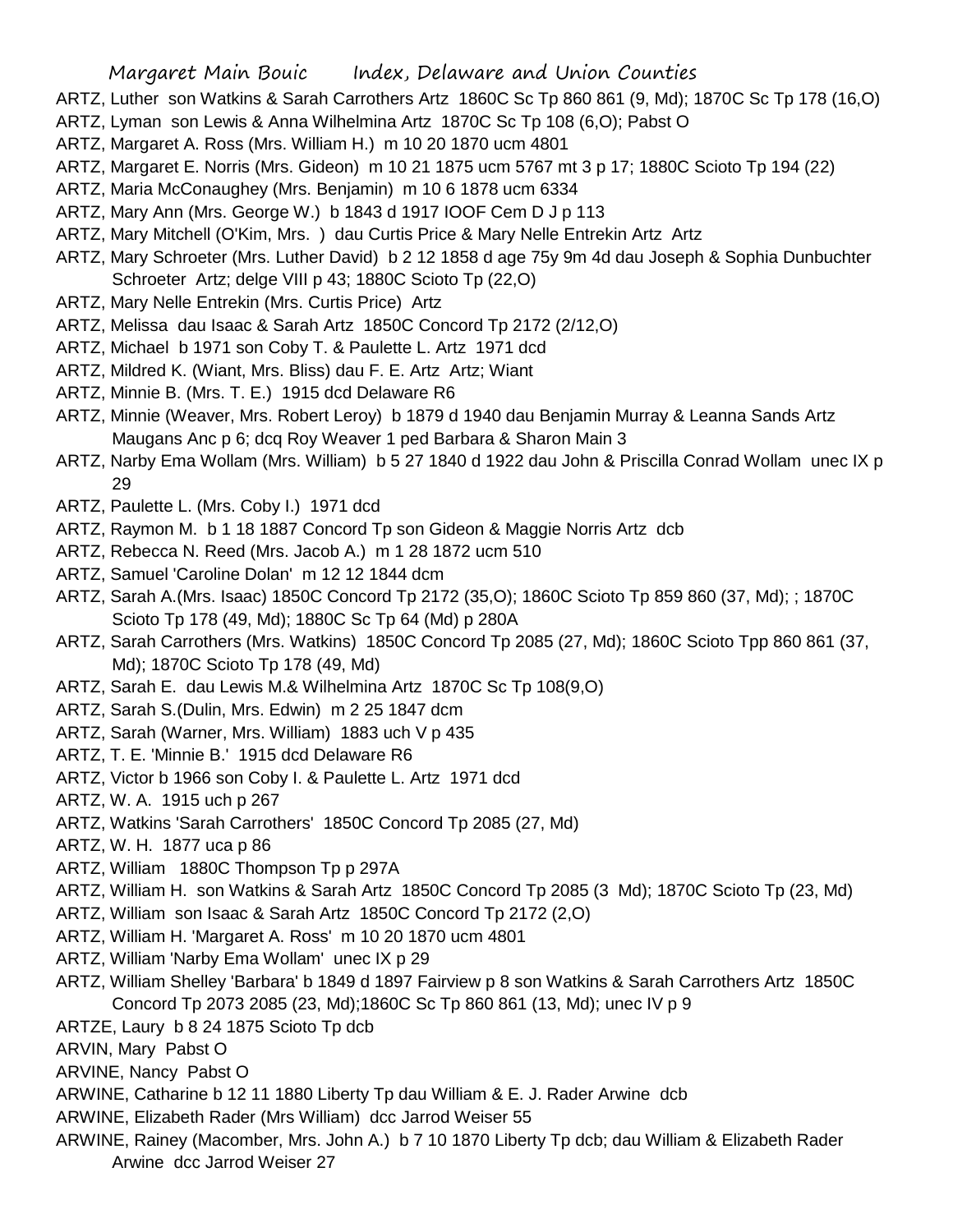ARTZ, Luther son Watkins & Sarah Carrothers Artz 1860C Sc Tp 860 861 (9, Md); 1870C Sc Tp 178 (16,O)

ARTZ, Lyman son Lewis & Anna Wilhelmina Artz 1870C Sc Tp 108 (6,O); Pabst O

ARTZ, Margaret A. Ross (Mrs. William H.) m 10 20 1870 ucm 4801

ARTZ, Margaret E. Norris (Mrs. Gideon) m 10 21 1875 ucm 5767 mt 3 p 17; 1880C Scioto Tp 194 (22)

ARTZ, Maria McConaughey (Mrs. Benjamin) m 10 6 1878 ucm 6334

ARTZ, Mary Ann (Mrs. George W.) b 1843 d 1917 IOOF Cem D J p 113

ARTZ, Mary Mitchell (O'Kim, Mrs. ) dau Curtis Price & Mary Nelle Entrekin Artz Artz

ARTZ, Mary Schroeter (Mrs. Luther David) b 2 12 1858 d age 75y 9m 4d dau Joseph & Sophia Dunbuchter Schroeter Artz; delge VIII p 43; 1880C Scioto Tp (22,O)

ARTZ, Mary Nelle Entrekin (Mrs. Curtis Price) Artz

ARTZ, Melissa dau Isaac & Sarah Artz 1850C Concord Tp 2172 (2/12,O)

ARTZ, Michael b 1971 son Coby T. & Paulette L. Artz 1971 dcd

ARTZ, Mildred K. (Wiant, Mrs. Bliss) dau F. E. Artz Artz; Wiant

ARTZ, Minnie B. (Mrs. T. E.) 1915 dcd Delaware R6

ARTZ, Minnie (Weaver, Mrs. Robert Leroy) b 1879 d 1940 dau Benjamin Murray & Leanna Sands Artz Maugans Anc p 6; dcq Roy Weaver 1 ped Barbara & Sharon Main 3

ARTZ, Narby Ema Wollam (Mrs. William) b 5 27 1840 d 1922 dau John & Priscilla Conrad Wollam unec IX p 29

ARTZ, Paulette L. (Mrs. Coby I.) 1971 dcd

ARTZ, Raymon M. b 1 18 1887 Concord Tp son Gideon & Maggie Norris Artz dcb

ARTZ, Rebecca N. Reed (Mrs. Jacob A.) m 1 28 1872 ucm 510

ARTZ, Samuel 'Caroline Dolan' m 12 12 1844 dcm

ARTZ, Sarah A.(Mrs. Isaac) 1850C Concord Tp 2172 (35,O); 1860C Scioto Tp 859 860 (37, Md); ; 1870C Scioto Tp 178 (49, Md); 1880C Sc Tp 64 (Md) p 280A

ARTZ, Sarah Carrothers (Mrs. Watkins) 1850C Concord Tp 2085 (27, Md); 1860C Scioto Tpp 860 861 (37, Md); 1870C Scioto Tp 178 (49, Md)

ARTZ, Sarah E. dau Lewis M.& Wilhelmina Artz 1870C Sc Tp 108(9,O)

ARTZ, Sarah S.(Dulin, Mrs. Edwin) m 2 25 1847 dcm

ARTZ, Sarah (Warner, Mrs. William) 1883 uch V p 435

ARTZ, T. E. 'Minnie B.' 1915 dcd Delaware R6

ARTZ, Victor b 1966 son Coby I. & Paulette L. Artz 1971 dcd

ARTZ, W. A. 1915 uch p 267

ARTZ, Watkins 'Sarah Carrothers' 1850C Concord Tp 2085 (27, Md)

ARTZ, W. H. 1877 uca p 86

ARTZ, William 1880C Thompson Tp p 297A

ARTZ, William H. son Watkins & Sarah Artz 1850C Concord Tp 2085 (3 Md); 1870C Scioto Tp (23, Md)

ARTZ, William son Isaac & Sarah Artz 1850C Concord Tp 2172 (2,O)

ARTZ, William H. 'Margaret A. Ross' m 10 20 1870 ucm 4801

ARTZ, William 'Narby Ema Wollam' unec IX p 29

ARTZ, William Shelley 'Barbara' b 1849 d 1897 Fairview p 8 son Watkins & Sarah Carrothers Artz 1850C Concord Tp 2073 2085 (23, Md);1860C Sc Tp 860 861 (13, Md); unec IV p 9

ARTZE, Laury b 8 24 1875 Scioto Tp dcb

ARVIN, Mary Pabst O

ARVINE, Nancy Pabst O

ARWINE, Catharine b 12 11 1880 Liberty Tp dau William & E. J. Rader Arwine dcb

ARWINE, Elizabeth Rader (Mrs William) dcc Jarrod Weiser 55

ARWINE, Rainey (Macomber, Mrs. John A.) b 7 10 1870 Liberty Tp dcb; dau William & Elizabeth Rader Arwine dcc Jarrod Weiser 27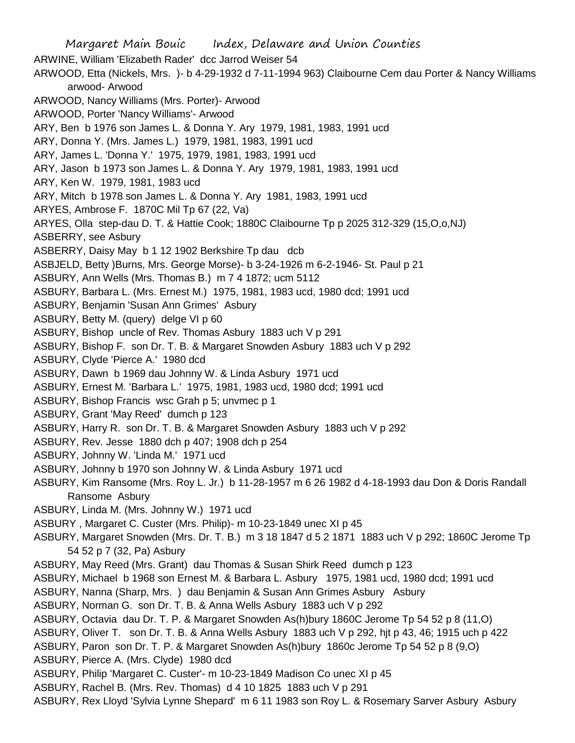ARWINE, William 'Elizabeth Rader' dcc Jarrod Weiser 54

ARWOOD, Etta (Nickels, Mrs. )- b 4-29-1932 d 7-11-1994 963) Claibourne Cem dau Porter & Nancy Williams arwood- Arwood

ARWOOD, Nancy Williams (Mrs. Porter)- Arwood

ARWOOD, Porter 'Nancy Williams'- Arwood

ARY, Ben b 1976 son James L. & Donna Y. Ary 1979, 1981, 1983, 1991 ucd

ARY, Donna Y. (Mrs. James L.) 1979, 1981, 1983, 1991 ucd

ARY, James L. 'Donna Y.' 1975, 1979, 1981, 1983, 1991 ucd

ARY, Jason b 1973 son James L. & Donna Y. Ary 1979, 1981, 1983, 1991 ucd

ARY, Ken W. 1979, 1981, 1983 ucd

ARY, Mitch b 1978 son James L. & Donna Y. Ary 1981, 1983, 1991 ucd

ARYES, Ambrose F. 1870C Mil Tp 67 (22, Va)

ARYES, Olla step-dau D. T. & Hattie Cook; 1880C Claibourne Tp p 2025 312-329 (15,O,o,NJ)

ASBERRY, see Asbury

ASBERRY, Daisy May b 1 12 1902 Berkshire Tp dau dcb

ASBJELD, Betty )Burns, Mrs. George Morse)- b 3-24-1926 m 6-2-1946- St. Paul p 21

ASBURY, Ann Wells (Mrs. Thomas B.) m 7 4 1872; ucm 5112

ASBURY, Barbara L. (Mrs. Ernest M.) 1975, 1981, 1983 ucd, 1980 dcd; 1991 ucd

ASBURY, Benjamin 'Susan Ann Grimes' Asbury

ASBURY, Betty M. (query) delge VI p 60

ASBURY, Bishop uncle of Rev. Thomas Asbury 1883 uch V p 291

ASBURY, Bishop F. son Dr. T. B. & Margaret Snowden Asbury 1883 uch V p 292

ASBURY, Clyde 'Pierce A.' 1980 dcd

ASBURY, Dawn b 1969 dau Johnny W. & Linda Asbury 1971 ucd

ASBURY, Ernest M. 'Barbara L.' 1975, 1981, 1983 ucd, 1980 dcd; 1991 ucd

ASBURY, Bishop Francis wsc Grah p 5; unvmec p 1

ASBURY, Grant 'May Reed' dumch p 123

ASBURY, Harry R. son Dr. T. B. & Margaret Snowden Asbury 1883 uch V p 292

ASBURY, Rev. Jesse 1880 dch p 407; 1908 dch p 254

ASBURY, Johnny W. 'Linda M.' 1971 ucd

ASBURY, Johnny b 1970 son Johnny W. & Linda Asbury 1971 ucd

ASBURY, Kim Ransome (Mrs. Roy L. Jr.) b 11-28-1957 m 6 26 1982 d 4-18-1993 dau Don & Doris Randall Ransome Asbury

ASBURY, Linda M. (Mrs. Johnny W.) 1971 ucd

ASBURY , Margaret C. Custer (Mrs. Philip)- m 10-23-1849 unec XI p 45

ASBURY, Margaret Snowden (Mrs. Dr. T. B.) m 3 18 1847 d 5 2 1871 1883 uch V p 292; 1860C Jerome Tp 54 52 p 7 (32, Pa) Asbury

ASBURY, May Reed (Mrs. Grant) dau Thomas & Susan Shirk Reed dumch p 123

ASBURY, Michael b 1968 son Ernest M. & Barbara L. Asbury 1975, 1981 ucd, 1980 dcd; 1991 ucd

ASBURY, Nanna (Sharp, Mrs. ) dau Benjamin & Susan Ann Grimes Asbury Asbury

ASBURY, Norman G. son Dr. T. B. & Anna Wells Asbury 1883 uch V p 292

ASBURY, Octavia dau Dr. T. P. & Margaret Snowden As(h)bury 1860C Jerome Tp 54 52 p 8 (11,O)

ASBURY, Oliver T. son Dr. T. B. & Anna Wells Asbury 1883 uch V p 292, hjt p 43, 46; 1915 uch p 422

ASBURY, Paron son Dr. T. P. & Margaret Snowden As(h)bury 1860c Jerome Tp 54 52 p 8 (9,O)

ASBURY, Pierce A. (Mrs. Clyde) 1980 dcd

ASBURY, Philip 'Margaret C. Custer'- m 10-23-1849 Madison Co unec XI p 45

ASBURY, Rachel B. (Mrs. Rev. Thomas) d 4 10 1825 1883 uch V p 291

ASBURY, Rex Lloyd 'Sylvia Lynne Shepard' m 6 11 1983 son Roy L. & Rosemary Sarver Asbury Asbury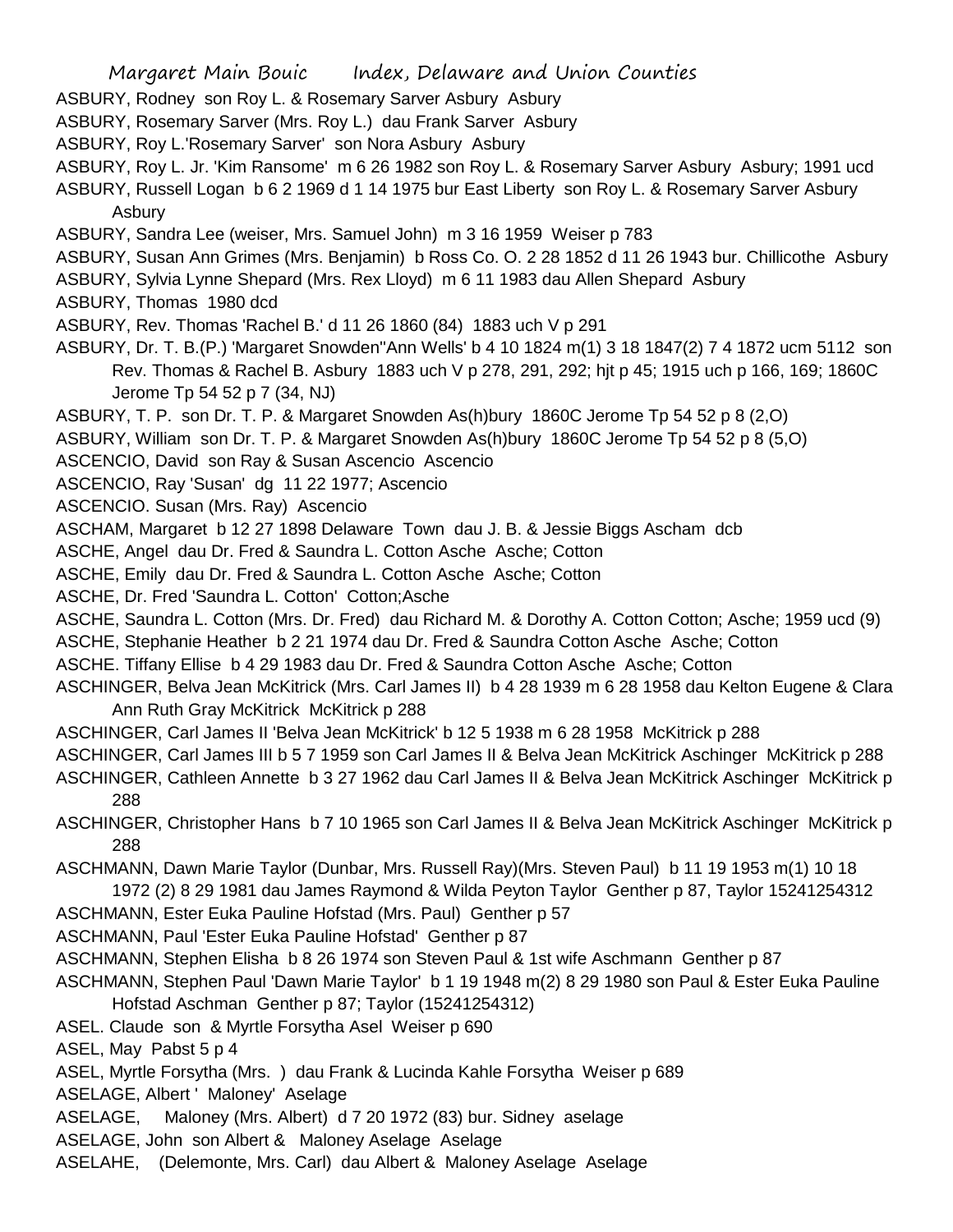ASBURY, Rodney son Roy L. & Rosemary Sarver Asbury Asbury

ASBURY, Rosemary Sarver (Mrs. Roy L.) dau Frank Sarver Asbury

ASBURY, Roy L.'Rosemary Sarver' son Nora Asbury Asbury

ASBURY, Roy L. Jr. 'Kim Ransome' m 6 26 1982 son Roy L. & Rosemary Sarver Asbury Asbury; 1991 ucd

ASBURY, Russell Logan b 6 2 1969 d 1 14 1975 bur East Liberty son Roy L. & Rosemary Sarver Asbury Asbury

ASBURY, Sandra Lee (weiser, Mrs. Samuel John) m 3 16 1959 Weiser p 783

ASBURY, Susan Ann Grimes (Mrs. Benjamin) b Ross Co. O. 2 28 1852 d 11 26 1943 bur. Chillicothe Asbury

ASBURY, Sylvia Lynne Shepard (Mrs. Rex Lloyd) m 6 11 1983 dau Allen Shepard Asbury

ASBURY, Thomas 1980 dcd

ASBURY, Rev. Thomas 'Rachel B.' d 11 26 1860 (84) 1883 uch V p 291

ASBURY, Dr. T. B.(P.) 'Margaret Snowden''Ann Wells' b 4 10 1824 m(1) 3 18 1847(2) 7 4 1872 ucm 5112 son Rev. Thomas & Rachel B. Asbury 1883 uch V p 278, 291, 292; hjt p 45; 1915 uch p 166, 169; 1860C Jerome Tp 54 52 p 7 (34, NJ)

ASBURY, T. P. son Dr. T. P. & Margaret Snowden As(h)bury 1860C Jerome Tp 54 52 p 8 (2,O)

ASBURY, William son Dr. T. P. & Margaret Snowden As(h)bury 1860C Jerome Tp 54 52 p 8 (5,O)

ASCENCIO, David son Ray & Susan Ascencio Ascencio

ASCENCIO, Ray 'Susan' dg 11 22 1977; Ascencio

ASCENCIO. Susan (Mrs. Ray) Ascencio

ASCHAM, Margaret b 12 27 1898 Delaware Town dau J. B. & Jessie Biggs Ascham dcb

ASCHE, Angel dau Dr. Fred & Saundra L. Cotton Asche Asche; Cotton

ASCHE, Emily dau Dr. Fred & Saundra L. Cotton Asche Asche; Cotton

ASCHE, Dr. Fred 'Saundra L. Cotton' Cotton;Asche

ASCHE, Saundra L. Cotton (Mrs. Dr. Fred) dau Richard M. & Dorothy A. Cotton Cotton; Asche; 1959 ucd (9)

ASCHE, Stephanie Heather b 2 21 1974 dau Dr. Fred & Saundra Cotton Asche Asche; Cotton

ASCHE. Tiffany Ellise b 4 29 1983 dau Dr. Fred & Saundra Cotton Asche Asche; Cotton

ASCHINGER, Belva Jean McKitrick (Mrs. Carl James II) b 4 28 1939 m 6 28 1958 dau Kelton Eugene & Clara Ann Ruth Gray McKitrick McKitrick p 288

ASCHINGER, Carl James II 'Belva Jean McKitrick' b 12 5 1938 m 6 28 1958 McKitrick p 288

ASCHINGER, Carl James III b 5 7 1959 son Carl James II & Belva Jean McKitrick Aschinger McKitrick p 288

ASCHINGER, Cathleen Annette b 3 27 1962 dau Carl James II & Belva Jean McKitrick Aschinger McKitrick p 288

ASCHINGER, Christopher Hans b 7 10 1965 son Carl James II & Belva Jean McKitrick Aschinger McKitrick p 288

ASCHMANN, Dawn Marie Taylor (Dunbar, Mrs. Russell Ray)(Mrs. Steven Paul) b 11 19 1953 m(1) 10 18 1972 (2) 8 29 1981 dau James Raymond & Wilda Peyton Taylor Genther p 87, Taylor 15241254312

ASCHMANN, Ester Euka Pauline Hofstad (Mrs. Paul) Genther p 57

ASCHMANN, Paul 'Ester Euka Pauline Hofstad' Genther p 87

ASCHMANN, Stephen Elisha b 8 26 1974 son Steven Paul & 1st wife Aschmann Genther p 87

ASCHMANN, Stephen Paul 'Dawn Marie Taylor' b 1 19 1948 m(2) 8 29 1980 son Paul & Ester Euka Pauline Hofstad Aschman Genther p 87; Taylor (15241254312)

ASEL. Claude son & Myrtle Forsytha Asel Weiser p 690

ASEL, May Pabst 5 p 4

ASEL, Myrtle Forsytha (Mrs. ) dau Frank & Lucinda Kahle Forsytha Weiser p 689

ASELAGE, Albert ' Maloney' Aselage

ASELAGE, Maloney (Mrs. Albert) d 7 20 1972 (83) bur. Sidney aselage

ASELAGE, John son Albert & Maloney Aselage Aselage

ASELAHE, (Delemonte, Mrs. Carl) dau Albert & Maloney Aselage Aselage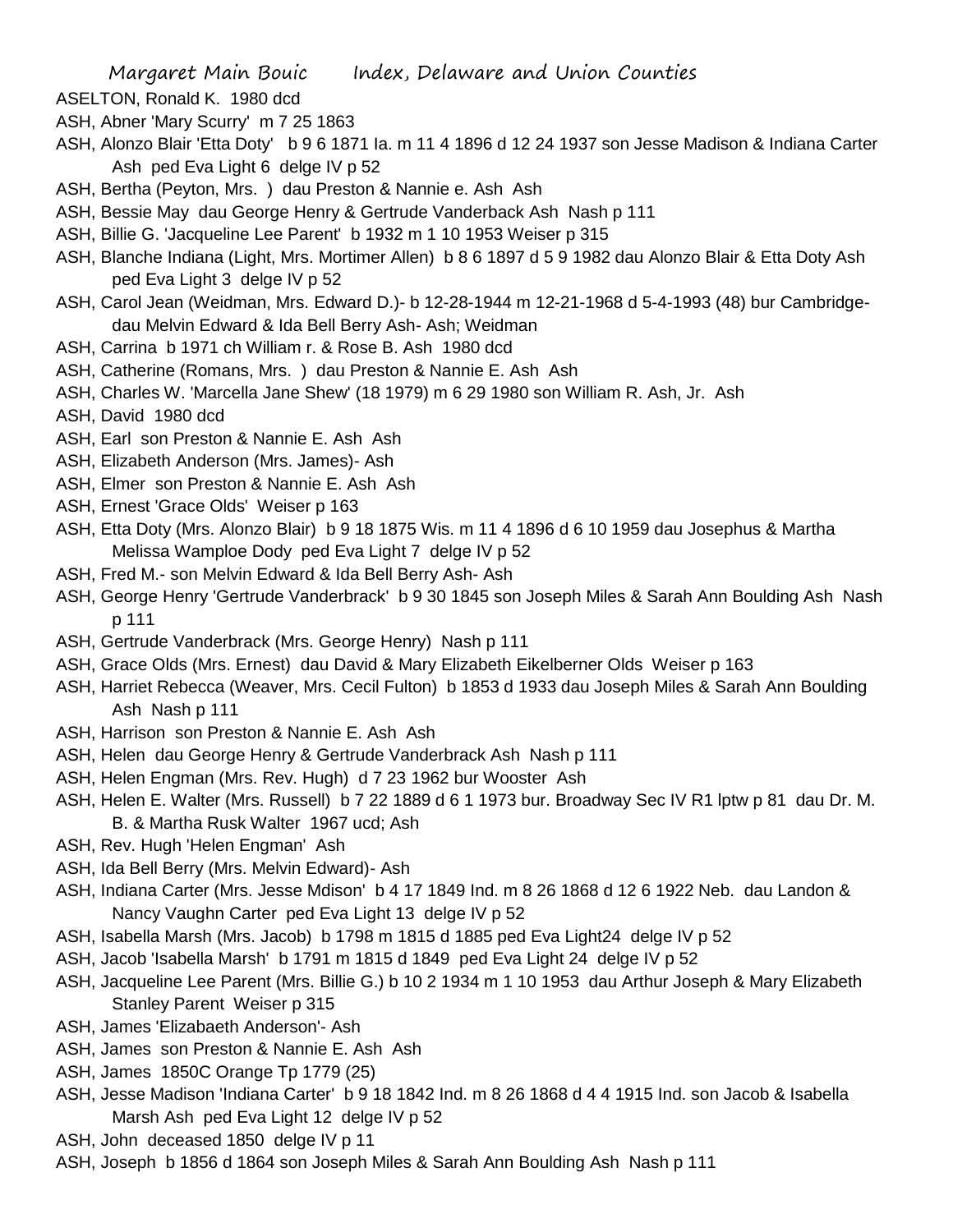ASELTON, Ronald K. 1980 dcd

ASH, Abner 'Mary Scurry' m 7 25 1863

ASH, Alonzo Blair 'Etta Doty' b 9 6 1871 Ia. m 11 4 1896 d 12 24 1937 son Jesse Madison & Indiana Carter Ash ped Eva Light 6 delge IV p 52

ASH, Bertha (Peyton, Mrs. ) dau Preston & Nannie e. Ash Ash

ASH, Bessie May dau George Henry & Gertrude Vanderback Ash Nash p 111

ASH, Billie G. 'Jacqueline Lee Parent' b 1932 m 1 10 1953 Weiser p 315

ASH, Blanche Indiana (Light, Mrs. Mortimer Allen) b 8 6 1897 d 5 9 1982 dau Alonzo Blair & Etta Doty Ash ped Eva Light 3 delge IV p 52

ASH, Carol Jean (Weidman, Mrs. Edward D.)- b 12-28-1944 m 12-21-1968 d 5-4-1993 (48) bur Cambridge- dau Melvin Edward & Ida Bell Berry Ash- Ash; Weidman

ASH, Carrina b 1971 ch William r. & Rose B. Ash 1980 dcd

ASH, Catherine (Romans, Mrs. ) dau Preston & Nannie E. Ash Ash

ASH, Charles W. 'Marcella Jane Shew' (18 1979) m 6 29 1980 son William R. Ash, Jr. Ash

ASH, David 1980 dcd

ASH, Earl son Preston & Nannie E. Ash Ash

ASH, Elizabeth Anderson (Mrs. James)- Ash

ASH, Elmer son Preston & Nannie E. Ash Ash

ASH, Ernest 'Grace Olds' Weiser p 163

ASH, Etta Doty (Mrs. Alonzo Blair) b 9 18 1875 Wis. m 11 4 1896 d 6 10 1959 dau Josephus & Martha Melissa Wamploe Dody ped Eva Light 7 delge IV p 52

ASH, Fred M.- son Melvin Edward & Ida Bell Berry Ash- Ash

ASH, George Henry 'Gertrude Vanderbrack' b 9 30 1845 son Joseph Miles & Sarah Ann Boulding Ash Nash p 111

ASH, Gertrude Vanderbrack (Mrs. George Henry) Nash p 111

ASH, Grace Olds (Mrs. Ernest) dau David & Mary Elizabeth Eikelberner Olds Weiser p 163

ASH, Harriet Rebecca (Weaver, Mrs. Cecil Fulton) b 1853 d 1933 dau Joseph Miles & Sarah Ann Boulding Ash Nash p 111

ASH, Harrison son Preston & Nannie E. Ash Ash

ASH, Helen dau George Henry & Gertrude Vanderbrack Ash Nash p 111

ASH, Helen Engman (Mrs. Rev. Hugh) d 7 23 1962 bur Wooster Ash

ASH, Helen E. Walter (Mrs. Russell) b 7 22 1889 d 6 1 1973 bur. Broadway Sec IV R1 lptw p 81 dau Dr. M. B. & Martha Rusk Walter 1967 ucd; Ash

ASH, Rev. Hugh 'Helen Engman' Ash

ASH, Ida Bell Berry (Mrs. Melvin Edward)- Ash

ASH, Indiana Carter (Mrs. Jesse Mdison' b 4 17 1849 Ind. m 8 26 1868 d 12 6 1922 Neb. dau Landon & Nancy Vaughn Carter ped Eva Light 13 delge IV p 52

ASH, Isabella Marsh (Mrs. Jacob) b 1798 m 1815 d 1885 ped Eva Light24 delge IV p 52

ASH, Jacob 'Isabella Marsh' b 1791 m 1815 d 1849 ped Eva Light 24 delge IV p 52

ASH, Jacqueline Lee Parent (Mrs. Billie G.) b 10 2 1934 m 1 10 1953 dau Arthur Joseph & Mary Elizabeth Stanley Parent Weiser p 315

ASH, James 'Elizabaeth Anderson'- Ash

ASH, James son Preston & Nannie E. Ash Ash

ASH, James 1850C Orange Tp 1779 (25)

ASH, Jesse Madison 'Indiana Carter' b 9 18 1842 Ind. m 8 26 1868 d 4 4 1915 Ind. son Jacob & Isabella Marsh Ash ped Eva Light 12 delge IV p 52

ASH, John deceased 1850 delge IV p 11

ASH, Joseph b 1856 d 1864 son Joseph Miles & Sarah Ann Boulding Ash Nash p 111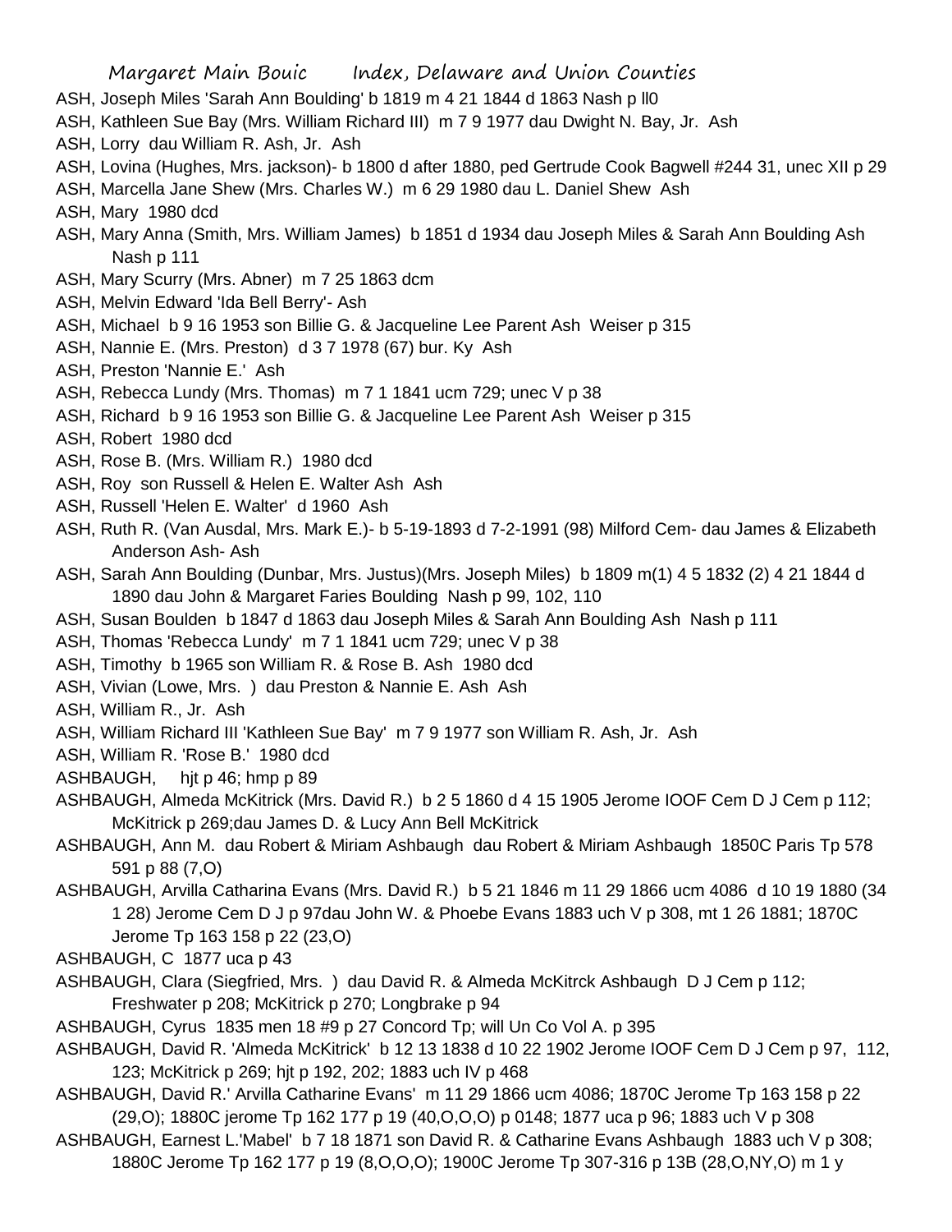ASH, Joseph Miles 'Sarah Ann Boulding' b 1819 m 4 21 1844 d 1863 Nash p ll0

ASH, Kathleen Sue Bay (Mrs. William Richard III) m 7 9 1977 dau Dwight N. Bay, Jr. Ash

ASH, Lorry dau William R. Ash, Jr. Ash

ASH, Lovina (Hughes, Mrs. jackson)- b 1800 d after 1880, ped Gertrude Cook Bagwell #244 31, unec XII p 29

ASH, Marcella Jane Shew (Mrs. Charles W.) m 6 29 1980 dau L. Daniel Shew Ash

ASH, Mary 1980 dcd

ASH, Mary Anna (Smith, Mrs. William James) b 1851 d 1934 dau Joseph Miles & Sarah Ann Boulding Ash Nash p 111

ASH, Mary Scurry (Mrs. Abner) m 7 25 1863 dcm

ASH, Melvin Edward 'Ida Bell Berry'- Ash

ASH, Michael b 9 16 1953 son Billie G. & Jacqueline Lee Parent Ash Weiser p 315

ASH, Nannie E. (Mrs. Preston) d 3 7 1978 (67) bur. Ky Ash

ASH, Preston 'Nannie E.' Ash

ASH, Rebecca Lundy (Mrs. Thomas) m 7 1 1841 ucm 729; unec V p 38

ASH, Richard b 9 16 1953 son Billie G. & Jacqueline Lee Parent Ash Weiser p 315

ASH, Robert 1980 dcd

ASH, Rose B. (Mrs. William R.) 1980 dcd

ASH, Roy son Russell & Helen E. Walter Ash Ash

ASH, Russell 'Helen E. Walter' d 1960 Ash

ASH, Ruth R. (Van Ausdal, Mrs. Mark E.)- b 5-19-1893 d 7-2-1991 (98) Milford Cem- dau James & Elizabeth Anderson Ash- Ash

ASH, Sarah Ann Boulding (Dunbar, Mrs. Justus)(Mrs. Joseph Miles) b 1809 m(1) 4 5 1832 (2) 4 21 1844 d 1890 dau John & Margaret Faries Boulding Nash p 99, 102, 110

ASH, Susan Boulden b 1847 d 1863 dau Joseph Miles & Sarah Ann Boulding Ash Nash p 111

ASH, Thomas 'Rebecca Lundy' m 7 1 1841 ucm 729; unec V p 38

ASH, Timothy b 1965 son William R. & Rose B. Ash 1980 dcd

ASH, Vivian (Lowe, Mrs. ) dau Preston & Nannie E. Ash Ash

ASH, William R., Jr. Ash

ASH, William Richard III 'Kathleen Sue Bay' m 7 9 1977 son William R. Ash, Jr. Ash

ASH, William R. 'Rose B.' 1980 dcd

ASHBAUGH, hjt p 46; hmp p 89

ASHBAUGH, Almeda McKitrick (Mrs. David R.) b 2 5 1860 d 4 15 1905 Jerome IOOF Cem D J Cem p 112; McKitrick p 269;dau James D. & Lucy Ann Bell McKitrick

ASHBAUGH, Ann M. dau Robert & Miriam Ashbaugh dau Robert & Miriam Ashbaugh 1850C Paris Tp 578 591 p 88 (7,O)

ASHBAUGH, Arvilla Catharina Evans (Mrs. David R.) b 5 21 1846 m 11 29 1866 ucm 4086 d 10 19 1880 (34 1 28) Jerome Cem D J p 97dau John W. & Phoebe Evans 1883 uch V p 308, mt 1 26 1881; 1870C Jerome Tp 163 158 p 22 (23,O)

ASHBAUGH, C 1877 uca p 43

ASHBAUGH, Clara (Siegfried, Mrs. ) dau David R. & Almeda McKitrck Ashbaugh D J Cem p 112; Freshwater p 208; McKitrick p 270; Longbrake p 94

ASHBAUGH, Cyrus 1835 men 18 #9 p 27 Concord Tp; will Un Co Vol A. p 395

ASHBAUGH, David R. 'Almeda McKitrick' b 12 13 1838 d 10 22 1902 Jerome IOOF Cem D J Cem p 97, 112, 123; McKitrick p 269; hjt p 192, 202; 1883 uch IV p 468

ASHBAUGH, David R.' Arvilla Catharine Evans' m 11 29 1866 ucm 4086; 1870C Jerome Tp 163 158 p 22 (29,O); 1880C jerome Tp 162 177 p 19 (40,O,O,O) p 0148; 1877 uca p 96; 1883 uch V p 308

ASHBAUGH, Earnest L.'Mabel' b 7 18 1871 son David R. & Catharine Evans Ashbaugh 1883 uch V p 308; 1880C Jerome Tp 162 177 p 19 (8,O,O,O); 1900C Jerome Tp 307-316 p 13B (28,O,NY,O) m 1 y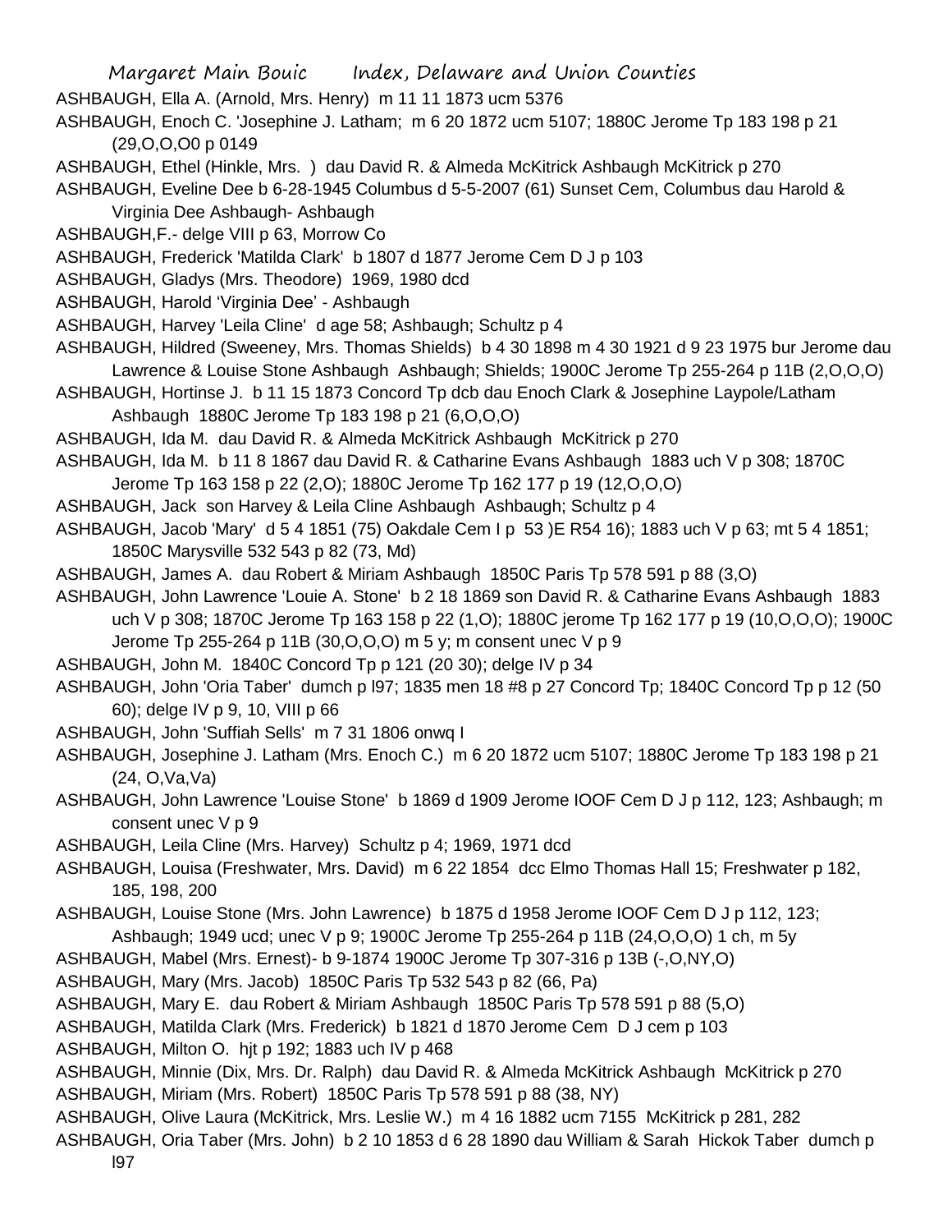ASHBAUGH, Ella A. (Arnold, Mrs. Henry) m 11 11 1873 ucm 5376

ASHBAUGH, Enoch C. 'Josephine J. Latham; m 6 20 1872 ucm 5107; 1880C Jerome Tp 183 198 p 21 (29,O,O,O0 p 0149

ASHBAUGH, Ethel (Hinkle, Mrs. ) dau David R. & Almeda McKitrick Ashbaugh McKitrick p 270

ASHBAUGH, Eveline Dee b 6-28-1945 Columbus d 5-5-2007 (61) Sunset Cem, Columbus dau Harold & Virginia Dee Ashbaugh- Ashbaugh

ASHBAUGH,F.- delge VIII p 63, Morrow Co

ASHBAUGH, Frederick 'Matilda Clark' b 1807 d 1877 Jerome Cem D J p 103

ASHBAUGH, Gladys (Mrs. Theodore) 1969, 1980 dcd

ASHBAUGH, Harold 'Virginia Dee' - Ashbaugh

ASHBAUGH, Harvey 'Leila Cline' d age 58; Ashbaugh; Schultz p 4

ASHBAUGH, Hildred (Sweeney, Mrs. Thomas Shields) b 4 30 1898 m 4 30 1921 d 9 23 1975 bur Jerome dau Lawrence & Louise Stone Ashbaugh Ashbaugh; Shields; 1900C Jerome Tp 255-264 p 11B (2,O,O,O)

ASHBAUGH, Hortinse J. b 11 15 1873 Concord Tp dcb dau Enoch Clark & Josephine Laypole/Latham Ashbaugh 1880C Jerome Tp 183 198 p 21 (6,O,O,O)

ASHBAUGH, Ida M. dau David R. & Almeda McKitrick Ashbaugh McKitrick p 270

ASHBAUGH, Ida M. b 11 8 1867 dau David R. & Catharine Evans Ashbaugh 1883 uch V p 308; 1870C Jerome Tp 163 158 p 22 (2,O); 1880C Jerome Tp 162 177 p 19 (12,O,O,O)

ASHBAUGH, Jack son Harvey & Leila Cline Ashbaugh Ashbaugh; Schultz p 4

ASHBAUGH, Jacob 'Mary' d 5 4 1851 (75) Oakdale Cem I p 53 )E R54 16); 1883 uch V p 63; mt 5 4 1851; 1850C Marysville 532 543 p 82 (73, Md)

ASHBAUGH, James A. dau Robert & Miriam Ashbaugh 1850C Paris Tp 578 591 p 88 (3,O)

ASHBAUGH, John Lawrence 'Louie A. Stone' b 2 18 1869 son David R. & Catharine Evans Ashbaugh 1883 uch V p 308; 1870C Jerome Tp 163 158 p 22 (1,O); 1880C jerome Tp 162 177 p 19 (10,O,O,O); 1900C Jerome Tp 255-264 p 11B (30,O,O,O) m 5 y; m consent unec V p 9

ASHBAUGH, John M. 1840C Concord Tp p 121 (20 30); delge IV p 34

ASHBAUGH, John 'Oria Taber' dumch p l97; 1835 men 18 #8 p 27 Concord Tp; 1840C Concord Tp p 12 (50 60); delge IV p 9, 10, VIII p 66

ASHBAUGH, John 'Suffiah Sells' m 7 31 1806 onwq I

ASHBAUGH, Josephine J. Latham (Mrs. Enoch C.) m 6 20 1872 ucm 5107; 1880C Jerome Tp 183 198 p 21 (24, O,Va,Va)

ASHBAUGH, John Lawrence 'Louise Stone' b 1869 d 1909 Jerome IOOF Cem D J p 112, 123; Ashbaugh; m consent unec V p 9

ASHBAUGH, Leila Cline (Mrs. Harvey) Schultz p 4; 1969, 1971 dcd

ASHBAUGH, Louisa (Freshwater, Mrs. David) m 6 22 1854 dcc Elmo Thomas Hall 15; Freshwater p 182, 185, 198, 200

ASHBAUGH, Louise Stone (Mrs. John Lawrence) b 1875 d 1958 Jerome IOOF Cem D J p 112, 123; Ashbaugh; 1949 ucd; unec V p 9; 1900C Jerome Tp 255-264 p 11B (24,O,O,O) 1 ch, m 5y

ASHBAUGH, Mabel (Mrs. Ernest)- b 9-1874 1900C Jerome Tp 307-316 p 13B (-,O,NY,O)

ASHBAUGH, Mary (Mrs. Jacob) 1850C Paris Tp 532 543 p 82 (66, Pa)

ASHBAUGH, Mary E. dau Robert & Miriam Ashbaugh 1850C Paris Tp 578 591 p 88 (5,O)

ASHBAUGH, Matilda Clark (Mrs. Frederick) b 1821 d 1870 Jerome Cem D J cem p 103

ASHBAUGH, Milton O. hjt p 192; 1883 uch IV p 468

ASHBAUGH, Minnie (Dix, Mrs. Dr. Ralph) dau David R. & Almeda McKitrick Ashbaugh McKitrick p 270

ASHBAUGH, Miriam (Mrs. Robert) 1850C Paris Tp 578 591 p 88 (38, NY)

ASHBAUGH, Olive Laura (McKitrick, Mrs. Leslie W.) m 4 16 1882 ucm 7155 McKitrick p 281, 282

ASHBAUGH, Oria Taber (Mrs. John) b 2 10 1853 d 6 28 1890 dau William & Sarah Hickok Taber dumch p l97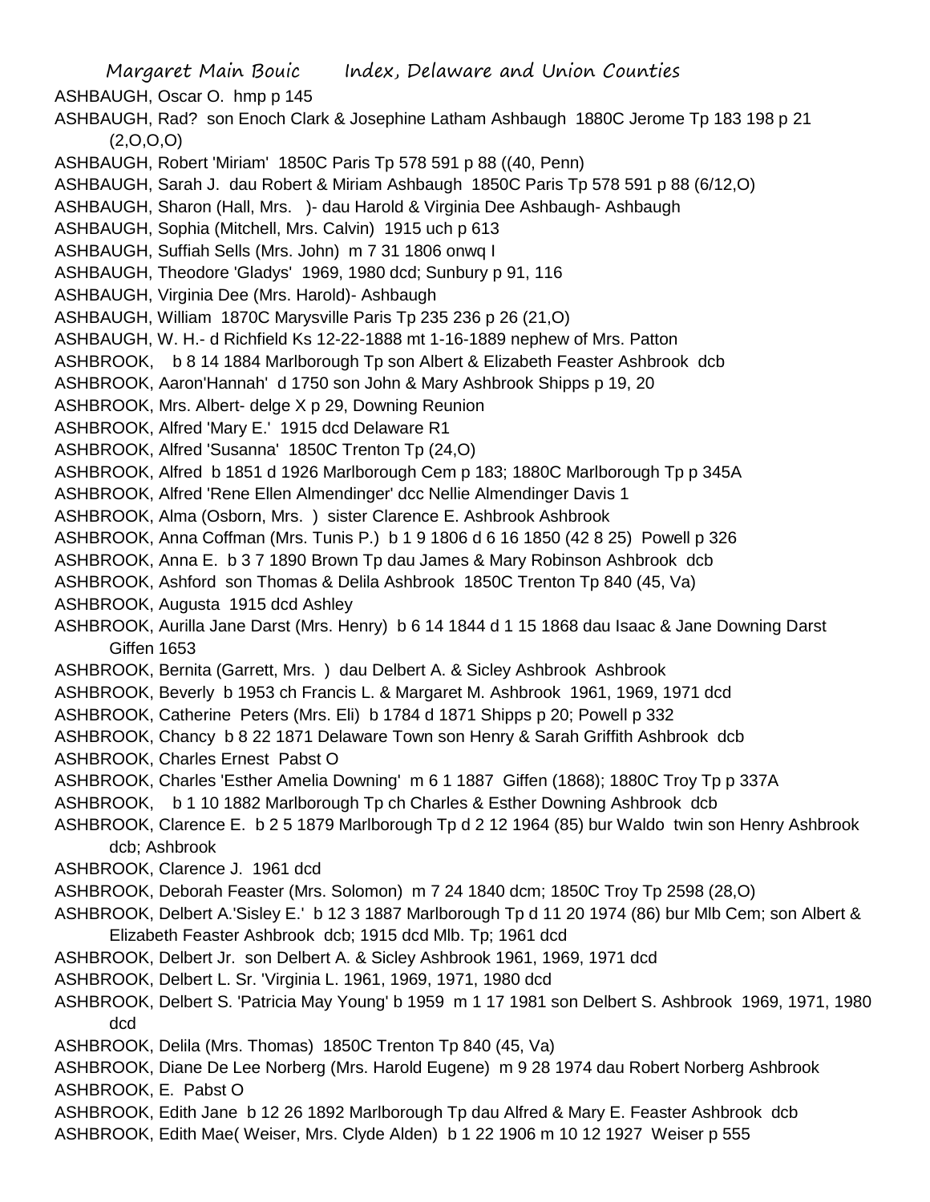ASHBAUGH, Oscar O. hmp p 145

ASHBAUGH, Rad? son Enoch Clark & Josephine Latham Ashbaugh 1880C Jerome Tp 183 198 p 21 (2,O,O,O)

ASHBAUGH, Robert 'Miriam' 1850C Paris Tp 578 591 p 88 ((40, Penn)

ASHBAUGH, Sarah J. dau Robert & Miriam Ashbaugh 1850C Paris Tp 578 591 p 88 (6/12,O)

ASHBAUGH, Sharon (Hall, Mrs. )- dau Harold & Virginia Dee Ashbaugh- Ashbaugh

ASHBAUGH, Sophia (Mitchell, Mrs. Calvin) 1915 uch p 613

ASHBAUGH, Suffiah Sells (Mrs. John) m 7 31 1806 onwq I

ASHBAUGH, Theodore 'Gladys' 1969, 1980 dcd; Sunbury p 91, 116

ASHBAUGH, Virginia Dee (Mrs. Harold)- Ashbaugh

ASHBAUGH, William 1870C Marysville Paris Tp 235 236 p 26 (21,O)

ASHBAUGH, W. H.- d Richfield Ks 12-22-1888 mt 1-16-1889 nephew of Mrs. Patton

ASHBROOK, b 8 14 1884 Marlborough Tp son Albert & Elizabeth Feaster Ashbrook dcb

ASHBROOK, Aaron'Hannah' d 1750 son John & Mary Ashbrook Shipps p 19, 20

ASHBROOK, Mrs. Albert- delge X p 29, Downing Reunion

ASHBROOK, Alfred 'Mary E.' 1915 dcd Delaware R1

ASHBROOK, Alfred 'Susanna' 1850C Trenton Tp (24,O)

ASHBROOK, Alfred b 1851 d 1926 Marlborough Cem p 183; 1880C Marlborough Tp p 345A

ASHBROOK, Alfred 'Rene Ellen Almendinger' dcc Nellie Almendinger Davis 1

ASHBROOK, Alma (Osborn, Mrs. ) sister Clarence E. Ashbrook Ashbrook

ASHBROOK, Anna Coffman (Mrs. Tunis P.) b 1 9 1806 d 6 16 1850 (42 8 25) Powell p 326

ASHBROOK, Anna E. b 3 7 1890 Brown Tp dau James & Mary Robinson Ashbrook dcb

ASHBROOK, Ashford son Thomas & Delila Ashbrook 1850C Trenton Tp 840 (45, Va)

ASHBROOK, Augusta 1915 dcd Ashley

ASHBROOK, Aurilla Jane Darst (Mrs. Henry) b 6 14 1844 d 1 15 1868 dau Isaac & Jane Downing Darst Giffen 1653

ASHBROOK, Bernita (Garrett, Mrs. ) dau Delbert A. & Sicley Ashbrook Ashbrook

ASHBROOK, Beverly b 1953 ch Francis L. & Margaret M. Ashbrook 1961, 1969, 1971 dcd

ASHBROOK, Catherine Peters (Mrs. Eli) b 1784 d 1871 Shipps p 20; Powell p 332

ASHBROOK, Chancy b 8 22 1871 Delaware Town son Henry & Sarah Griffith Ashbrook dcb

ASHBROOK, Charles Ernest Pabst O

ASHBROOK, Charles 'Esther Amelia Downing' m 6 1 1887 Giffen (1868); 1880C Troy Tp p 337A

ASHBROOK, b 1 10 1882 Marlborough Tp ch Charles & Esther Downing Ashbrook dcb

ASHBROOK, Clarence E. b 2 5 1879 Marlborough Tp d 2 12 1964 (85) bur Waldo twin son Henry Ashbrook dcb; Ashbrook

ASHBROOK, Clarence J. 1961 dcd

ASHBROOK, Deborah Feaster (Mrs. Solomon) m 7 24 1840 dcm; 1850C Troy Tp 2598 (28,O)

ASHBROOK, Delbert A.'Sisley E.' b 12 3 1887 Marlborough Tp d 11 20 1974 (86) bur Mlb Cem; son Albert & Elizabeth Feaster Ashbrook dcb; 1915 dcd Mlb. Tp; 1961 dcd

ASHBROOK, Delbert Jr. son Delbert A. & Sicley Ashbrook 1961, 1969, 1971 dcd

ASHBROOK, Delbert L. Sr. 'Virginia L. 1961, 1969, 1971, 1980 dcd

ASHBROOK, Delbert S. 'Patricia May Young' b 1959 m 1 17 1981 son Delbert S. Ashbrook 1969, 1971, 1980 dcd

ASHBROOK, Delila (Mrs. Thomas) 1850C Trenton Tp 840 (45, Va)

ASHBROOK, Diane De Lee Norberg (Mrs. Harold Eugene) m 9 28 1974 dau Robert Norberg Ashbrook

ASHBROOK, E. Pabst O

ASHBROOK, Edith Jane b 12 26 1892 Marlborough Tp dau Alfred & Mary E. Feaster Ashbrook dcb

ASHBROOK, Edith Mae( Weiser, Mrs. Clyde Alden) b 1 22 1906 m 10 12 1927 Weiser p 555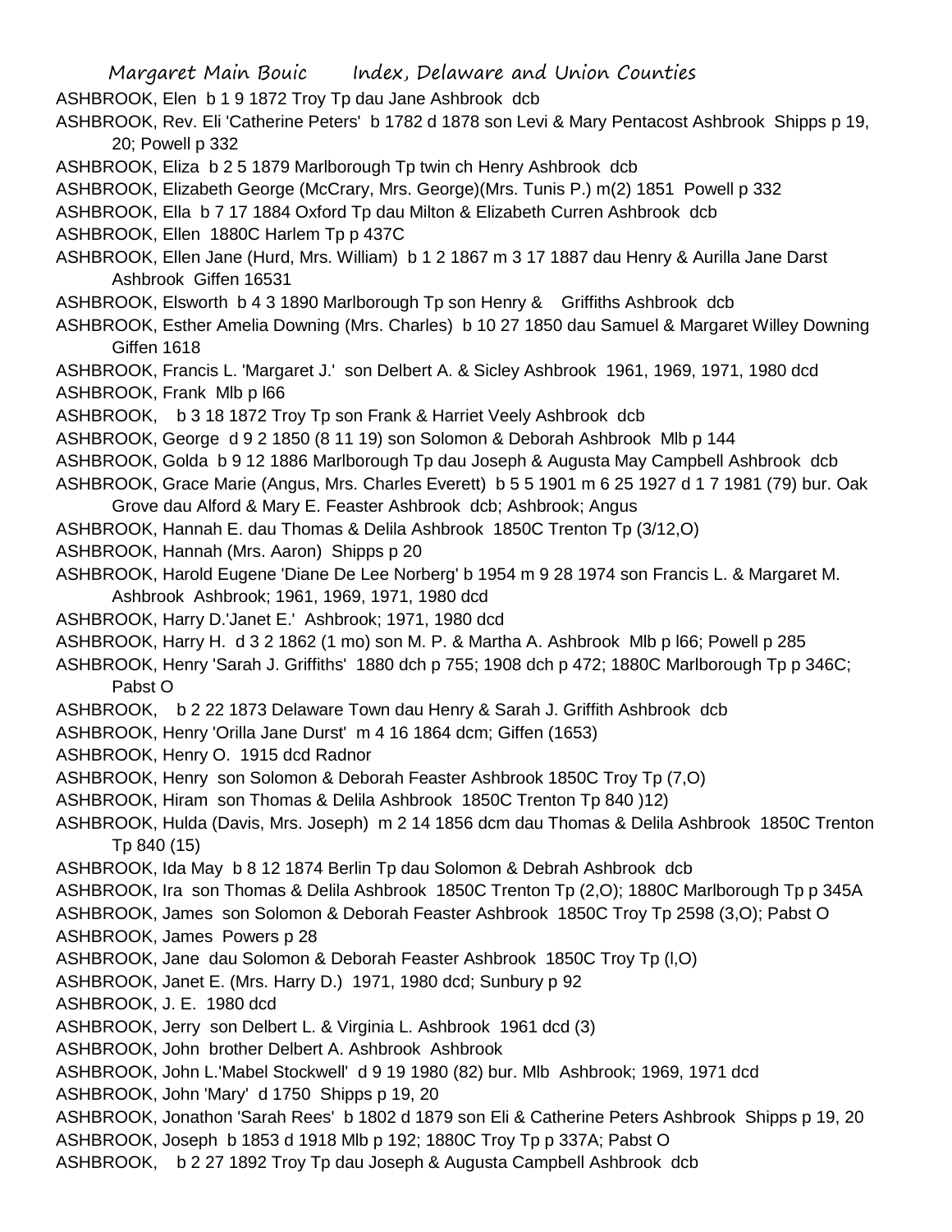ASHBROOK, Elen b 1 9 1872 Troy Tp dau Jane Ashbrook dcb

ASHBROOK, Rev. Eli 'Catherine Peters' b 1782 d 1878 son Levi & Mary Pentacost Ashbrook Shipps p 19, 20; Powell p 332

ASHBROOK, Eliza b 2 5 1879 Marlborough Tp twin ch Henry Ashbrook dcb

ASHBROOK, Elizabeth George (McCrary, Mrs. George)(Mrs. Tunis P.) m(2) 1851 Powell p 332

ASHBROOK, Ella b 7 17 1884 Oxford Tp dau Milton & Elizabeth Curren Ashbrook dcb

ASHBROOK, Ellen 1880C Harlem Tp p 437C

ASHBROOK, Ellen Jane (Hurd, Mrs. William) b 1 2 1867 m 3 17 1887 dau Henry & Aurilla Jane Darst Ashbrook Giffen 16531

ASHBROOK, Elsworth b 4 3 1890 Marlborough Tp son Henry & Griffiths Ashbrook dcb

ASHBROOK, Esther Amelia Downing (Mrs. Charles) b 10 27 1850 dau Samuel & Margaret Willey Downing Giffen 1618

ASHBROOK, Francis L. 'Margaret J.' son Delbert A. & Sicley Ashbrook 1961, 1969, 1971, 1980 dcd

ASHBROOK, Frank Mlb p l66

ASHBROOK, b 3 18 1872 Troy Tp son Frank & Harriet Veely Ashbrook dcb

ASHBROOK, George d 9 2 1850 (8 11 19) son Solomon & Deborah Ashbrook Mlb p 144

ASHBROOK, Golda b 9 12 1886 Marlborough Tp dau Joseph & Augusta May Campbell Ashbrook dcb

ASHBROOK, Grace Marie (Angus, Mrs. Charles Everett) b 5 5 1901 m 6 25 1927 d 1 7 1981 (79) bur. Oak Grove dau Alford & Mary E. Feaster Ashbrook dcb; Ashbrook; Angus

ASHBROOK, Hannah E. dau Thomas & Delila Ashbrook 1850C Trenton Tp (3/12,O)

ASHBROOK, Hannah (Mrs. Aaron) Shipps p 20

ASHBROOK, Harold Eugene 'Diane De Lee Norberg' b 1954 m 9 28 1974 son Francis L. & Margaret M. Ashbrook Ashbrook; 1961, 1969, 1971, 1980 dcd

ASHBROOK, Harry D.'Janet E.' Ashbrook; 1971, 1980 dcd

ASHBROOK, Harry H. d 3 2 1862 (1 mo) son M. P. & Martha A. Ashbrook Mlb p l66; Powell p 285

ASHBROOK, Henry 'Sarah J. Griffiths' 1880 dch p 755; 1908 dch p 472; 1880C Marlborough Tp p 346C; Pabst O

ASHBROOK, b 2 22 1873 Delaware Town dau Henry & Sarah J. Griffith Ashbrook dcb

ASHBROOK, Henry 'Orilla Jane Durst' m 4 16 1864 dcm; Giffen (1653)

ASHBROOK, Henry O. 1915 dcd Radnor

ASHBROOK, Henry son Solomon & Deborah Feaster Ashbrook 1850C Troy Tp (7,O)

ASHBROOK, Hiram son Thomas & Delila Ashbrook 1850C Trenton Tp 840 )12)

ASHBROOK, Hulda (Davis, Mrs. Joseph) m 2 14 1856 dcm dau Thomas & Delila Ashbrook 1850C Trenton Tp 840 (15)

ASHBROOK, Ida May b 8 12 1874 Berlin Tp dau Solomon & Debrah Ashbrook dcb

ASHBROOK, Ira son Thomas & Delila Ashbrook 1850C Trenton Tp (2,O); 1880C Marlborough Tp p 345A

ASHBROOK, James son Solomon & Deborah Feaster Ashbrook 1850C Troy Tp 2598 (3,O); Pabst O

ASHBROOK, James Powers p 28

ASHBROOK, Jane dau Solomon & Deborah Feaster Ashbrook 1850C Troy Tp (l,O)

ASHBROOK, Janet E. (Mrs. Harry D.) 1971, 1980 dcd; Sunbury p 92

ASHBROOK, J. E. 1980 dcd

ASHBROOK, Jerry son Delbert L. & Virginia L. Ashbrook 1961 dcd (3)

ASHBROOK, John brother Delbert A. Ashbrook Ashbrook

ASHBROOK, John L.'Mabel Stockwell' d 9 19 1980 (82) bur. Mlb Ashbrook; 1969, 1971 dcd

ASHBROOK, John 'Mary' d 1750 Shipps p 19, 20

ASHBROOK, Jonathon 'Sarah Rees' b 1802 d 1879 son Eli & Catherine Peters Ashbrook Shipps p 19, 20

ASHBROOK, Joseph b 1853 d 1918 Mlb p 192; 1880C Troy Tp p 337A; Pabst O

ASHBROOK, b 2 27 1892 Troy Tp dau Joseph & Augusta Campbell Ashbrook dcb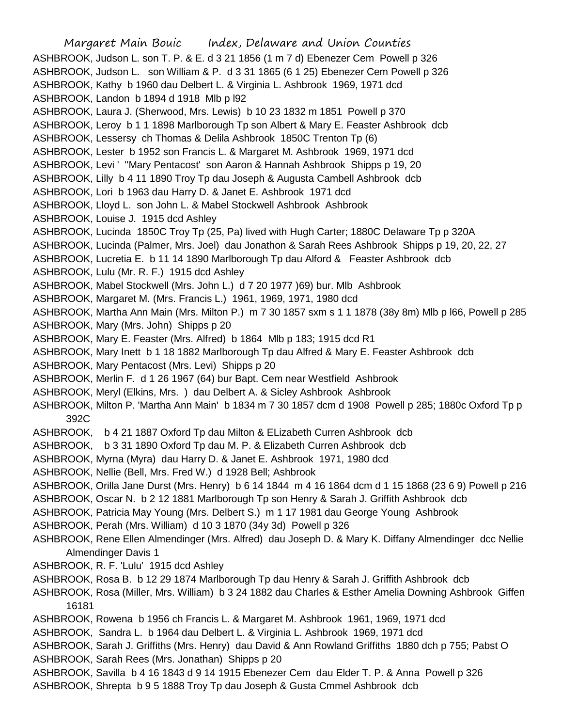ASHBROOK, Judson L. son T. P. & E. d 3 21 1856 (1 m 7 d) Ebenezer Cem Powell p 326
ASHBROOK, Judson L. son William & P. d 3 31 1865 (6 1 25) Ebenezer Cem Powell p 326
ASHBROOK, Kathy b 1960 dau Delbert L. & Virginia L. Ashbrook 1969, 1971 dcd
ASHBROOK, Landon b 1894 d 1918 Mlb p l92
ASHBROOK, Laura J. (Sherwood, Mrs. Lewis) b 10 23 1832 m 1851 Powell p 370
ASHBROOK, Leroy b 1 1 1898 Marlborough Tp son Albert & Mary E. Feaster Ashbrook dcb
ASHBROOK, Lessersy ch Thomas & Delila Ashbrook 1850C Trenton Tp (6)
ASHBROOK, Lester b 1952 son Francis L. & Margaret M. Ashbrook 1969, 1971 dcd
ASHBROOK, Levi ' "Mary Pentacost' son Aaron & Hannah Ashbrook Shipps p 19, 20
ASHBROOK, Lilly b 4 11 1890 Troy Tp dau Joseph & Augusta Cambell Ashbrook dcb
ASHBROOK, Lori b 1963 dau Harry D. & Janet E. Ashbrook 1971 dcd
ASHBROOK, Lloyd L. son John L. & Mabel Stockwell Ashbrook Ashbrook
ASHBROOK, Louise J. 1915 dcd Ashley
ASHBROOK, Lucinda 1850C Troy Tp (25, Pa) lived with Hugh Carter; 1880C Delaware Tp p 320A
ASHBROOK, Lucinda (Palmer, Mrs. Joel) dau Jonathon & Sarah Rees Ashbrook Shipps p 19, 20, 22, 27
ASHBROOK, Lucretia E. b 11 14 1890 Marlborough Tp dau Alford & Feaster Ashbrook dcb
ASHBROOK, Lulu (Mr. R. F.) 1915 dcd Ashley
ASHBROOK, Mabel Stockwell (Mrs. John L.) d 7 20 1977 )69) bur. Mlb Ashbrook
ASHBROOK, Margaret M. (Mrs. Francis L.) 1961, 1969, 1971, 1980 dcd
ASHBROOK, Martha Ann Main (Mrs. Milton P.) m 7 30 1857 sxm s 1 1 1878 (38y 8m) Mlb p l66, Powell p 285
ASHBROOK, Mary (Mrs. John) Shipps p 20
ASHBROOK, Mary E. Feaster (Mrs. Alfred) b 1864 Mlb p 183; 1915 dcd R1
ASHBROOK, Mary Inett b 1 18 1882 Marlborough Tp dau Alfred & Mary E. Feaster Ashbrook dcb
ASHBROOK, Mary Pentacost (Mrs. Levi) Shipps p 20
ASHBROOK, Merlin F. d 1 26 1967 (64) bur Bapt. Cem near Westfield Ashbrook
ASHBROOK, Meryl (Elkins, Mrs. ) dau Delbert A. & Sicley Ashbrook Ashbrook
ASHBROOK, Milton P. 'Martha Ann Main' b 1834 m 7 30 1857 dcm d 1908 Powell p 285; 1880c Oxford Tp p 392C
ASHBROOK, b 4 21 1887 Oxford Tp dau Milton & ELizabeth Curren Ashbrook dcb
ASHBROOK, b 3 31 1890 Oxford Tp dau M. P. & Elizabeth Curren Ashbrook dcb
ASHBROOK, Myrna (Myra) dau Harry D. & Janet E. Ashbrook 1971, 1980 dcd
ASHBROOK, Nellie (Bell, Mrs. Fred W.) d 1928 Bell; Ashbrook
ASHBROOK, Orilla Jane Durst (Mrs. Henry) b 6 14 1844 m 4 16 1864 dcm d 1 15 1868 (23 6 9) Powell p 216
ASHBROOK, Oscar N. b 2 12 1881 Marlborough Tp son Henry & Sarah J. Griffith Ashbrook dcb
ASHBROOK, Patricia May Young (Mrs. Delbert S.) m 1 17 1981 dau George Young Ashbrook
ASHBROOK, Perah (Mrs. William) d 10 3 1870 (34y 3d) Powell p 326
ASHBROOK, Rene Ellen Almendinger (Mrs. Alfred) dau Joseph D. & Mary K. Diffany Almendinger dcc Nellie Almendinger Davis 1
ASHBROOK, R. F. 'Lulu' 1915 dcd Ashley
ASHBROOK, Rosa B. b 12 29 1874 Marlborough Tp dau Henry & Sarah J. Griffith Ashbrook dcb
ASHBROOK, Rosa (Miller, Mrs. William) b 3 24 1882 dau Charles & Esther Amelia Downing Ashbrook Giffen 16181
ASHBROOK, Rowena b 1956 ch Francis L. & Margaret M. Ashbrook 1961, 1969, 1971 dcd
ASHBROOK, Sandra L. b 1964 dau Delbert L. & Virginia L. Ashbrook 1969, 1971 dcd
ASHBROOK, Sarah J. Griffiths (Mrs. Henry) dau David & Ann Rowland Griffiths 1880 dch p 755; Pabst O
ASHBROOK, Sarah Rees (Mrs. Jonathan) Shipps p 20
ASHBROOK, Savilla b 4 16 1843 d 9 14 1915 Ebenezer Cem dau Elder T. P. & Anna Powell p 326
ASHBROOK, Shrepta b 9 5 1888 Troy Tp dau Joseph & Gusta Cmmel Ashbrook dcb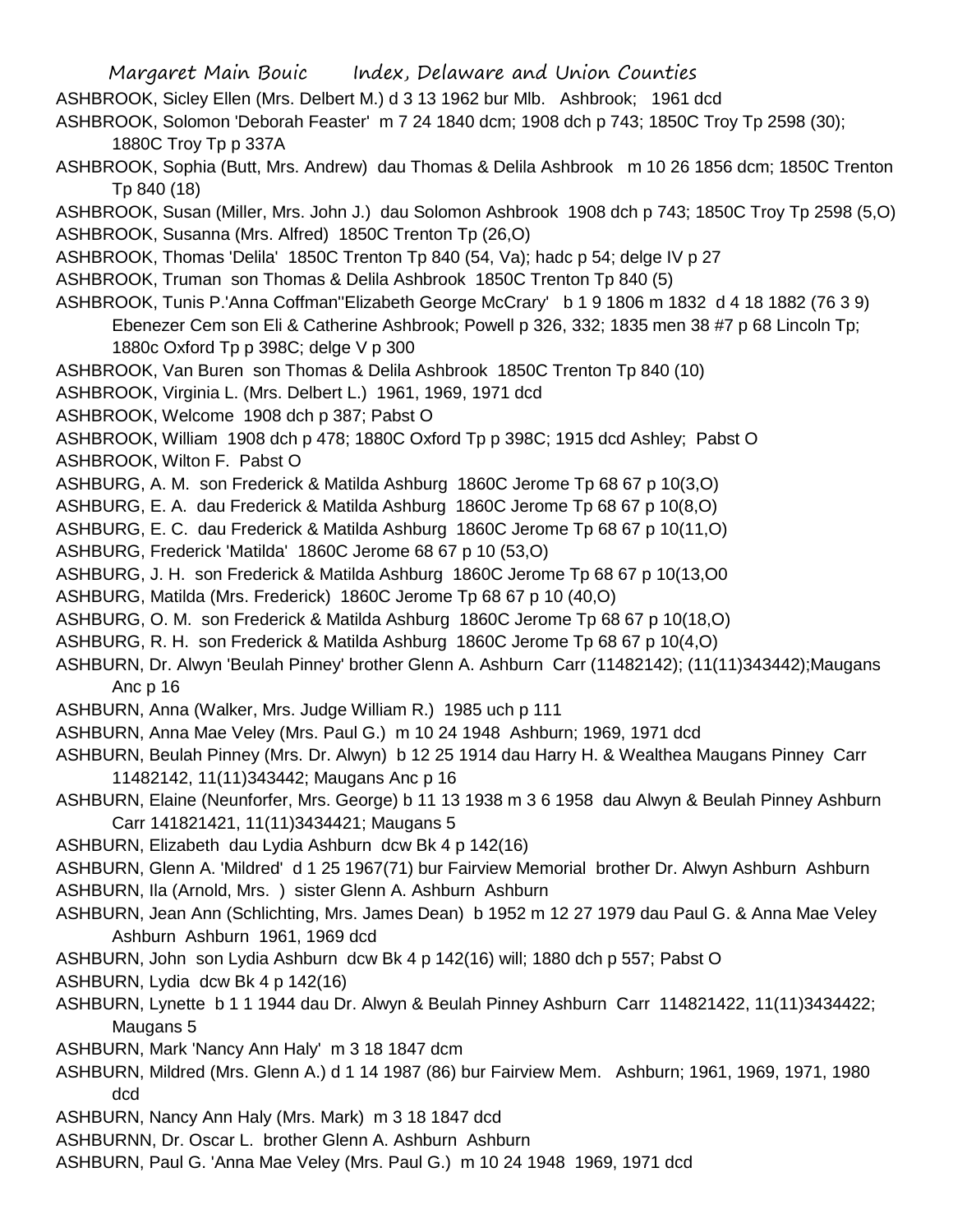ASHBROOK, Sicley Ellen (Mrs. Delbert M.) d 3 13 1962 bur Mlb. Ashbrook; 1961 dcd

ASHBROOK, Solomon 'Deborah Feaster' m 7 24 1840 dcm; 1908 dch p 743; 1850C Troy Tp 2598 (30); 1880C Troy Tp p 337A

ASHBROOK, Sophia (Butt, Mrs. Andrew) dau Thomas & Delila Ashbrook m 10 26 1856 dcm; 1850C Trenton Tp 840 (18)

ASHBROOK, Susan (Miller, Mrs. John J.) dau Solomon Ashbrook 1908 dch p 743; 1850C Troy Tp 2598 (5,O)

ASHBROOK, Susanna (Mrs. Alfred) 1850C Trenton Tp (26,O)

ASHBROOK, Thomas 'Delila' 1850C Trenton Tp 840 (54, Va); hadc p 54; delge IV p 27

ASHBROOK, Truman son Thomas & Delila Ashbrook 1850C Trenton Tp 840 (5)

ASHBROOK, Tunis P.'Anna Coffman''Elizabeth George McCrary' b 1 9 1806 m 1832 d 4 18 1882 (76 3 9) Ebenezer Cem son Eli & Catherine Ashbrook; Powell p 326, 332; 1835 men 38 #7 p 68 Lincoln Tp; 1880c Oxford Tp p 398C; delge V p 300

ASHBROOK, Van Buren son Thomas & Delila Ashbrook 1850C Trenton Tp 840 (10)

ASHBROOK, Virginia L. (Mrs. Delbert L.) 1961, 1969, 1971 dcd

ASHBROOK, Welcome 1908 dch p 387; Pabst O

ASHBROOK, William 1908 dch p 478; 1880C Oxford Tp p 398C; 1915 dcd Ashley; Pabst O

ASHBROOK, Wilton F. Pabst O

ASHBURG, A. M. son Frederick & Matilda Ashburg 1860C Jerome Tp 68 67 p 10(3,O)

ASHBURG, E. A. dau Frederick & Matilda Ashburg 1860C Jerome Tp 68 67 p 10(8,O)

ASHBURG, E. C. dau Frederick & Matilda Ashburg 1860C Jerome Tp 68 67 p 10(11,O)

ASHBURG, Frederick 'Matilda' 1860C Jerome 68 67 p 10 (53,O)

ASHBURG, J. H. son Frederick & Matilda Ashburg 1860C Jerome Tp 68 67 p 10(13,O0

ASHBURG, Matilda (Mrs. Frederick) 1860C Jerome Tp 68 67 p 10 (40,O)

ASHBURG, O. M. son Frederick & Matilda Ashburg 1860C Jerome Tp 68 67 p 10(18,O)

ASHBURG, R. H. son Frederick & Matilda Ashburg 1860C Jerome Tp 68 67 p 10(4,O)

ASHBURN, Dr. Alwyn 'Beulah Pinney' brother Glenn A. Ashburn Carr (11482142); (11(11)343442);Maugans Anc p 16

ASHBURN, Anna (Walker, Mrs. Judge William R.) 1985 uch p 111

ASHBURN, Anna Mae Veley (Mrs. Paul G.) m 10 24 1948 Ashburn; 1969, 1971 dcd

ASHBURN, Beulah Pinney (Mrs. Dr. Alwyn) b 12 25 1914 dau Harry H. & Wealthea Maugans Pinney Carr 11482142, 11(11)343442; Maugans Anc p 16

ASHBURN, Elaine (Neunforfer, Mrs. George) b 11 13 1938 m 3 6 1958 dau Alwyn & Beulah Pinney Ashburn Carr 141821421, 11(11)3434421; Maugans 5

ASHBURN, Elizabeth dau Lydia Ashburn dcw Bk 4 p 142(16)

ASHBURN, Glenn A. 'Mildred' d 1 25 1967(71) bur Fairview Memorial brother Dr. Alwyn Ashburn Ashburn

ASHBURN, Ila (Arnold, Mrs. ) sister Glenn A. Ashburn Ashburn

ASHBURN, Jean Ann (Schlichting, Mrs. James Dean) b 1952 m 12 27 1979 dau Paul G. & Anna Mae Veley Ashburn Ashburn 1961, 1969 dcd

ASHBURN, John son Lydia Ashburn dcw Bk 4 p 142(16) will; 1880 dch p 557; Pabst O

ASHBURN, Lydia dcw Bk 4 p 142(16)

ASHBURN, Lynette b 1 1 1944 dau Dr. Alwyn & Beulah Pinney Ashburn Carr 114821422, 11(11)3434422; Maugans 5

ASHBURN, Mark 'Nancy Ann Haly' m 3 18 1847 dcm

ASHBURN, Mildred (Mrs. Glenn A.) d 1 14 1987 (86) bur Fairview Mem. Ashburn; 1961, 1969, 1971, 1980 dcd

ASHBURN, Nancy Ann Haly (Mrs. Mark) m 3 18 1847 dcd

ASHBURNN, Dr. Oscar L. brother Glenn A. Ashburn Ashburn

ASHBURN, Paul G. 'Anna Mae Veley (Mrs. Paul G.) m 10 24 1948 1969, 1971 dcd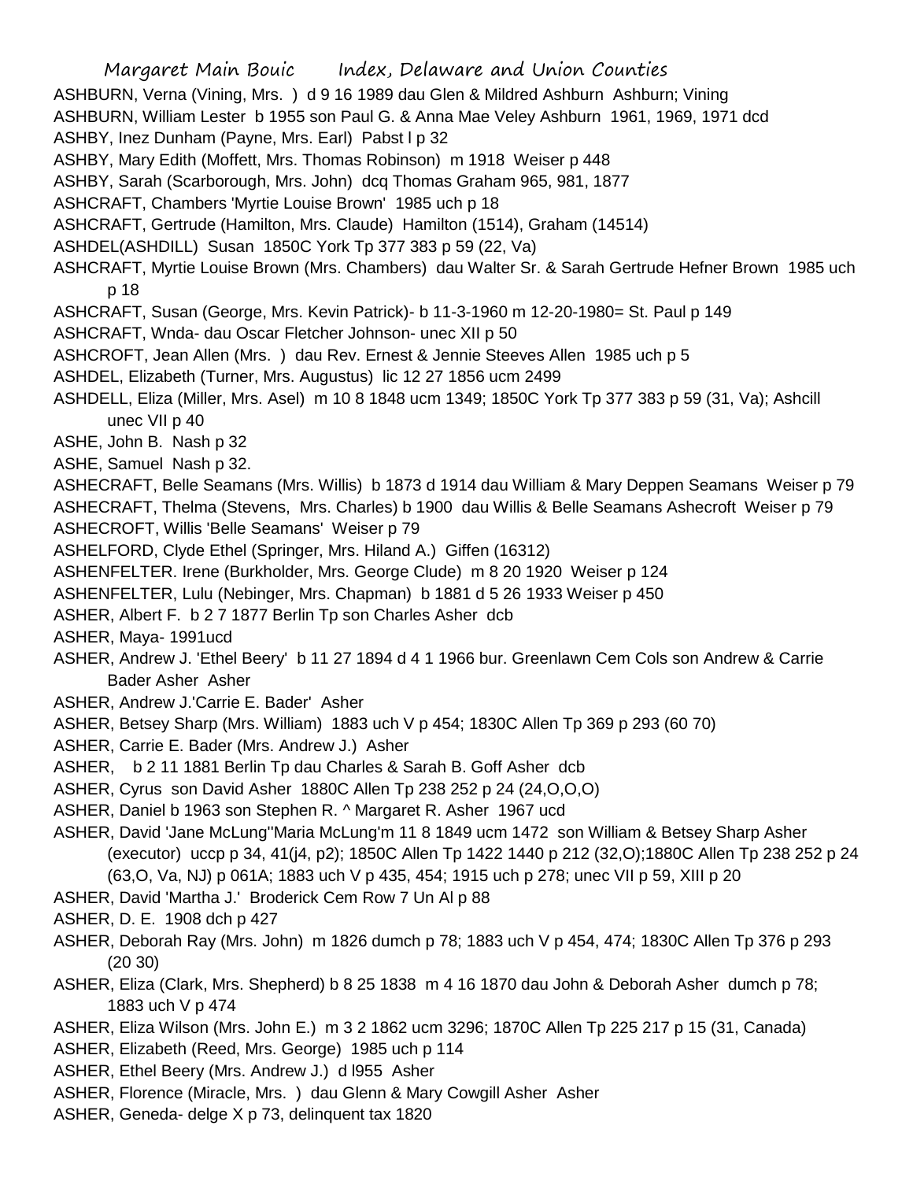ASHBURN, Verna (Vining, Mrs. ) d 9 16 1989 dau Glen & Mildred Ashburn Ashburn; Vining

ASHBURN, William Lester b 1955 son Paul G. & Anna Mae Veley Ashburn 1961, 1969, 1971 dcd

ASHBY, Inez Dunham (Payne, Mrs. Earl) Pabst l p 32

ASHBY, Mary Edith (Moffett, Mrs. Thomas Robinson) m 1918 Weiser p 448

ASHBY, Sarah (Scarborough, Mrs. John) dcq Thomas Graham 965, 981, 1877

ASHCRAFT, Chambers 'Myrtie Louise Brown' 1985 uch p 18

ASHCRAFT, Gertrude (Hamilton, Mrs. Claude) Hamilton (1514), Graham (14514)

ASHDEL(ASHDILL) Susan 1850C York Tp 377 383 p 59 (22, Va)

ASHCRAFT, Myrtie Louise Brown (Mrs. Chambers) dau Walter Sr. & Sarah Gertrude Hefner Brown 1985 uch p 18

ASHCRAFT, Susan (George, Mrs. Kevin Patrick)- b 11-3-1960 m 12-20-1980= St. Paul p 149

ASHCRAFT, Wnda- dau Oscar Fletcher Johnson- unec XII p 50

ASHCROFT, Jean Allen (Mrs. ) dau Rev. Ernest & Jennie Steeves Allen 1985 uch p 5

ASHDEL, Elizabeth (Turner, Mrs. Augustus) lic 12 27 1856 ucm 2499

ASHDELL, Eliza (Miller, Mrs. Asel) m 10 8 1848 ucm 1349; 1850C York Tp 377 383 p 59 (31, Va); Ashcill unec VII p 40

ASHE, John B. Nash p 32

ASHE, Samuel Nash p 32.

ASHECRAFT, Belle Seamans (Mrs. Willis) b 1873 d 1914 dau William & Mary Deppen Seamans Weiser p 79

ASHECRAFT, Thelma (Stevens, Mrs. Charles) b 1900 dau Willis & Belle Seamans Ashecroft Weiser p 79

ASHECROFT, Willis 'Belle Seamans' Weiser p 79

ASHELFORD, Clyde Ethel (Springer, Mrs. Hiland A.) Giffen (16312)

ASHENFELTER. Irene (Burkholder, Mrs. George Clude) m 8 20 1920 Weiser p 124

ASHENFELTER, Lulu (Nebinger, Mrs. Chapman) b 1881 d 5 26 1933 Weiser p 450

ASHER, Albert F. b 2 7 1877 Berlin Tp son Charles Asher dcb

ASHER, Maya- 1991ucd

ASHER, Andrew J. 'Ethel Beery' b 11 27 1894 d 4 1 1966 bur. Greenlawn Cem Cols son Andrew & Carrie Bader Asher Asher

ASHER, Andrew J.'Carrie E. Bader' Asher

ASHER, Betsey Sharp (Mrs. William) 1883 uch V p 454; 1830C Allen Tp 369 p 293 (60 70)

ASHER, Carrie E. Bader (Mrs. Andrew J.) Asher

ASHER, b 2 11 1881 Berlin Tp dau Charles & Sarah B. Goff Asher dcb

ASHER, Cyrus son David Asher 1880C Allen Tp 238 252 p 24 (24,O,O,O)

ASHER, Daniel b 1963 son Stephen R. ^ Margaret R. Asher 1967 ucd

ASHER, David 'Jane McLung''Maria McLung'm 11 8 1849 ucm 1472 son William & Betsey Sharp Asher (executor) uccp p 34, 41(j4, p2); 1850C Allen Tp 1422 1440 p 212 (32,O);1880C Allen Tp 238 252 p 24 (63,O, Va, NJ) p 061A; 1883 uch V p 435, 454; 1915 uch p 278; unec VII p 59, XIII p 20

ASHER, David 'Martha J.' Broderick Cem Row 7 Un Al p 88

ASHER, D. E. 1908 dch p 427

ASHER, Deborah Ray (Mrs. John) m 1826 dumch p 78; 1883 uch V p 454, 474; 1830C Allen Tp 376 p 293 (20 30)

ASHER, Eliza (Clark, Mrs. Shepherd) b 8 25 1838 m 4 16 1870 dau John & Deborah Asher dumch p 78; 1883 uch V p 474

ASHER, Eliza Wilson (Mrs. John E.) m 3 2 1862 ucm 3296; 1870C Allen Tp 225 217 p 15 (31, Canada)

ASHER, Elizabeth (Reed, Mrs. George) 1985 uch p 114

ASHER, Ethel Beery (Mrs. Andrew J.) d l955 Asher

ASHER, Florence (Miracle, Mrs. ) dau Glenn & Mary Cowgill Asher Asher

ASHER, Geneda- delge X p 73, delinquent tax 1820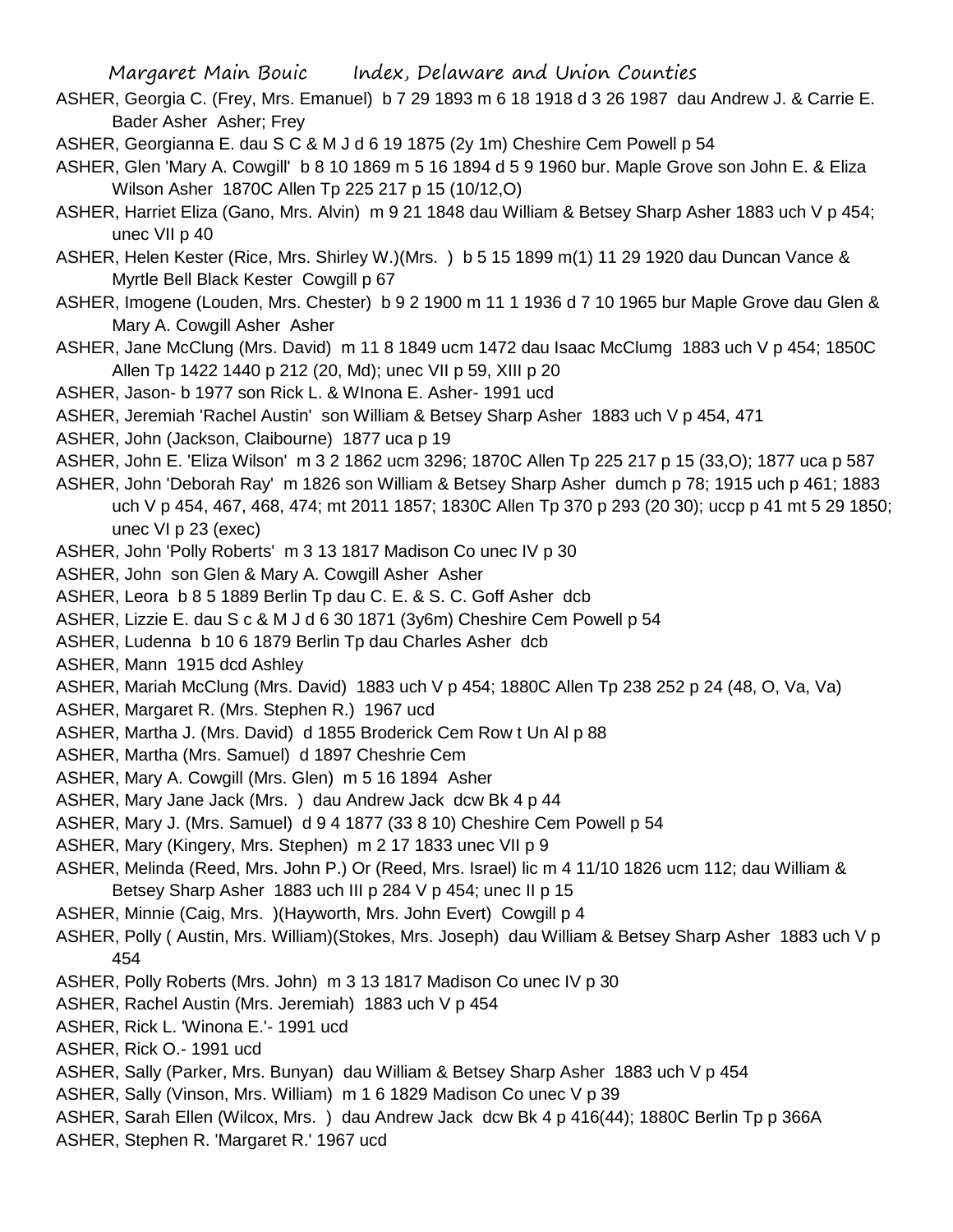ASHER, Georgia C. (Frey, Mrs. Emanuel) b 7 29 1893 m 6 18 1918 d 3 26 1987 dau Andrew J. & Carrie E. Bader Asher Asher; Frey

ASHER, Georgianna E. dau S C & M J d 6 19 1875 (2y 1m) Cheshire Cem Powell p 54

ASHER, Glen 'Mary A. Cowgill' b 8 10 1869 m 5 16 1894 d 5 9 1960 bur. Maple Grove son John E. & Eliza Wilson Asher 1870C Allen Tp 225 217 p 15 (10/12,O)

ASHER, Harriet Eliza (Gano, Mrs. Alvin) m 9 21 1848 dau William & Betsey Sharp Asher 1883 uch V p 454; unec VII p 40

ASHER, Helen Kester (Rice, Mrs. Shirley W.)(Mrs. ) b 5 15 1899 m(1) 11 29 1920 dau Duncan Vance & Myrtle Bell Black Kester Cowgill p 67

ASHER, Imogene (Louden, Mrs. Chester) b 9 2 1900 m 11 1 1936 d 7 10 1965 bur Maple Grove dau Glen & Mary A. Cowgill Asher Asher

ASHER, Jane McClung (Mrs. David) m 11 8 1849 ucm 1472 dau Isaac McClumg 1883 uch V p 454; 1850C Allen Tp 1422 1440 p 212 (20, Md); unec VII p 59, XIII p 20

ASHER, Jason- b 1977 son Rick L. & WInona E. Asher- 1991 ucd

ASHER, Jeremiah 'Rachel Austin' son William & Betsey Sharp Asher 1883 uch V p 454, 471

ASHER, John (Jackson, Claibourne) 1877 uca p 19

ASHER, John E. 'Eliza Wilson' m 3 2 1862 ucm 3296; 1870C Allen Tp 225 217 p 15 (33,O); 1877 uca p 587

ASHER, John 'Deborah Ray' m 1826 son William & Betsey Sharp Asher dumch p 78; 1915 uch p 461; 1883 uch V p 454, 467, 468, 474; mt 2011 1857; 1830C Allen Tp 370 p 293 (20 30); uccp p 41 mt 5 29 1850; unec VI p 23 (exec)

ASHER, John 'Polly Roberts' m 3 13 1817 Madison Co unec IV p 30

ASHER, John son Glen & Mary A. Cowgill Asher Asher

ASHER, Leora b 8 5 1889 Berlin Tp dau C. E. & S. C. Goff Asher dcb

ASHER, Lizzie E. dau S c & M J d 6 30 1871 (3y6m) Cheshire Cem Powell p 54

ASHER, Ludenna b 10 6 1879 Berlin Tp dau Charles Asher dcb

ASHER, Mann 1915 dcd Ashley

ASHER, Mariah McClung (Mrs. David) 1883 uch V p 454; 1880C Allen Tp 238 252 p 24 (48, O, Va, Va)

ASHER, Margaret R. (Mrs. Stephen R.) 1967 ucd

ASHER, Martha J. (Mrs. David) d 1855 Broderick Cem Row t Un Al p 88

ASHER, Martha (Mrs. Samuel) d 1897 Cheshrie Cem

ASHER, Mary A. Cowgill (Mrs. Glen) m 5 16 1894 Asher

ASHER, Mary Jane Jack (Mrs. ) dau Andrew Jack dcw Bk 4 p 44

ASHER, Mary J. (Mrs. Samuel) d 9 4 1877 (33 8 10) Cheshire Cem Powell p 54

ASHER, Mary (Kingery, Mrs. Stephen) m 2 17 1833 unec VII p 9

ASHER, Melinda (Reed, Mrs. John P.) Or (Reed, Mrs. Israel) lic m 4 11/10 1826 ucm 112; dau William & Betsey Sharp Asher 1883 uch III p 284 V p 454; unec II p 15

ASHER, Minnie (Caig, Mrs. )(Hayworth, Mrs. John Evert) Cowgill p 4

ASHER, Polly ( Austin, Mrs. William)(Stokes, Mrs. Joseph) dau William & Betsey Sharp Asher 1883 uch V p 454

ASHER, Polly Roberts (Mrs. John) m 3 13 1817 Madison Co unec IV p 30

ASHER, Rachel Austin (Mrs. Jeremiah) 1883 uch V p 454

ASHER, Rick L. 'Winona E.'- 1991 ucd

ASHER, Rick O.- 1991 ucd

ASHER, Sally (Parker, Mrs. Bunyan) dau William & Betsey Sharp Asher 1883 uch V p 454

ASHER, Sally (Vinson, Mrs. William) m 1 6 1829 Madison Co unec V p 39

ASHER, Sarah Ellen (Wilcox, Mrs. ) dau Andrew Jack dcw Bk 4 p 416(44); 1880C Berlin Tp p 366A

ASHER, Stephen R. 'Margaret R.' 1967 ucd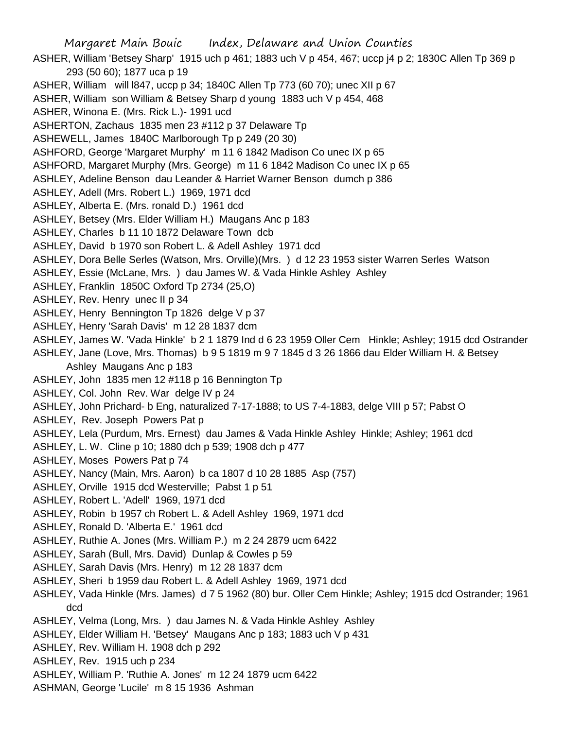ASHER, William 'Betsey Sharp' 1915 uch p 461; 1883 uch V p 454, 467; uccp j4 p 2; 1830C Allen Tp 369 p 293 (50 60); 1877 uca p 19

ASHER, William will l847, uccp p 34; 1840C Allen Tp 773 (60 70); unec XII p 67

ASHER, William son William & Betsey Sharp d young 1883 uch V p 454, 468

ASHER, Winona E. (Mrs. Rick L.)- 1991 ucd

ASHERTON, Zachaus 1835 men 23 #112 p 37 Delaware Tp

ASHEWELL, James 1840C Marlborough Tp p 249 (20 30)

ASHFORD, George 'Margaret Murphy' m 11 6 1842 Madison Co unec IX p 65

ASHFORD, Margaret Murphy (Mrs. George) m 11 6 1842 Madison Co unec IX p 65

ASHLEY, Adeline Benson dau Leander & Harriet Warner Benson dumch p 386

ASHLEY, Adell (Mrs. Robert L.) 1969, 1971 dcd

ASHLEY, Alberta E. (Mrs. ronald D.) 1961 dcd

ASHLEY, Betsey (Mrs. Elder William H.) Maugans Anc p 183

ASHLEY, Charles b 11 10 1872 Delaware Town dcb

ASHLEY, David b 1970 son Robert L. & Adell Ashley 1971 dcd

ASHLEY, Dora Belle Serles (Watson, Mrs. Orville)(Mrs. ) d 12 23 1953 sister Warren Serles Watson

ASHLEY, Essie (McLane, Mrs. ) dau James W. & Vada Hinkle Ashley Ashley

ASHLEY, Franklin 1850C Oxford Tp 2734 (25,O)

ASHLEY, Rev. Henry unec II p 34

ASHLEY, Henry Bennington Tp 1826 delge V p 37

ASHLEY, Henry 'Sarah Davis' m 12 28 1837 dcm

ASHLEY, James W. 'Vada Hinkle' b 2 1 1879 Ind d 6 23 1959 Oller Cem Hinkle; Ashley; 1915 dcd Ostrander

ASHLEY, Jane (Love, Mrs. Thomas) b 9 5 1819 m 9 7 1845 d 3 26 1866 dau Elder William H. & Betsey Ashley Maugans Anc p 183

ASHLEY, John 1835 men 12 #118 p 16 Bennington Tp

ASHLEY, Col. John Rev. War delge IV p 24

ASHLEY, John Prichard- b Eng, naturalized 7-17-1888; to US 7-4-1883, delge VIII p 57; Pabst O

ASHLEY, Rev. Joseph Powers Pat p

ASHLEY, Lela (Purdum, Mrs. Ernest) dau James & Vada Hinkle Ashley Hinkle; Ashley; 1961 dcd

ASHLEY, L. W. Cline p 10; 1880 dch p 539; 1908 dch p 477

ASHLEY, Moses Powers Pat p 74

ASHLEY, Nancy (Main, Mrs. Aaron) b ca 1807 d 10 28 1885 Asp (757)

ASHLEY, Orville 1915 dcd Westerville; Pabst 1 p 51

ASHLEY, Robert L. 'Adell' 1969, 1971 dcd

ASHLEY, Robin b 1957 ch Robert L. & Adell Ashley 1969, 1971 dcd

ASHLEY, Ronald D. 'Alberta E.' 1961 dcd

ASHLEY, Ruthie A. Jones (Mrs. William P.) m 2 24 2879 ucm 6422

ASHLEY, Sarah (Bull, Mrs. David) Dunlap & Cowles p 59

ASHLEY, Sarah Davis (Mrs. Henry) m 12 28 1837 dcm

ASHLEY, Sheri b 1959 dau Robert L. & Adell Ashley 1969, 1971 dcd

ASHLEY, Vada Hinkle (Mrs. James) d 7 5 1962 (80) bur. Oller Cem Hinkle; Ashley; 1915 dcd Ostrander; 1961 dcd

ASHLEY, Velma (Long, Mrs. ) dau James N. & Vada Hinkle Ashley Ashley

ASHLEY, Elder William H. 'Betsey' Maugans Anc p 183; 1883 uch V p 431

ASHLEY, Rev. William H. 1908 dch p 292

ASHLEY, Rev. 1915 uch p 234

ASHLEY, William P. 'Ruthie A. Jones' m 12 24 1879 ucm 6422

ASHMAN, George 'Lucile' m 8 15 1936 Ashman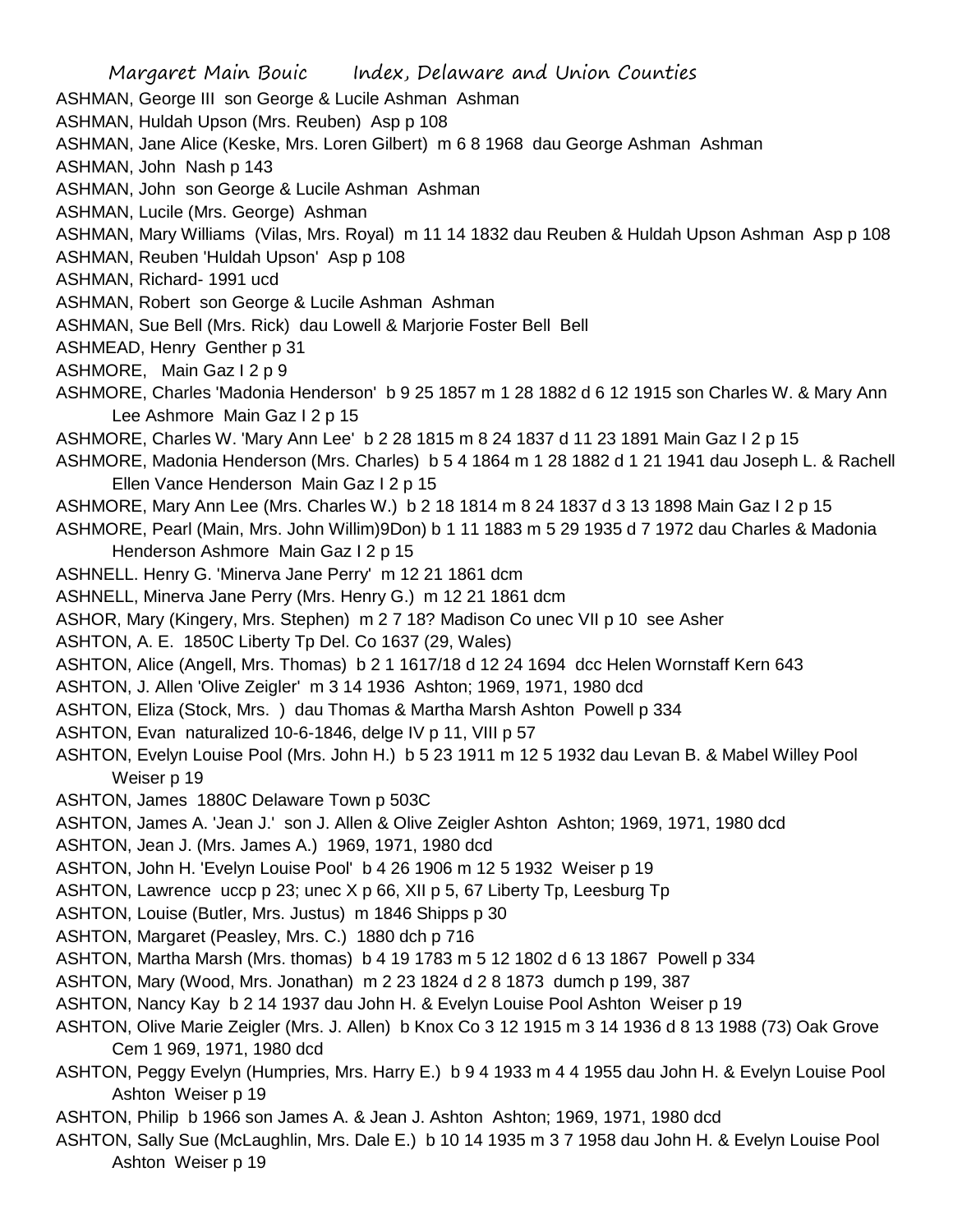ASHMAN, George III son George & Lucile Ashman Ashman

ASHMAN, Huldah Upson (Mrs. Reuben) Asp p 108

ASHMAN, Jane Alice (Keske, Mrs. Loren Gilbert) m 6 8 1968 dau George Ashman Ashman

ASHMAN, John Nash p 143

ASHMAN, John son George & Lucile Ashman Ashman

ASHMAN, Lucile (Mrs. George) Ashman

ASHMAN, Mary Williams (Vilas, Mrs. Royal) m 11 14 1832 dau Reuben & Huldah Upson Ashman Asp p 108

ASHMAN, Reuben 'Huldah Upson' Asp p 108

ASHMAN, Richard- 1991 ucd

ASHMAN, Robert son George & Lucile Ashman Ashman

ASHMAN, Sue Bell (Mrs. Rick) dau Lowell & Marjorie Foster Bell Bell

ASHMEAD, Henry Genther p 31

ASHMORE, Main Gaz I 2 p 9

ASHMORE, Charles 'Madonia Henderson' b 9 25 1857 m 1 28 1882 d 6 12 1915 son Charles W. & Mary Ann Lee Ashmore Main Gaz I 2 p 15

ASHMORE, Charles W. 'Mary Ann Lee' b 2 28 1815 m 8 24 1837 d 11 23 1891 Main Gaz I 2 p 15

ASHMORE, Madonia Henderson (Mrs. Charles) b 5 4 1864 m 1 28 1882 d 1 21 1941 dau Joseph L. & Rachell Ellen Vance Henderson Main Gaz I 2 p 15

ASHMORE, Mary Ann Lee (Mrs. Charles W.) b 2 18 1814 m 8 24 1837 d 3 13 1898 Main Gaz I 2 p 15

ASHMORE, Pearl (Main, Mrs. John Willim)9Don) b 1 11 1883 m 5 29 1935 d 7 1972 dau Charles & Madonia Henderson Ashmore Main Gaz I 2 p 15

ASHNELL. Henry G. 'Minerva Jane Perry' m 12 21 1861 dcm

ASHNELL, Minerva Jane Perry (Mrs. Henry G.) m 12 21 1861 dcm

ASHOR, Mary (Kingery, Mrs. Stephen) m 2 7 18? Madison Co unec VII p 10 see Asher

ASHTON, A. E. 1850C Liberty Tp Del. Co 1637 (29, Wales)

ASHTON, Alice (Angell, Mrs. Thomas) b 2 1 1617/18 d 12 24 1694 dcc Helen Wornstaff Kern 643

ASHTON, J. Allen 'Olive Zeigler' m 3 14 1936 Ashton; 1969, 1971, 1980 dcd

ASHTON, Eliza (Stock, Mrs. ) dau Thomas & Martha Marsh Ashton Powell p 334

ASHTON, Evan naturalized 10-6-1846, delge IV p 11, VIII p 57

ASHTON, Evelyn Louise Pool (Mrs. John H.) b 5 23 1911 m 12 5 1932 dau Levan B. & Mabel Willey Pool Weiser p 19

ASHTON, James 1880C Delaware Town p 503C

ASHTON, James A. 'Jean J.' son J. Allen & Olive Zeigler Ashton Ashton; 1969, 1971, 1980 dcd

ASHTON, Jean J. (Mrs. James A.) 1969, 1971, 1980 dcd

ASHTON, John H. 'Evelyn Louise Pool' b 4 26 1906 m 12 5 1932 Weiser p 19

ASHTON, Lawrence uccp p 23; unec X p 66, XII p 5, 67 Liberty Tp, Leesburg Tp

ASHTON, Louise (Butler, Mrs. Justus) m 1846 Shipps p 30

ASHTON, Margaret (Peasley, Mrs. C.) 1880 dch p 716

ASHTON, Martha Marsh (Mrs. thomas) b 4 19 1783 m 5 12 1802 d 6 13 1867 Powell p 334

ASHTON, Mary (Wood, Mrs. Jonathan) m 2 23 1824 d 2 8 1873 dumch p 199, 387

ASHTON, Nancy Kay b 2 14 1937 dau John H. & Evelyn Louise Pool Ashton Weiser p 19

ASHTON, Olive Marie Zeigler (Mrs. J. Allen) b Knox Co 3 12 1915 m 3 14 1936 d 8 13 1988 (73) Oak Grove Cem 1 969, 1971, 1980 dcd

ASHTON, Peggy Evelyn (Humpries, Mrs. Harry E.) b 9 4 1933 m 4 4 1955 dau John H. & Evelyn Louise Pool Ashton Weiser p 19

ASHTON, Philip b 1966 son James A. & Jean J. Ashton Ashton; 1969, 1971, 1980 dcd

ASHTON, Sally Sue (McLaughlin, Mrs. Dale E.) b 10 14 1935 m 3 7 1958 dau John H. & Evelyn Louise Pool Ashton Weiser p 19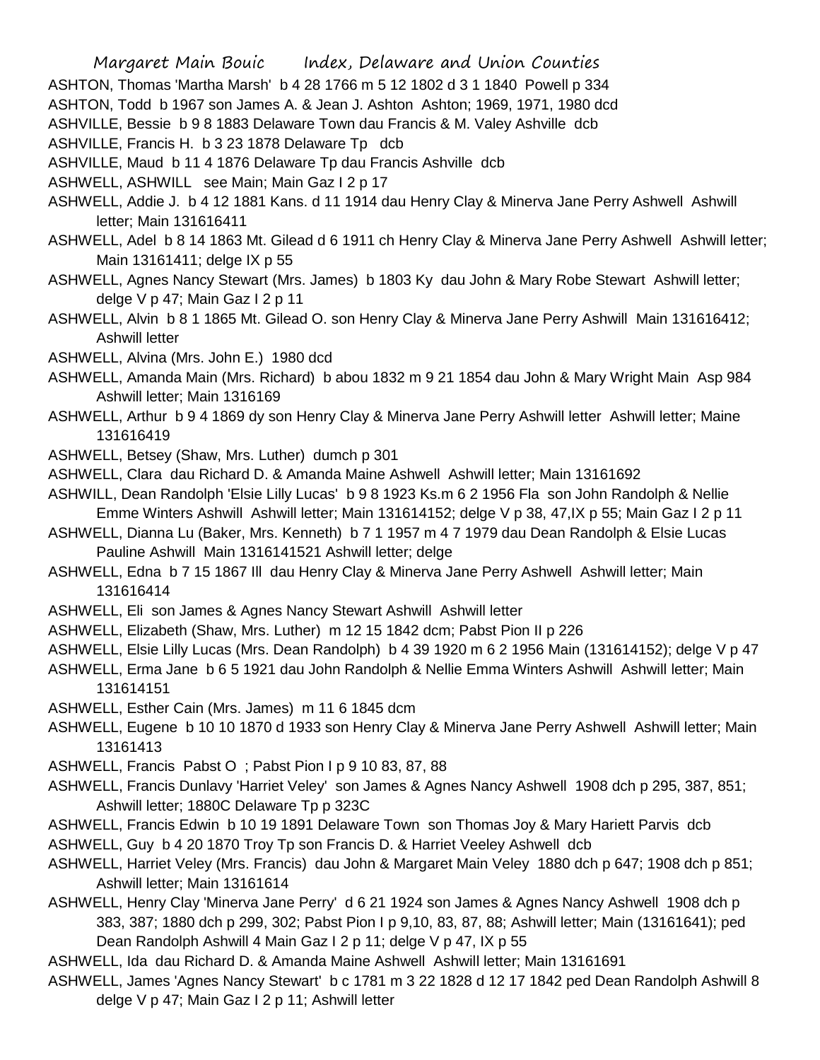ASHTON, Thomas 'Martha Marsh' b 4 28 1766 m 5 12 1802 d 3 1 1840 Powell p 334

ASHTON, Todd b 1967 son James A. & Jean J. Ashton Ashton; 1969, 1971, 1980 dcd

ASHVILLE, Bessie b 9 8 1883 Delaware Town dau Francis & M. Valey Ashville dcb

ASHVILLE, Francis H. b 3 23 1878 Delaware Tp dcb

ASHVILLE, Maud b 11 4 1876 Delaware Tp dau Francis Ashville dcb

ASHWELL, ASHWILL see Main; Main Gaz I 2 p 17

ASHWELL, Addie J. b 4 12 1881 Kans. d 11 1914 dau Henry Clay & Minerva Jane Perry Ashwell Ashwill letter; Main 131616411

ASHWELL, Adel b 8 14 1863 Mt. Gilead d 6 1911 ch Henry Clay & Minerva Jane Perry Ashwell Ashwill letter; Main 13161411; delge IX p 55

ASHWELL, Agnes Nancy Stewart (Mrs. James) b 1803 Ky dau John & Mary Robe Stewart Ashwill letter; delge V p 47; Main Gaz I 2 p 11

ASHWELL, Alvin b 8 1 1865 Mt. Gilead O. son Henry Clay & Minerva Jane Perry Ashwill Main 131616412; Ashwill letter

ASHWELL, Alvina (Mrs. John E.) 1980 dcd

ASHWELL, Amanda Main (Mrs. Richard) b abou 1832 m 9 21 1854 dau John & Mary Wright Main Asp 984 Ashwill letter; Main 1316169

ASHWELL, Arthur b 9 4 1869 dy son Henry Clay & Minerva Jane Perry Ashwill letter Ashwill letter; Maine 131616419

ASHWELL, Betsey (Shaw, Mrs. Luther) dumch p 301

ASHWELL, Clara dau Richard D. & Amanda Maine Ashwell Ashwill letter; Main 13161692

ASHWILL, Dean Randolph 'Elsie Lilly Lucas' b 9 8 1923 Ks.m 6 2 1956 Fla son John Randolph & Nellie Emme Winters Ashwill Ashwill letter; Main 131614152; delge V p 38, 47,IX p 55; Main Gaz I 2 p 11

ASHWELL, Dianna Lu (Baker, Mrs. Kenneth) b 7 1 1957 m 4 7 1979 dau Dean Randolph & Elsie Lucas Pauline Ashwill Main 1316141521 Ashwill letter; delge

ASHWELL, Edna b 7 15 1867 Ill dau Henry Clay & Minerva Jane Perry Ashwell Ashwill letter; Main 131616414

ASHWELL, Eli son James & Agnes Nancy Stewart Ashwill Ashwill letter

ASHWELL, Elizabeth (Shaw, Mrs. Luther) m 12 15 1842 dcm; Pabst Pion II p 226

ASHWELL, Elsie Lilly Lucas (Mrs. Dean Randolph) b 4 39 1920 m 6 2 1956 Main (131614152); delge V p 47

ASHWELL, Erma Jane b 6 5 1921 dau John Randolph & Nellie Emma Winters Ashwill Ashwill letter; Main 131614151

ASHWELL, Esther Cain (Mrs. James) m 11 6 1845 dcm

ASHWELL, Eugene b 10 10 1870 d 1933 son Henry Clay & Minerva Jane Perry Ashwell Ashwill letter; Main 13161413

ASHWELL, Francis Pabst O ; Pabst Pion I p 9 10 83, 87, 88

ASHWELL, Francis Dunlavy 'Harriet Veley' son James & Agnes Nancy Ashwell 1908 dch p 295, 387, 851; Ashwill letter; 1880C Delaware Tp p 323C

ASHWELL, Francis Edwin b 10 19 1891 Delaware Town son Thomas Joy & Mary Hariett Parvis dcb

ASHWELL, Guy b 4 20 1870 Troy Tp son Francis D. & Harriet Veeley Ashwell dcb

ASHWELL, Harriet Veley (Mrs. Francis) dau John & Margaret Main Veley 1880 dch p 647; 1908 dch p 851; Ashwill letter; Main 13161614

ASHWELL, Henry Clay 'Minerva Jane Perry' d 6 21 1924 son James & Agnes Nancy Ashwell 1908 dch p 383, 387; 1880 dch p 299, 302; Pabst Pion I p 9,10, 83, 87, 88; Ashwill letter; Main (13161641); ped Dean Randolph Ashwill 4 Main Gaz I 2 p 11; delge V p 47, IX p 55

ASHWELL, Ida dau Richard D. & Amanda Maine Ashwell Ashwill letter; Main 13161691

ASHWELL, James 'Agnes Nancy Stewart' b c 1781 m 3 22 1828 d 12 17 1842 ped Dean Randolph Ashwill 8 delge V p 47; Main Gaz I 2 p 11; Ashwill letter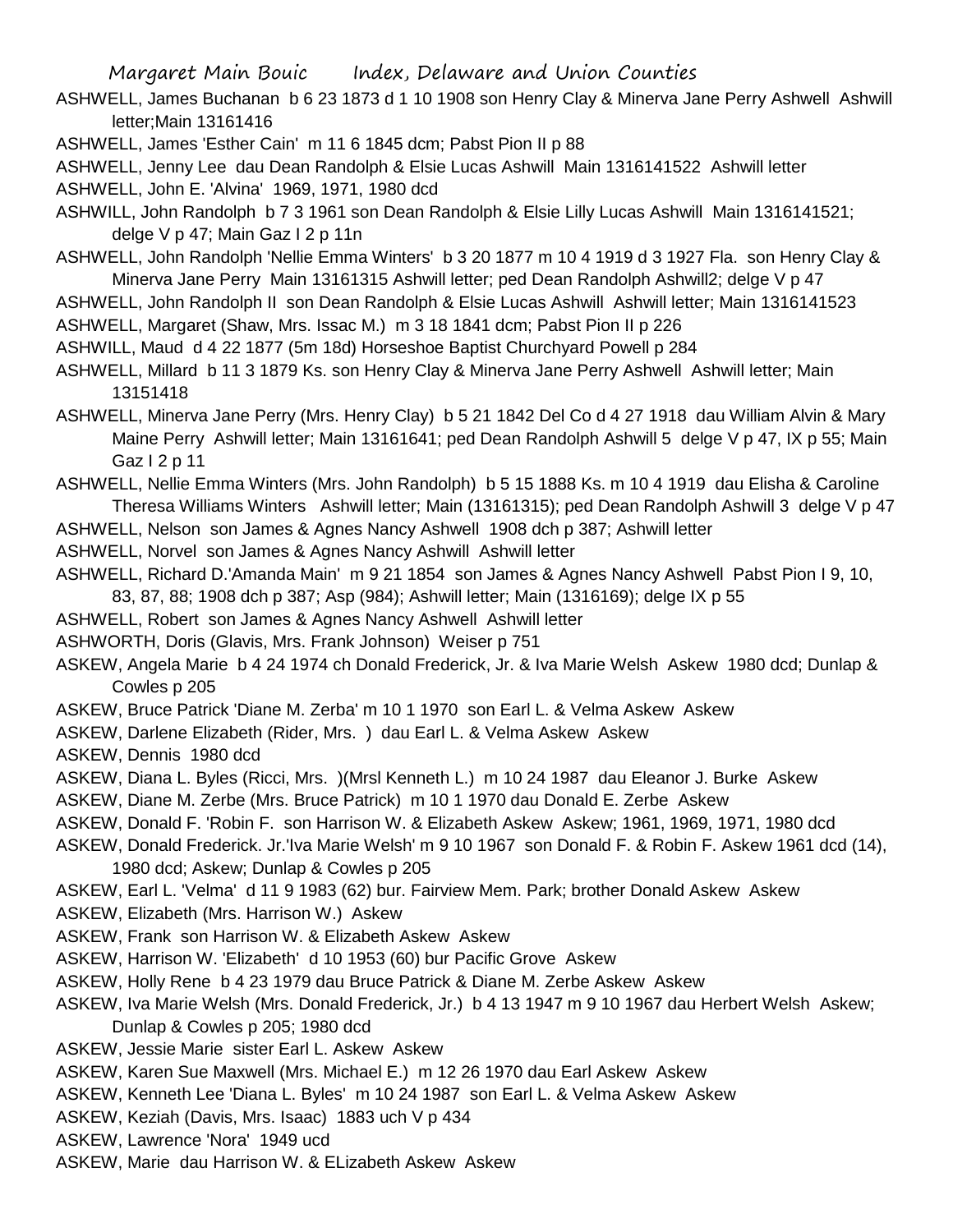ASHWELL, James Buchanan b 6 23 1873 d 1 10 1908 son Henry Clay & Minerva Jane Perry Ashwell Ashwill letter;Main 13161416

ASHWELL, James 'Esther Cain' m 11 6 1845 dcm; Pabst Pion II p 88

ASHWELL, Jenny Lee dau Dean Randolph & Elsie Lucas Ashwill Main 1316141522 Ashwill letter

ASHWELL, John E. 'Alvina' 1969, 1971, 1980 dcd

ASHWILL, John Randolph b 7 3 1961 son Dean Randolph & Elsie Lilly Lucas Ashwill Main 1316141521; delge V p 47; Main Gaz I 2 p 11n

ASHWELL, John Randolph 'Nellie Emma Winters' b 3 20 1877 m 10 4 1919 d 3 1927 Fla. son Henry Clay & Minerva Jane Perry Main 13161315 Ashwill letter; ped Dean Randolph Ashwill2; delge V p 47

ASHWELL, John Randolph II son Dean Randolph & Elsie Lucas Ashwill Ashwill letter; Main 1316141523

ASHWELL, Margaret (Shaw, Mrs. Issac M.) m 3 18 1841 dcm; Pabst Pion II p 226

ASHWILL, Maud d 4 22 1877 (5m 18d) Horseshoe Baptist Churchyard Powell p 284

ASHWELL, Millard b 11 3 1879 Ks. son Henry Clay & Minerva Jane Perry Ashwell Ashwill letter; Main 13151418

ASHWELL, Minerva Jane Perry (Mrs. Henry Clay) b 5 21 1842 Del Co d 4 27 1918 dau William Alvin & Mary Maine Perry Ashwill letter; Main 13161641; ped Dean Randolph Ashwill 5 delge V p 47, IX p 55; Main Gaz I 2 p 11

ASHWELL, Nellie Emma Winters (Mrs. John Randolph) b 5 15 1888 Ks. m 10 4 1919 dau Elisha & Caroline Theresa Williams Winters Ashwill letter; Main (13161315); ped Dean Randolph Ashwill 3 delge V p 47

ASHWELL, Nelson son James & Agnes Nancy Ashwell 1908 dch p 387; Ashwill letter

ASHWELL, Norvel son James & Agnes Nancy Ashwill Ashwill letter

ASHWELL, Richard D.'Amanda Main' m 9 21 1854 son James & Agnes Nancy Ashwell Pabst Pion I 9, 10, 83, 87, 88; 1908 dch p 387; Asp (984); Ashwill letter; Main (1316169); delge IX p 55

ASHWELL, Robert son James & Agnes Nancy Ashwill Ashwill letter

ASHWORTH, Doris (Glavis, Mrs. Frank Johnson) Weiser p 751

ASKEW, Angela Marie b 4 24 1974 ch Donald Frederick, Jr. & Iva Marie Welsh Askew 1980 dcd; Dunlap & Cowles p 205

ASKEW, Bruce Patrick 'Diane M. Zerba' m 10 1 1970 son Earl L. & Velma Askew Askew

ASKEW, Darlene Elizabeth (Rider, Mrs. ) dau Earl L. & Velma Askew Askew

ASKEW, Dennis 1980 dcd

ASKEW, Diana L. Byles (Ricci, Mrs. )(Mrsl Kenneth L.) m 10 24 1987 dau Eleanor J. Burke Askew

ASKEW, Diane M. Zerbe (Mrs. Bruce Patrick) m 10 1 1970 dau Donald E. Zerbe Askew

ASKEW, Donald F. 'Robin F. son Harrison W. & Elizabeth Askew Askew; 1961, 1969, 1971, 1980 dcd

ASKEW, Donald Frederick. Jr.'Iva Marie Welsh' m 9 10 1967 son Donald F. & Robin F. Askew 1961 dcd (14), 1980 dcd; Askew; Dunlap & Cowles p 205

ASKEW, Earl L. 'Velma' d 11 9 1983 (62) bur. Fairview Mem. Park; brother Donald Askew Askew

ASKEW, Elizabeth (Mrs. Harrison W.) Askew

ASKEW, Frank son Harrison W. & Elizabeth Askew Askew

ASKEW, Harrison W. 'Elizabeth' d 10 1953 (60) bur Pacific Grove Askew

ASKEW, Holly Rene b 4 23 1979 dau Bruce Patrick & Diane M. Zerbe Askew Askew

ASKEW, Iva Marie Welsh (Mrs. Donald Frederick, Jr.) b 4 13 1947 m 9 10 1967 dau Herbert Welsh Askew; Dunlap & Cowles p 205; 1980 dcd

ASKEW, Jessie Marie sister Earl L. Askew Askew

ASKEW, Karen Sue Maxwell (Mrs. Michael E.) m 12 26 1970 dau Earl Askew Askew

ASKEW, Kenneth Lee 'Diana L. Byles' m 10 24 1987 son Earl L. & Velma Askew Askew

ASKEW, Keziah (Davis, Mrs. Isaac) 1883 uch V p 434

ASKEW, Lawrence 'Nora' 1949 ucd

ASKEW, Marie dau Harrison W. & ELizabeth Askew Askew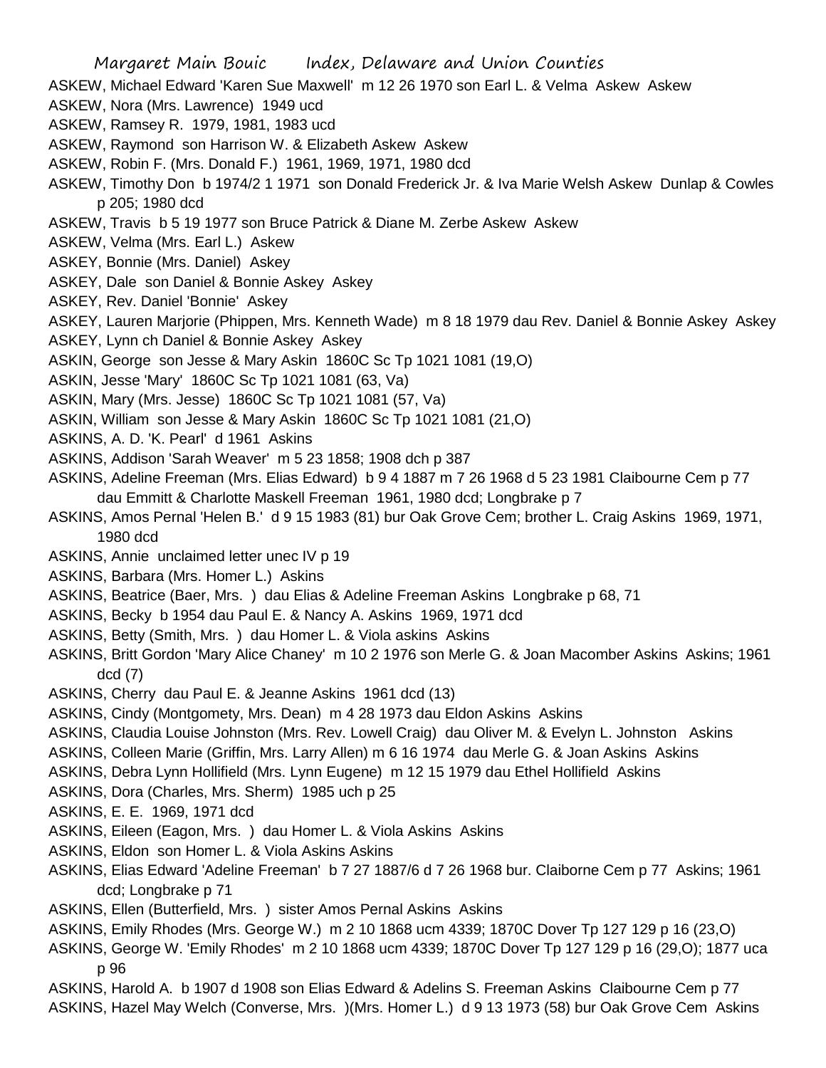ASKEW, Michael Edward 'Karen Sue Maxwell' m 12 26 1970 son Earl L. & Velma Askew Askew

ASKEW, Nora (Mrs. Lawrence) 1949 ucd

ASKEW, Ramsey R. 1979, 1981, 1983 ucd

ASKEW, Raymond son Harrison W. & Elizabeth Askew Askew

ASKEW, Robin F. (Mrs. Donald F.) 1961, 1969, 1971, 1980 dcd

ASKEW, Timothy Don b 1974/2 1 1971 son Donald Frederick Jr. & Iva Marie Welsh Askew Dunlap & Cowles p 205; 1980 dcd

ASKEW, Travis b 5 19 1977 son Bruce Patrick & Diane M. Zerbe Askew Askew

ASKEW, Velma (Mrs. Earl L.) Askew

ASKEY, Bonnie (Mrs. Daniel) Askey

ASKEY, Dale son Daniel & Bonnie Askey Askey

ASKEY, Rev. Daniel 'Bonnie' Askey

ASKEY, Lauren Marjorie (Phippen, Mrs. Kenneth Wade) m 8 18 1979 dau Rev. Daniel & Bonnie Askey Askey

ASKEY, Lynn ch Daniel & Bonnie Askey Askey

ASKIN, George son Jesse & Mary Askin 1860C Sc Tp 1021 1081 (19,O)

ASKIN, Jesse 'Mary' 1860C Sc Tp 1021 1081 (63, Va)

ASKIN, Mary (Mrs. Jesse) 1860C Sc Tp 1021 1081 (57, Va)

ASKIN, William son Jesse & Mary Askin 1860C Sc Tp 1021 1081 (21,O)

ASKINS, A. D. 'K. Pearl' d 1961 Askins

ASKINS, Addison 'Sarah Weaver' m 5 23 1858; 1908 dch p 387

ASKINS, Adeline Freeman (Mrs. Elias Edward) b 9 4 1887 m 7 26 1968 d 5 23 1981 Claibourne Cem p 77 dau Emmitt & Charlotte Maskell Freeman 1961, 1980 dcd; Longbrake p 7

ASKINS, Amos Pernal 'Helen B.' d 9 15 1983 (81) bur Oak Grove Cem; brother L. Craig Askins 1969, 1971, 1980 dcd

ASKINS, Annie unclaimed letter unec IV p 19

ASKINS, Barbara (Mrs. Homer L.) Askins

ASKINS, Beatrice (Baer, Mrs. ) dau Elias & Adeline Freeman Askins Longbrake p 68, 71

ASKINS, Becky b 1954 dau Paul E. & Nancy A. Askins 1969, 1971 dcd

ASKINS, Betty (Smith, Mrs. ) dau Homer L. & Viola askins Askins

ASKINS, Britt Gordon 'Mary Alice Chaney' m 10 2 1976 son Merle G. & Joan Macomber Askins Askins; 1961 dcd (7)

ASKINS, Cherry dau Paul E. & Jeanne Askins 1961 dcd (13)

ASKINS, Cindy (Montgomety, Mrs. Dean) m 4 28 1973 dau Eldon Askins Askins

ASKINS, Claudia Louise Johnston (Mrs. Rev. Lowell Craig) dau Oliver M. & Evelyn L. Johnston Askins

ASKINS, Colleen Marie (Griffin, Mrs. Larry Allen) m 6 16 1974 dau Merle G. & Joan Askins Askins

ASKINS, Debra Lynn Hollifield (Mrs. Lynn Eugene) m 12 15 1979 dau Ethel Hollifield Askins

ASKINS, Dora (Charles, Mrs. Sherm) 1985 uch p 25

ASKINS, E. E. 1969, 1971 dcd

ASKINS, Eileen (Eagon, Mrs. ) dau Homer L. & Viola Askins Askins

ASKINS, Eldon son Homer L. & Viola Askins Askins

ASKINS, Elias Edward 'Adeline Freeman' b 7 27 1887/6 d 7 26 1968 bur. Claiborne Cem p 77 Askins; 1961 dcd; Longbrake p 71

ASKINS, Ellen (Butterfield, Mrs. ) sister Amos Pernal Askins Askins

ASKINS, Emily Rhodes (Mrs. George W.) m 2 10 1868 ucm 4339; 1870C Dover Tp 127 129 p 16 (23,O)

ASKINS, George W. 'Emily Rhodes' m 2 10 1868 ucm 4339; 1870C Dover Tp 127 129 p 16 (29,O); 1877 uca p 96

ASKINS, Harold A. b 1907 d 1908 son Elias Edward & Adelins S. Freeman Askins Claibourne Cem p 77

ASKINS, Hazel May Welch (Converse, Mrs. )(Mrs. Homer L.) d 9 13 1973 (58) bur Oak Grove Cem Askins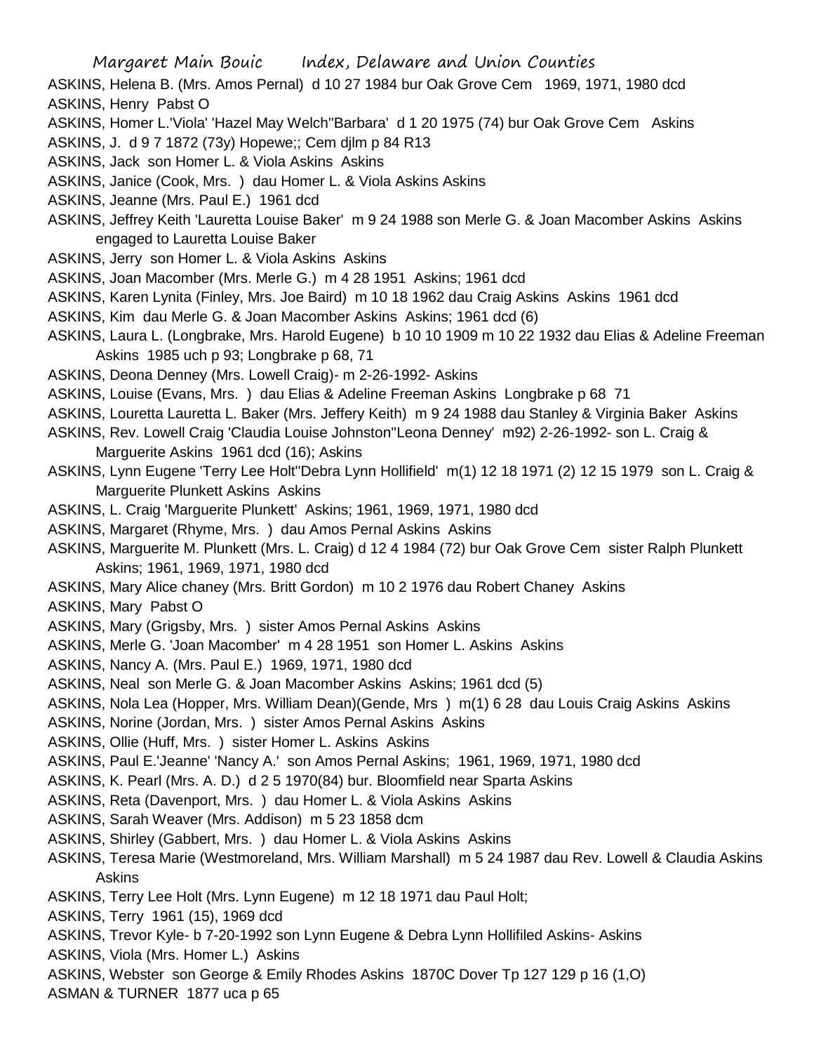ASKINS, Helena B. (Mrs. Amos Pernal) d 10 27 1984 bur Oak Grove Cem 1969, 1971, 1980 dcd
ASKINS, Henry Pabst O
ASKINS, Homer L.'Viola' 'Hazel May Welch''Barbara' d 1 20 1975 (74) bur Oak Grove Cem Askins
ASKINS, J. d 9 7 1872 (73y) Hopewe;; Cem djlm p 84 R13
ASKINS, Jack son Homer L. & Viola Askins Askins
ASKINS, Janice (Cook, Mrs. ) dau Homer L. & Viola Askins Askins
ASKINS, Jeanne (Mrs. Paul E.) 1961 dcd
ASKINS, Jeffrey Keith 'Lauretta Louise Baker' m 9 24 1988 son Merle G. & Joan Macomber Askins Askins engaged to Lauretta Louise Baker
ASKINS, Jerry son Homer L. & Viola Askins Askins
ASKINS, Joan Macomber (Mrs. Merle G.) m 4 28 1951 Askins; 1961 dcd
ASKINS, Karen Lynita (Finley, Mrs. Joe Baird) m 10 18 1962 dau Craig Askins Askins 1961 dcd
ASKINS, Kim dau Merle G. & Joan Macomber Askins Askins; 1961 dcd (6)
ASKINS, Laura L. (Longbrake, Mrs. Harold Eugene) b 10 10 1909 m 10 22 1932 dau Elias & Adeline Freeman Askins 1985 uch p 93; Longbrake p 68, 71
ASKINS, Deona Denney (Mrs. Lowell Craig)- m 2-26-1992- Askins
ASKINS, Louise (Evans, Mrs. ) dau Elias & Adeline Freeman Askins Longbrake p 68 71
ASKINS, Louretta Lauretta L. Baker (Mrs. Jeffery Keith) m 9 24 1988 dau Stanley & Virginia Baker Askins
ASKINS, Rev. Lowell Craig 'Claudia Louise Johnston''Leona Denney' m92) 2-26-1992- son L. Craig & Marguerite Askins 1961 dcd (16); Askins
ASKINS, Lynn Eugene 'Terry Lee Holt''Debra Lynn Hollifield' m(1) 12 18 1971 (2) 12 15 1979 son L. Craig & Marguerite Plunkett Askins Askins
ASKINS, L. Craig 'Marguerite Plunkett' Askins; 1961, 1969, 1971, 1980 dcd
ASKINS, Margaret (Rhyme, Mrs. ) dau Amos Pernal Askins Askins
ASKINS, Marguerite M. Plunkett (Mrs. L. Craig) d 12 4 1984 (72) bur Oak Grove Cem sister Ralph Plunkett Askins; 1961, 1969, 1971, 1980 dcd
ASKINS, Mary Alice chaney (Mrs. Britt Gordon) m 10 2 1976 dau Robert Chaney Askins
ASKINS, Mary Pabst O
ASKINS, Mary (Grigsby, Mrs. ) sister Amos Pernal Askins Askins
ASKINS, Merle G. 'Joan Macomber' m 4 28 1951 son Homer L. Askins Askins
ASKINS, Nancy A. (Mrs. Paul E.) 1969, 1971, 1980 dcd
ASKINS, Neal son Merle G. & Joan Macomber Askins Askins; 1961 dcd (5)
ASKINS, Nola Lea (Hopper, Mrs. William Dean)(Gende, Mrs ) m(1) 6 28 dau Louis Craig Askins Askins
ASKINS, Norine (Jordan, Mrs. ) sister Amos Pernal Askins Askins
ASKINS, Ollie (Huff, Mrs. ) sister Homer L. Askins Askins
ASKINS, Paul E.'Jeanne' 'Nancy A.' son Amos Pernal Askins; 1961, 1969, 1971, 1980 dcd
ASKINS, K. Pearl (Mrs. A. D.) d 2 5 1970(84) bur. Bloomfield near Sparta Askins
ASKINS, Reta (Davenport, Mrs. ) dau Homer L. & Viola Askins Askins
ASKINS, Sarah Weaver (Mrs. Addison) m 5 23 1858 dcm
ASKINS, Shirley (Gabbert, Mrs. ) dau Homer L. & Viola Askins Askins
ASKINS, Teresa Marie (Westmoreland, Mrs. William Marshall) m 5 24 1987 dau Rev. Lowell & Claudia Askins Askins
ASKINS, Terry Lee Holt (Mrs. Lynn Eugene) m 12 18 1971 dau Paul Holt;
ASKINS, Terry 1961 (15), 1969 dcd
ASKINS, Trevor Kyle- b 7-20-1992 son Lynn Eugene & Debra Lynn Hollifiled Askins- Askins
ASKINS, Viola (Mrs. Homer L.) Askins
ASKINS, Webster son George & Emily Rhodes Askins 1870C Dover Tp 127 129 p 16 (1,O)
ASMAN & TURNER 1877 uca p 65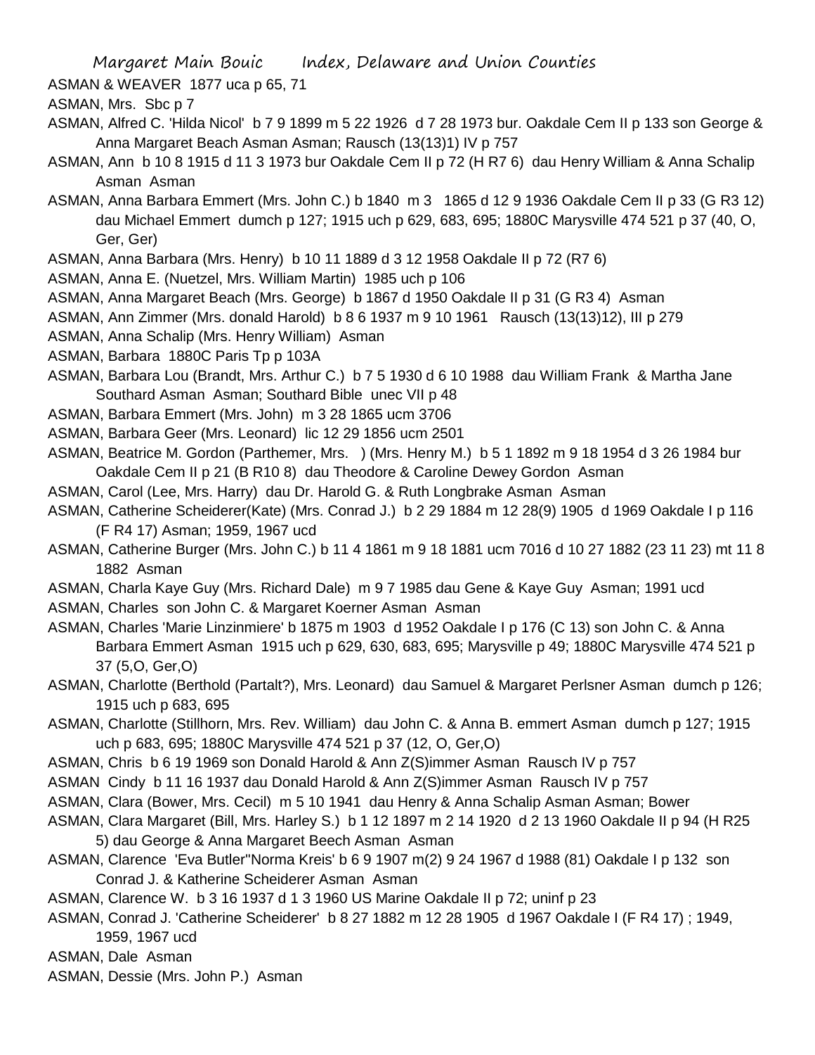ASMAN & WEAVER 1877 uca p 65, 71

ASMAN, Mrs. Sbc p 7

ASMAN, Alfred C. 'Hilda Nicol' b 7 9 1899 m 5 22 1926 d 7 28 1973 bur. Oakdale Cem II p 133 son George & Anna Margaret Beach Asman Asman; Rausch (13(13)1) IV p 757

ASMAN, Ann b 10 8 1915 d 11 3 1973 bur Oakdale Cem II p 72 (H R7 6) dau Henry William & Anna Schalip Asman Asman

ASMAN, Anna Barbara Emmert (Mrs. John C.) b 1840 m 3 1865 d 12 9 1936 Oakdale Cem II p 33 (G R3 12) dau Michael Emmert dumch p 127; 1915 uch p 629, 683, 695; 1880C Marysville 474 521 p 37 (40, O, Ger, Ger)

ASMAN, Anna Barbara (Mrs. Henry) b 10 11 1889 d 3 12 1958 Oakdale II p 72 (R7 6)

ASMAN, Anna E. (Nuetzel, Mrs. William Martin) 1985 uch p 106

ASMAN, Anna Margaret Beach (Mrs. George) b 1867 d 1950 Oakdale II p 31 (G R3 4) Asman

ASMAN, Ann Zimmer (Mrs. donald Harold) b 8 6 1937 m 9 10 1961 Rausch (13(13)12), III p 279

ASMAN, Anna Schalip (Mrs. Henry William) Asman

ASMAN, Barbara 1880C Paris Tp p 103A

ASMAN, Barbara Lou (Brandt, Mrs. Arthur C.) b 7 5 1930 d 6 10 1988 dau William Frank & Martha Jane Southard Asman Asman; Southard Bible unec VII p 48

ASMAN, Barbara Emmert (Mrs. John) m 3 28 1865 ucm 3706

ASMAN, Barbara Geer (Mrs. Leonard) lic 12 29 1856 ucm 2501

ASMAN, Beatrice M. Gordon (Parthemer, Mrs. ) (Mrs. Henry M.) b 5 1 1892 m 9 18 1954 d 3 26 1984 bur Oakdale Cem II p 21 (B R10 8) dau Theodore & Caroline Dewey Gordon Asman

ASMAN, Carol (Lee, Mrs. Harry) dau Dr. Harold G. & Ruth Longbrake Asman Asman

ASMAN, Catherine Scheiderer(Kate) (Mrs. Conrad J.) b 2 29 1884 m 12 28(9) 1905 d 1969 Oakdale I p 116 (F R4 17) Asman; 1959, 1967 ucd

ASMAN, Catherine Burger (Mrs. John C.) b 11 4 1861 m 9 18 1881 ucm 7016 d 10 27 1882 (23 11 23) mt 11 8 1882 Asman

ASMAN, Charla Kaye Guy (Mrs. Richard Dale) m 9 7 1985 dau Gene & Kaye Guy Asman; 1991 ucd

ASMAN, Charles son John C. & Margaret Koerner Asman Asman

ASMAN, Charles 'Marie Linzinmiere' b 1875 m 1903 d 1952 Oakdale I p 176 (C 13) son John C. & Anna Barbara Emmert Asman 1915 uch p 629, 630, 683, 695; Marysville p 49; 1880C Marysville 474 521 p 37 (5,O, Ger,O)

ASMAN, Charlotte (Berthold (Partalt?), Mrs. Leonard) dau Samuel & Margaret Perlsner Asman dumch p 126; 1915 uch p 683, 695

ASMAN, Charlotte (Stillhorn, Mrs. Rev. William) dau John C. & Anna B. emmert Asman dumch p 127; 1915 uch p 683, 695; 1880C Marysville 474 521 p 37 (12, O, Ger,O)

ASMAN, Chris b 6 19 1969 son Donald Harold & Ann Z(S)immer Asman Rausch IV p 757

ASMAN Cindy b 11 16 1937 dau Donald Harold & Ann Z(S)immer Asman Rausch IV p 757

ASMAN, Clara (Bower, Mrs. Cecil) m 5 10 1941 dau Henry & Anna Schalip Asman Asman; Bower

ASMAN, Clara Margaret (Bill, Mrs. Harley S.) b 1 12 1897 m 2 14 1920 d 2 13 1960 Oakdale II p 94 (H R25 5) dau George & Anna Margaret Beech Asman Asman

ASMAN, Clarence 'Eva Butler''Norma Kreis' b 6 9 1907 m(2) 9 24 1967 d 1988 (81) Oakdale I p 132 son Conrad J. & Katherine Scheiderer Asman Asman

ASMAN, Clarence W. b 3 16 1937 d 1 3 1960 US Marine Oakdale II p 72; uninf p 23

ASMAN, Conrad J. 'Catherine Scheiderer' b 8 27 1882 m 12 28 1905 d 1967 Oakdale I (F R4 17) ; 1949, 1959, 1967 ucd

ASMAN, Dale Asman

ASMAN, Dessie (Mrs. John P.) Asman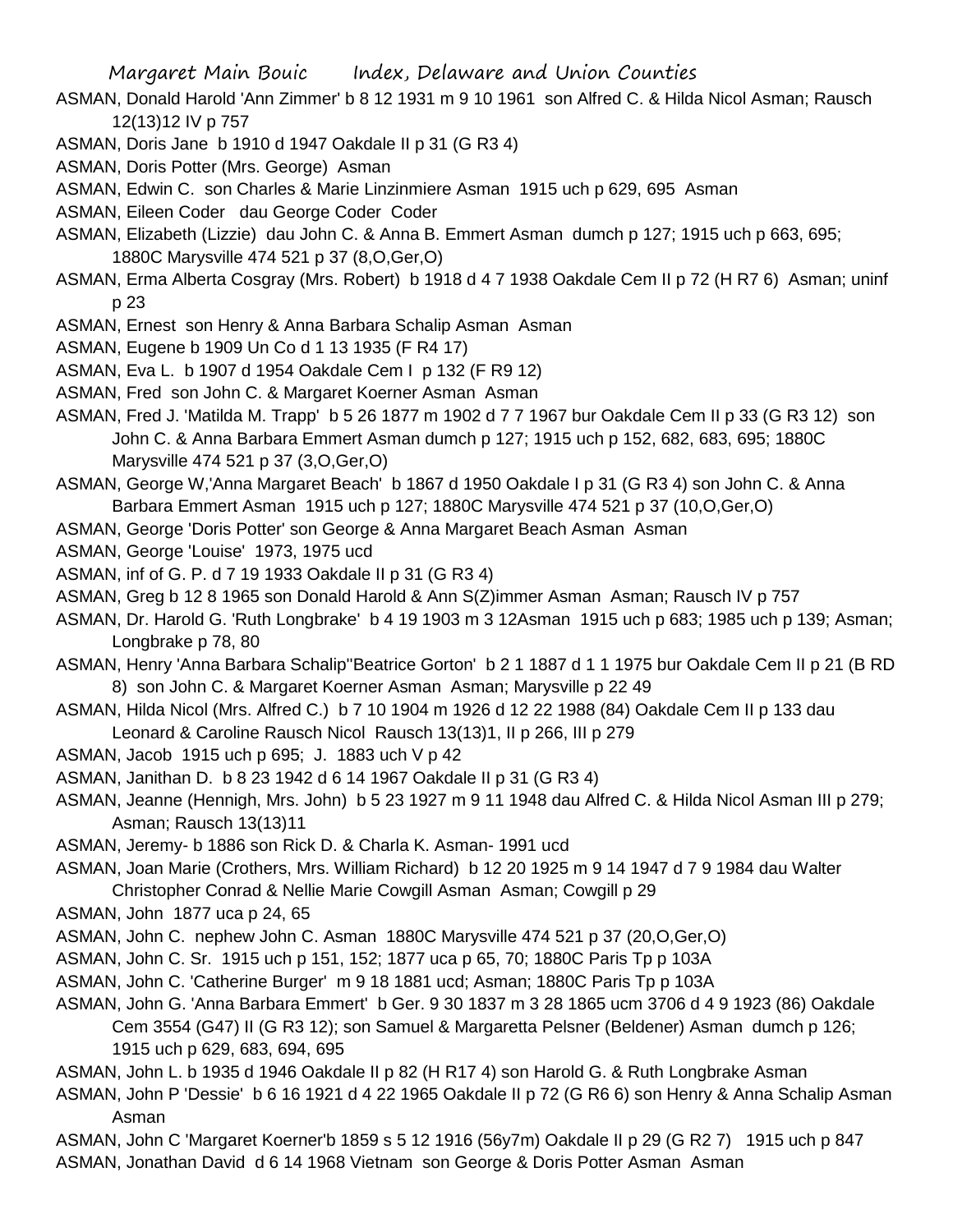ASMAN, Donald Harold 'Ann Zimmer' b 8 12 1931 m 9 10 1961 son Alfred C. & Hilda Nicol Asman; Rausch 12(13)12 IV p 757

ASMAN, Doris Jane b 1910 d 1947 Oakdale II p 31 (G R3 4)

ASMAN, Doris Potter (Mrs. George) Asman

ASMAN, Edwin C. son Charles & Marie Linzinmiere Asman 1915 uch p 629, 695 Asman

ASMAN, Eileen Coder dau George Coder Coder

ASMAN, Elizabeth (Lizzie) dau John C. & Anna B. Emmert Asman dumch p 127; 1915 uch p 663, 695; 1880C Marysville 474 521 p 37 (8,O,Ger,O)

ASMAN, Erma Alberta Cosgray (Mrs. Robert) b 1918 d 4 7 1938 Oakdale Cem II p 72 (H R7 6) Asman; uninf p 23

ASMAN, Ernest son Henry & Anna Barbara Schalip Asman Asman

ASMAN, Eugene b 1909 Un Co d 1 13 1935 (F R4 17)

ASMAN, Eva L. b 1907 d 1954 Oakdale Cem I p 132 (F R9 12)

ASMAN, Fred son John C. & Margaret Koerner Asman Asman

ASMAN, Fred J. 'Matilda M. Trapp' b 5 26 1877 m 1902 d 7 7 1967 bur Oakdale Cem II p 33 (G R3 12) son John C. & Anna Barbara Emmert Asman dumch p 127; 1915 uch p 152, 682, 683, 695; 1880C Marysville 474 521 p 37 (3,O,Ger,O)

ASMAN, George W,'Anna Margaret Beach' b 1867 d 1950 Oakdale I p 31 (G R3 4) son John C. & Anna Barbara Emmert Asman 1915 uch p 127; 1880C Marysville 474 521 p 37 (10,O,Ger,O)

ASMAN, George 'Doris Potter' son George & Anna Margaret Beach Asman Asman

ASMAN, George 'Louise' 1973, 1975 ucd

ASMAN, inf of G. P. d 7 19 1933 Oakdale II p 31 (G R3 4)

ASMAN, Greg b 12 8 1965 son Donald Harold & Ann S(Z)immer Asman Asman; Rausch IV p 757

ASMAN, Dr. Harold G. 'Ruth Longbrake' b 4 19 1903 m 3 12Asman 1915 uch p 683; 1985 uch p 139; Asman; Longbrake p 78, 80

ASMAN, Henry 'Anna Barbara Schalip''Beatrice Gorton' b 2 1 1887 d 1 1 1975 bur Oakdale Cem II p 21 (B RD 8) son John C. & Margaret Koerner Asman Asman; Marysville p 22 49

ASMAN, Hilda Nicol (Mrs. Alfred C.) b 7 10 1904 m 1926 d 12 22 1988 (84) Oakdale Cem II p 133 dau Leonard & Caroline Rausch Nicol Rausch 13(13)1, II p 266, III p 279

ASMAN, Jacob 1915 uch p 695; J. 1883 uch V p 42

ASMAN, Janithan D. b 8 23 1942 d 6 14 1967 Oakdale II p 31 (G R3 4)

ASMAN, Jeanne (Hennigh, Mrs. John) b 5 23 1927 m 9 11 1948 dau Alfred C. & Hilda Nicol Asman III p 279; Asman; Rausch 13(13)11

ASMAN, Jeremy- b 1886 son Rick D. & Charla K. Asman- 1991 ucd

ASMAN, Joan Marie (Crothers, Mrs. William Richard) b 12 20 1925 m 9 14 1947 d 7 9 1984 dau Walter Christopher Conrad & Nellie Marie Cowgill Asman Asman; Cowgill p 29

ASMAN, John 1877 uca p 24, 65

ASMAN, John C. nephew John C. Asman 1880C Marysville 474 521 p 37 (20,O,Ger,O)

ASMAN, John C. Sr. 1915 uch p 151, 152; 1877 uca p 65, 70; 1880C Paris Tp p 103A

ASMAN, John C. 'Catherine Burger' m 9 18 1881 ucd; Asman; 1880C Paris Tp p 103A

ASMAN, John G. 'Anna Barbara Emmert' b Ger. 9 30 1837 m 3 28 1865 ucm 3706 d 4 9 1923 (86) Oakdale Cem 3554 (G47) II (G R3 12); son Samuel & Margaretta Pelsner (Beldener) Asman dumch p 126; 1915 uch p 629, 683, 694, 695

ASMAN, John L. b 1935 d 1946 Oakdale II p 82 (H R17 4) son Harold G. & Ruth Longbrake Asman

ASMAN, John P 'Dessie' b 6 16 1921 d 4 22 1965 Oakdale II p 72 (G R6 6) son Henry & Anna Schalip Asman Asman

ASMAN, John C 'Margaret Koerner'b 1859 s 5 12 1916 (56y7m) Oakdale II p 29 (G R2 7) 1915 uch p 847

ASMAN, Jonathan David d 6 14 1968 Vietnam son George & Doris Potter Asman Asman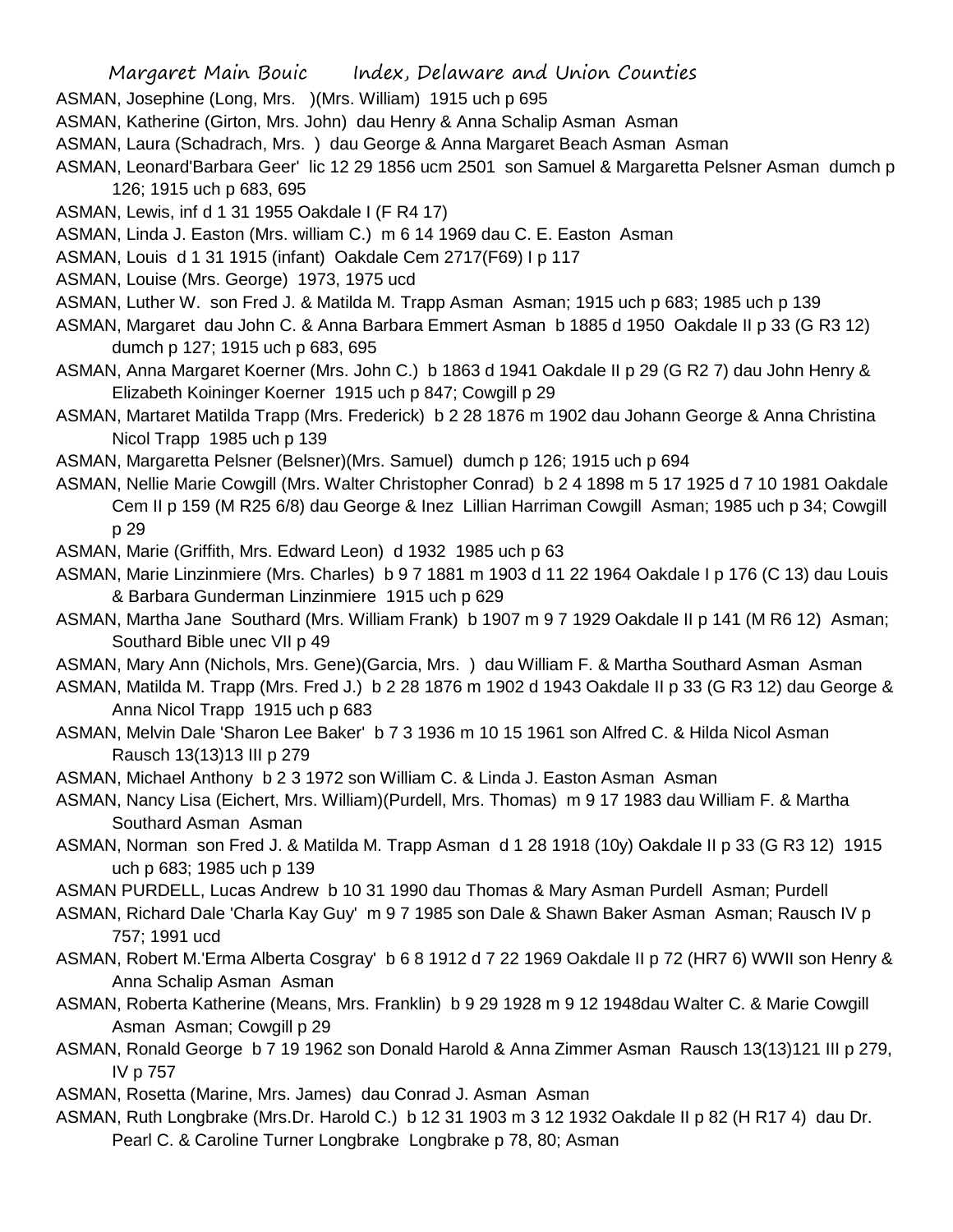ASMAN, Josephine (Long, Mrs. )(Mrs. William) 1915 uch p 695

ASMAN, Katherine (Girton, Mrs. John) dau Henry & Anna Schalip Asman Asman

ASMAN, Laura (Schadrach, Mrs. ) dau George & Anna Margaret Beach Asman Asman

ASMAN, Leonard'Barbara Geer' lic 12 29 1856 ucm 2501 son Samuel & Margaretta Pelsner Asman dumch p 126; 1915 uch p 683, 695

ASMAN, Lewis, inf d 1 31 1955 Oakdale I (F R4 17)

ASMAN, Linda J. Easton (Mrs. william C.) m 6 14 1969 dau C. E. Easton Asman

ASMAN, Louis d 1 31 1915 (infant) Oakdale Cem 2717(F69) I p 117

ASMAN, Louise (Mrs. George) 1973, 1975 ucd

ASMAN, Luther W. son Fred J. & Matilda M. Trapp Asman Asman; 1915 uch p 683; 1985 uch p 139

ASMAN, Margaret dau John C. & Anna Barbara Emmert Asman b 1885 d 1950 Oakdale II p 33 (G R3 12) dumch p 127; 1915 uch p 683, 695

ASMAN, Anna Margaret Koerner (Mrs. John C.) b 1863 d 1941 Oakdale II p 29 (G R2 7) dau John Henry & Elizabeth Koininger Koerner 1915 uch p 847; Cowgill p 29

ASMAN, Martaret Matilda Trapp (Mrs. Frederick) b 2 28 1876 m 1902 dau Johann George & Anna Christina Nicol Trapp 1985 uch p 139

ASMAN, Margaretta Pelsner (Belsner)(Mrs. Samuel) dumch p 126; 1915 uch p 694

ASMAN, Nellie Marie Cowgill (Mrs. Walter Christopher Conrad) b 2 4 1898 m 5 17 1925 d 7 10 1981 Oakdale Cem II p 159 (M R25 6/8) dau George & Inez Lillian Harriman Cowgill Asman; 1985 uch p 34; Cowgill p 29

ASMAN, Marie (Griffith, Mrs. Edward Leon) d 1932 1985 uch p 63

ASMAN, Marie Linzinmiere (Mrs. Charles) b 9 7 1881 m 1903 d 11 22 1964 Oakdale I p 176 (C 13) dau Louis & Barbara Gunderman Linzinmiere 1915 uch p 629

ASMAN, Martha Jane Southard (Mrs. William Frank) b 1907 m 9 7 1929 Oakdale II p 141 (M R6 12) Asman; Southard Bible unec VII p 49

ASMAN, Mary Ann (Nichols, Mrs. Gene)(Garcia, Mrs. ) dau William F. & Martha Southard Asman Asman

ASMAN, Matilda M. Trapp (Mrs. Fred J.) b 2 28 1876 m 1902 d 1943 Oakdale II p 33 (G R3 12) dau George & Anna Nicol Trapp 1915 uch p 683

ASMAN, Melvin Dale 'Sharon Lee Baker' b 7 3 1936 m 10 15 1961 son Alfred C. & Hilda Nicol Asman Rausch 13(13)13 III p 279

ASMAN, Michael Anthony b 2 3 1972 son William C. & Linda J. Easton Asman Asman

ASMAN, Nancy Lisa (Eichert, Mrs. William)(Purdell, Mrs. Thomas) m 9 17 1983 dau William F. & Martha Southard Asman Asman

ASMAN, Norman son Fred J. & Matilda M. Trapp Asman d 1 28 1918 (10y) Oakdale II p 33 (G R3 12) 1915 uch p 683; 1985 uch p 139

ASMAN PURDELL, Lucas Andrew b 10 31 1990 dau Thomas & Mary Asman Purdell Asman; Purdell

ASMAN, Richard Dale 'Charla Kay Guy' m 9 7 1985 son Dale & Shawn Baker Asman Asman; Rausch IV p 757; 1991 ucd

ASMAN, Robert M.'Erma Alberta Cosgray' b 6 8 1912 d 7 22 1969 Oakdale II p 72 (HR7 6) WWII son Henry & Anna Schalip Asman Asman

ASMAN, Roberta Katherine (Means, Mrs. Franklin) b 9 29 1928 m 9 12 1948dau Walter C. & Marie Cowgill Asman Asman; Cowgill p 29

ASMAN, Ronald George b 7 19 1962 son Donald Harold & Anna Zimmer Asman Rausch 13(13)121 III p 279, IV p 757

ASMAN, Rosetta (Marine, Mrs. James) dau Conrad J. Asman Asman

ASMAN, Ruth Longbrake (Mrs.Dr. Harold C.) b 12 31 1903 m 3 12 1932 Oakdale II p 82 (H R17 4) dau Dr. Pearl C. & Caroline Turner Longbrake Longbrake p 78, 80; Asman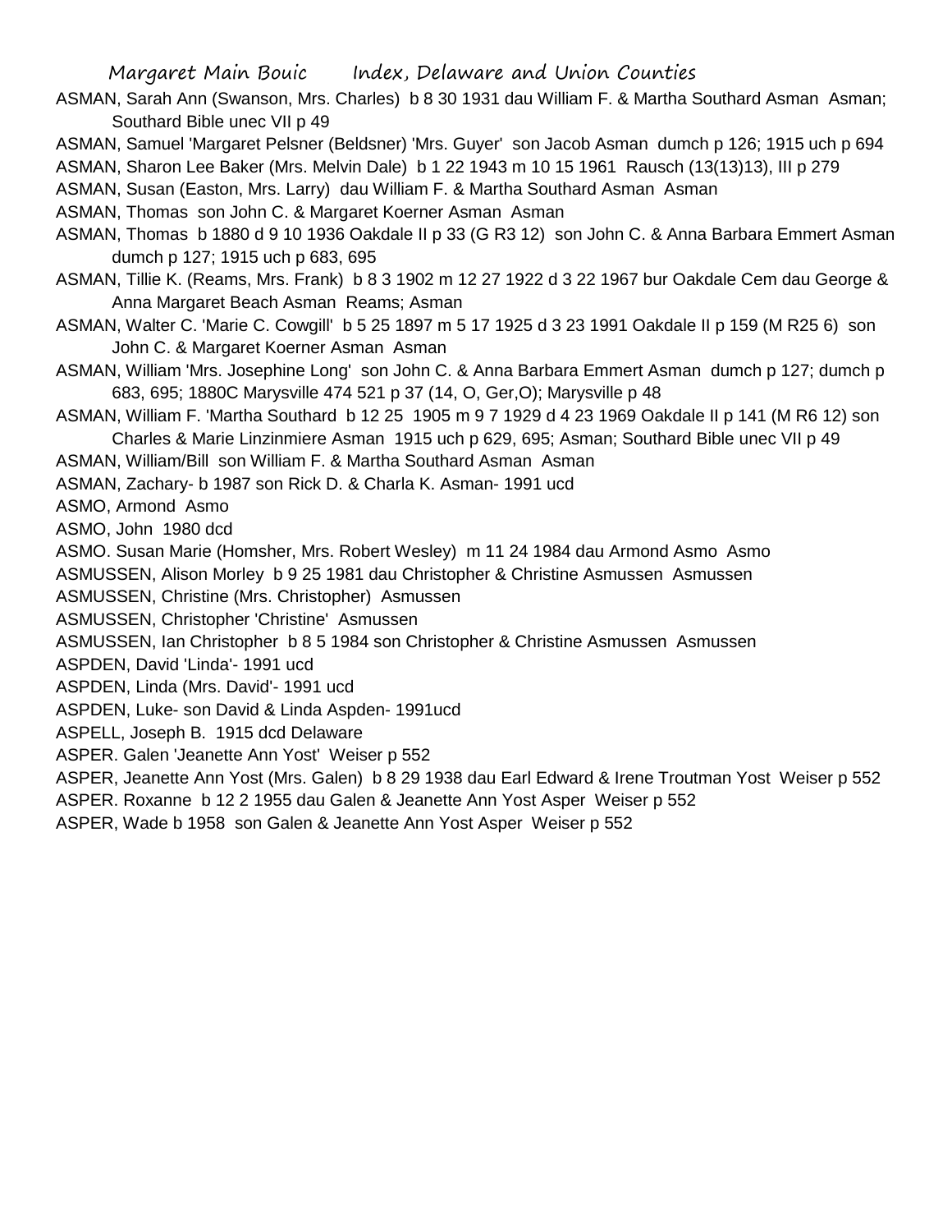ASMAN, Sarah Ann (Swanson, Mrs. Charles) b 8 30 1931 dau William F. & Martha Southard Asman Asman; Southard Bible unec VII p 49

ASMAN, Samuel 'Margaret Pelsner (Beldsner) 'Mrs. Guyer' son Jacob Asman dumch p 126; 1915 uch p 694

ASMAN, Sharon Lee Baker (Mrs. Melvin Dale) b 1 22 1943 m 10 15 1961 Rausch (13(13)13), III p 279

ASMAN, Susan (Easton, Mrs. Larry) dau William F. & Martha Southard Asman Asman

ASMAN, Thomas son John C. & Margaret Koerner Asman Asman

ASMAN, Thomas b 1880 d 9 10 1936 Oakdale II p 33 (G R3 12) son John C. & Anna Barbara Emmert Asman dumch p 127; 1915 uch p 683, 695

ASMAN, Tillie K. (Reams, Mrs. Frank) b 8 3 1902 m 12 27 1922 d 3 22 1967 bur Oakdale Cem dau George & Anna Margaret Beach Asman Reams; Asman

ASMAN, Walter C. 'Marie C. Cowgill' b 5 25 1897 m 5 17 1925 d 3 23 1991 Oakdale II p 159 (M R25 6) son John C. & Margaret Koerner Asman Asman

ASMAN, William 'Mrs. Josephine Long' son John C. & Anna Barbara Emmert Asman dumch p 127; dumch p 683, 695; 1880C Marysville 474 521 p 37 (14, O, Ger,O); Marysville p 48

ASMAN, William F. 'Martha Southard b 12 25 1905 m 9 7 1929 d 4 23 1969 Oakdale II p 141 (M R6 12) son Charles & Marie Linzinmiere Asman 1915 uch p 629, 695; Asman; Southard Bible unec VII p 49

ASMAN, William/Bill son William F. & Martha Southard Asman Asman

ASMAN, Zachary- b 1987 son Rick D. & Charla K. Asman- 1991 ucd

ASMO, Armond Asmo

ASMO, John 1980 dcd

ASMO. Susan Marie (Homsher, Mrs. Robert Wesley) m 11 24 1984 dau Armond Asmo Asmo

ASMUSSEN, Alison Morley b 9 25 1981 dau Christopher & Christine Asmussen Asmussen

ASMUSSEN, Christine (Mrs. Christopher) Asmussen

ASMUSSEN, Christopher 'Christine' Asmussen

ASMUSSEN, Ian Christopher b 8 5 1984 son Christopher & Christine Asmussen Asmussen

ASPDEN, David 'Linda'- 1991 ucd

ASPDEN, Linda (Mrs. David'- 1991 ucd

ASPDEN, Luke- son David & Linda Aspden- 1991ucd

ASPELL, Joseph B. 1915 dcd Delaware

ASPER. Galen 'Jeanette Ann Yost' Weiser p 552

ASPER, Jeanette Ann Yost (Mrs. Galen) b 8 29 1938 dau Earl Edward & Irene Troutman Yost Weiser p 552

ASPER. Roxanne b 12 2 1955 dau Galen & Jeanette Ann Yost Asper Weiser p 552

ASPER, Wade b 1958 son Galen & Jeanette Ann Yost Asper Weiser p 552